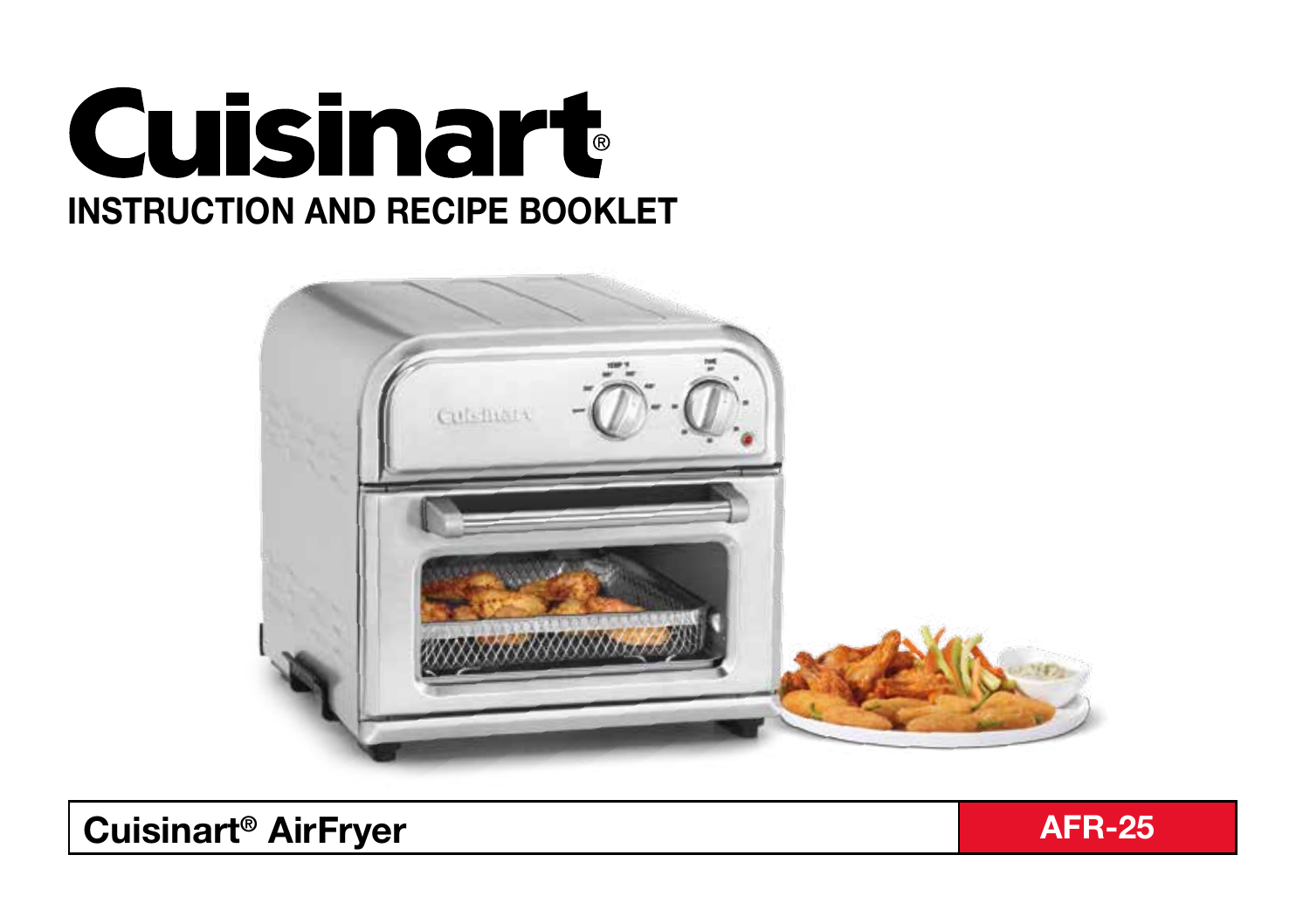# Cuisinart®

## INSTRUCTION AND RECIPE BOOKLET

**Cuisinart® AirFryer** **AFR-25**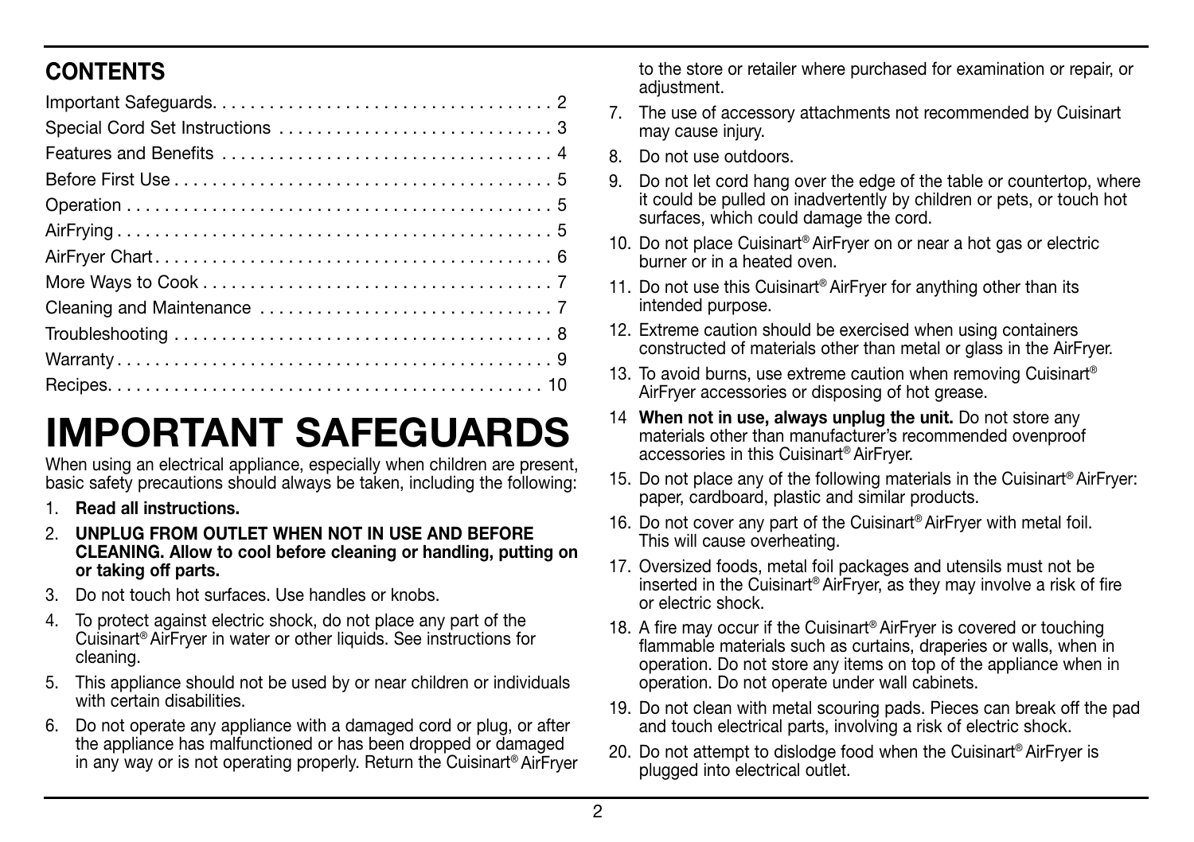## CONTENTS

| | |
|---|---|
| Important Safeguards | 2 |
| Special Cord Set Instructions | 3 |
| Features and Benefits | 4 |
| Before First Use | 5 |
| Operation | 5 |
| AirFrying | 5 |
| AirFryer Chart | 6 |
| More Ways to Cook | 7 |
| Cleaning and Maintenance | 7 |
| Troubleshooting | 8 |
| Warranty | 9 |
| Recipes | 10 |

# IMPORTANT SAFEGUARDS

When using an electrical appliance, especially when children are present, basic safety precautions should always be taken, including the following:

1. **Read all instructions.**
2. **UNPLUG FROM OUTLET WHEN NOT IN USE AND BEFORE CLEANING. Allow to cool before cleaning or handling, putting on or taking off parts.**
3. Do not touch hot surfaces. Use handles or knobs.
4. To protect against electric shock, do not place any part of the Cuisinart® AirFryer in water or other liquids. See instructions for cleaning.
5. This appliance should not be used by or near children or individuals with certain disabilities.
6. Do not operate any appliance with a damaged cord or plug, or after the appliance has malfunctioned or has been dropped or damaged in any way or is not operating properly. Return the Cuisinart® AirFryer to the store or retailer where purchased for examination or repair, or adjustment.
7. The use of accessory attachments not recommended by Cuisinart may cause injury.
8. Do not use outdoors.
9. Do not let cord hang over the edge of the table or countertop, where it could be pulled on inadvertently by children or pets, or touch hot surfaces, which could damage the cord.
10. Do not place Cuisinart® AirFryer on or near a hot gas or electric burner or in a heated oven.
11. Do not use this Cuisinart® AirFryer for anything other than its intended purpose.
12. Extreme caution should be exercised when using containers constructed of materials other than metal or glass in the AirFryer.
13. To avoid burns, use extreme caution when removing Cuisinart® AirFryer accessories or disposing of hot grease.
14. **When not in use, always unplug the unit.** Do not store any materials other than manufacturer's recommended ovenproof accessories in this Cuisinart® AirFryer.
15. Do not place any of the following materials in the Cuisinart® AirFryer: paper, cardboard, plastic and similar products.
16. Do not cover any part of the Cuisinart® AirFryer with metal foil. This will cause overheating.
17. Oversized foods, metal foil packages and utensils must not be inserted in the Cuisinart® AirFryer, as they may involve a risk of fire or electric shock.
18. A fire may occur if the Cuisinart® AirFryer is covered or touching flammable materials such as curtains, draperies or walls, when in operation. Do not store any items on top of the appliance when in operation. Do not operate under wall cabinets.
19. Do not clean with metal scouring pads. Pieces can break off the pad and touch electrical parts, involving a risk of electric shock.
20. Do not attempt to dislodge food when the Cuisinart® AirFryer is plugged into electrical outlet.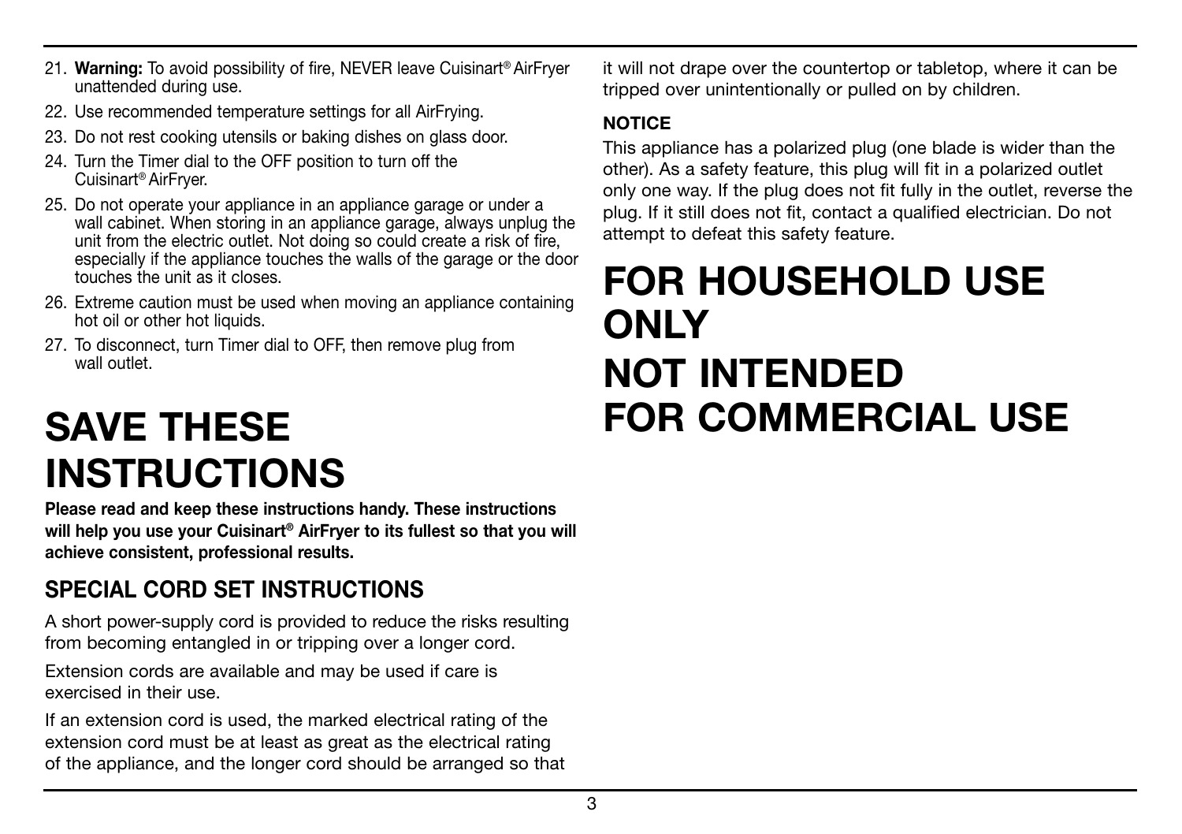21. **Warning:** To avoid possibility of fire, NEVER leave Cuisinart® AirFryer unattended during use.
22. Use recommended temperature settings for all AirFrying.
23. Do not rest cooking utensils or baking dishes on glass door.
24. Turn the Timer dial to the OFF position to turn off the Cuisinart® AirFryer.
25. Do not operate your appliance in an appliance garage or under a wall cabinet. When storing in an appliance garage, always unplug the unit from the electric outlet. Not doing so could create a risk of fire, especially if the appliance touches the walls of the garage or the door touches the unit as it closes.
26. Extreme caution must be used when moving an appliance containing hot oil or other hot liquids.
27. To disconnect, turn Timer dial to OFF, then remove plug from wall outlet.

# SAVE THESE INSTRUCTIONS

**Please read and keep these instructions handy. These instructions will help you use your Cuisinart® AirFryer to its fullest so that you will achieve consistent, professional results.**

## SPECIAL CORD SET INSTRUCTIONS

A short power-supply cord is provided to reduce the risks resulting from becoming entangled in or tripping over a longer cord.

Extension cords are available and may be used if care is exercised in their use.

If an extension cord is used, the marked electrical rating of the extension cord must be at least as great as the electrical rating of the appliance, and the longer cord should be arranged so that it will not drape over the countertop or tabletop, where it can be tripped over unintentionally or pulled on by children.

**NOTICE**

This appliance has a polarized plug (one blade is wider than the other). As a safety feature, this plug will fit in a polarized outlet only one way. If the plug does not fit fully in the outlet, reverse the plug. If it still does not fit, contact a qualified electrician. Do not attempt to defeat this safety feature.

# FOR HOUSEHOLD USE ONLY

# NOT INTENDED FOR COMMERCIAL USE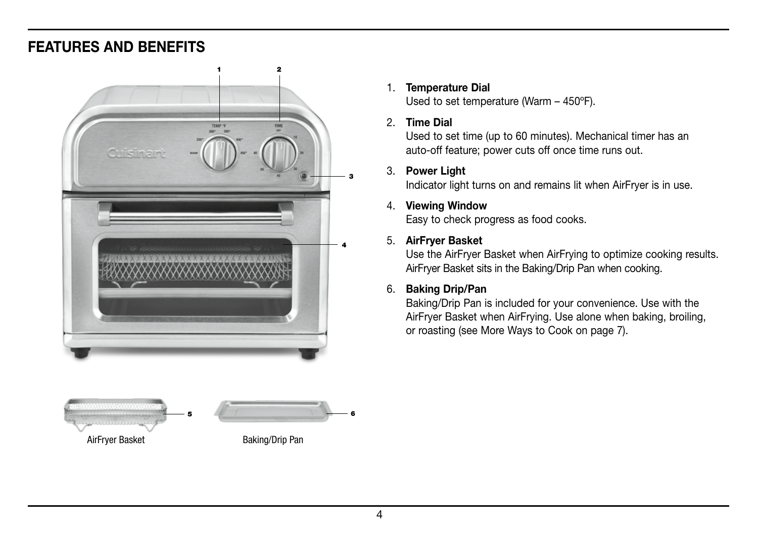## FEATURES AND BENEFITS

AirFryer Basket

Baking/Drip Pan

1. **Temperature Dial**
   Used to set temperature (Warm – 450ºF).

2. **Time Dial**
   Used to set time (up to 60 minutes). Mechanical timer has an auto-off feature; power cuts off once time runs out.

3. **Power Light**
   Indicator light turns on and remains lit when AirFryer is in use.

4. **Viewing Window**
   Easy to check progress as food cooks.

5. **AirFryer Basket**
   Use the AirFryer Basket when AirFrying to optimize cooking results. AirFryer Basket sits in the Baking/Drip Pan when cooking.

6. **Baking Drip/Pan**
   Baking/Drip Pan is included for your convenience. Use with the AirFryer Basket when AirFrying. Use alone when baking, broiling, or roasting (see More Ways to Cook on page 7).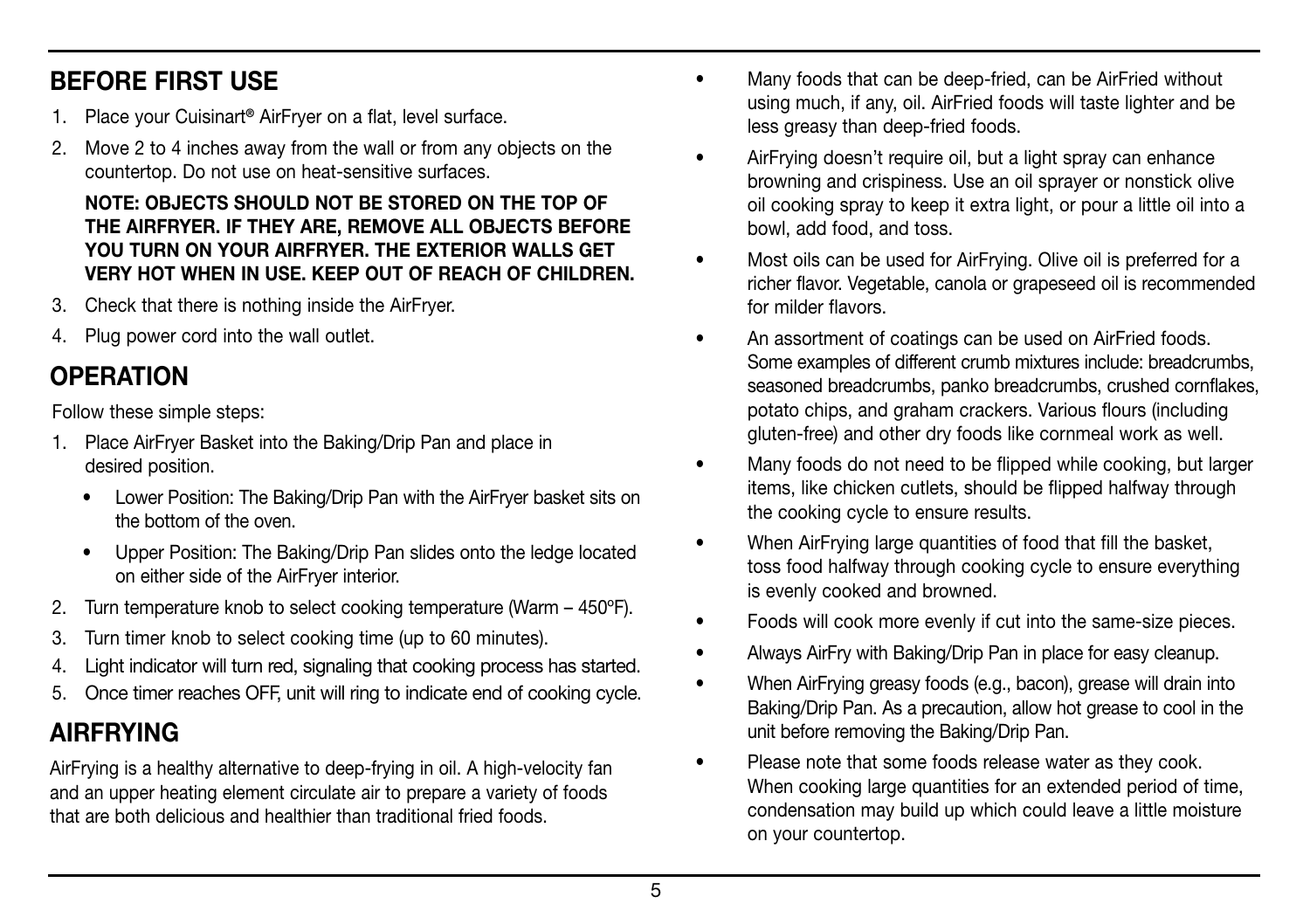## BEFORE FIRST USE

1. Place your Cuisinart® AirFryer on a flat, level surface.
2. Move 2 to 4 inches away from the wall or from any objects on the countertop. Do not use on heat-sensitive surfaces.

   **NOTE: OBJECTS SHOULD NOT BE STORED ON THE TOP OF THE AIRFRYER. IF THEY ARE, REMOVE ALL OBJECTS BEFORE YOU TURN ON YOUR AIRFRYER. THE EXTERIOR WALLS GET VERY HOT WHEN IN USE. KEEP OUT OF REACH OF CHILDREN.**

3. Check that there is nothing inside the AirFryer.
4. Plug power cord into the wall outlet.

## OPERATION

Follow these simple steps:

1. Place AirFryer Basket into the Baking/Drip Pan and place in desired position.
   - Lower Position: The Baking/Drip Pan with the AirFryer basket sits on the bottom of the oven.
   - Upper Position: The Baking/Drip Pan slides onto the ledge located on either side of the AirFryer interior.
2. Turn temperature knob to select cooking temperature (Warm – 450°F).
3. Turn timer knob to select cooking time (up to 60 minutes).
4. Light indicator will turn red, signaling that cooking process has started.
5. Once timer reaches OFF, unit will ring to indicate end of cooking cycle.

## AIRFRYING

AirFrying is a healthy alternative to deep-frying in oil. A high-velocity fan and an upper heating element circulate air to prepare a variety of foods that are both delicious and healthier than traditional fried foods.

- Many foods that can be deep-fried, can be AirFried without using much, if any, oil. AirFried foods will taste lighter and be less greasy than deep-fried foods.
- AirFrying doesn't require oil, but a light spray can enhance browning and crispiness. Use an oil sprayer or nonstick olive oil cooking spray to keep it extra light, or pour a little oil into a bowl, add food, and toss.
- Most oils can be used for AirFrying. Olive oil is preferred for a richer flavor. Vegetable, canola or grapeseed oil is recommended for milder flavors.
- An assortment of coatings can be used on AirFried foods. Some examples of different crumb mixtures include: breadcrumbs, seasoned breadcrumbs, panko breadcrumbs, crushed cornflakes, potato chips, and graham crackers. Various flours (including gluten-free) and other dry foods like cornmeal work as well.
- Many foods do not need to be flipped while cooking, but larger items, like chicken cutlets, should be flipped halfway through the cooking cycle to ensure results.
- When AirFrying large quantities of food that fill the basket, toss food halfway through cooking cycle to ensure everything is evenly cooked and browned.
- Foods will cook more evenly if cut into the same-size pieces.
- Always AirFry with Baking/Drip Pan in place for easy cleanup.
- When AirFrying greasy foods (e.g., bacon), grease will drain into Baking/Drip Pan. As a precaution, allow hot grease to cool in the unit before removing the Baking/Drip Pan.
- Please note that some foods release water as they cook. When cooking large quantities for an extended period of time, condensation may build up which could leave a little moisture on your countertop.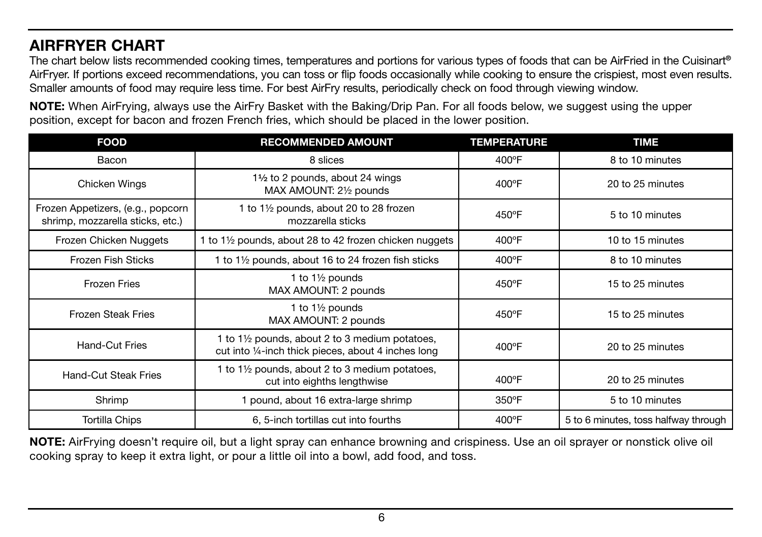## AIRFRYER CHART

The chart below lists recommended cooking times, temperatures and portions for various types of foods that can be AirFried in the Cuisinart® AirFryer. If portions exceed recommendations, you can toss or flip foods occasionally while cooking to ensure the crispiest, most even results. Smaller amounts of food may require less time. For best AirFry results, periodically check on food through viewing window.

**NOTE:** When AirFrying, always use the AirFry Basket with the Baking/Drip Pan. For all foods below, we suggest using the upper position, except for bacon and frozen French fries, which should be placed in the lower position.

| FOOD | RECOMMENDED AMOUNT | TEMPERATURE | TIME |
|---|---|---|---|
| Bacon | 8 slices | 400°F | 8 to 10 minutes |
| Chicken Wings | 1½ to 2 pounds, about 24 wings MAX AMOUNT: 2½ pounds | 400°F | 20 to 25 minutes |
| Frozen Appetizers, (e.g., popcorn shrimp, mozzarella sticks, etc.) | 1 to 1½ pounds, about 20 to 28 frozen mozzarella sticks | 450°F | 5 to 10 minutes |
| Frozen Chicken Nuggets | 1 to 1½ pounds, about 28 to 42 frozen chicken nuggets | 400°F | 10 to 15 minutes |
| Frozen Fish Sticks | 1 to 1½ pounds, about 16 to 24 frozen fish sticks | 400°F | 8 to 10 minutes |
| Frozen Fries | 1 to 1½ pounds MAX AMOUNT: 2 pounds | 450°F | 15 to 25 minutes |
| Frozen Steak Fries | 1 to 1½ pounds MAX AMOUNT: 2 pounds | 450°F | 15 to 25 minutes |
| Hand-Cut Fries | 1 to 1½ pounds, about 2 to 3 medium potatoes, cut into ¼-inch thick pieces, about 4 inches long | 400°F | 20 to 25 minutes |
| Hand-Cut Steak Fries | 1 to 1½ pounds, about 2 to 3 medium potatoes, cut into eighths lengthwise | 400°F | 20 to 25 minutes |
| Shrimp | 1 pound, about 16 extra-large shrimp | 350°F | 5 to 10 minutes |
| Tortilla Chips | 6, 5-inch tortillas cut into fourths | 400°F | 5 to 6 minutes, toss halfway through |

**NOTE:** AirFrying doesn't require oil, but a light spray can enhance browning and crispiness. Use an oil sprayer or nonstick olive oil cooking spray to keep it extra light, or pour a little oil into a bowl, add food, and toss.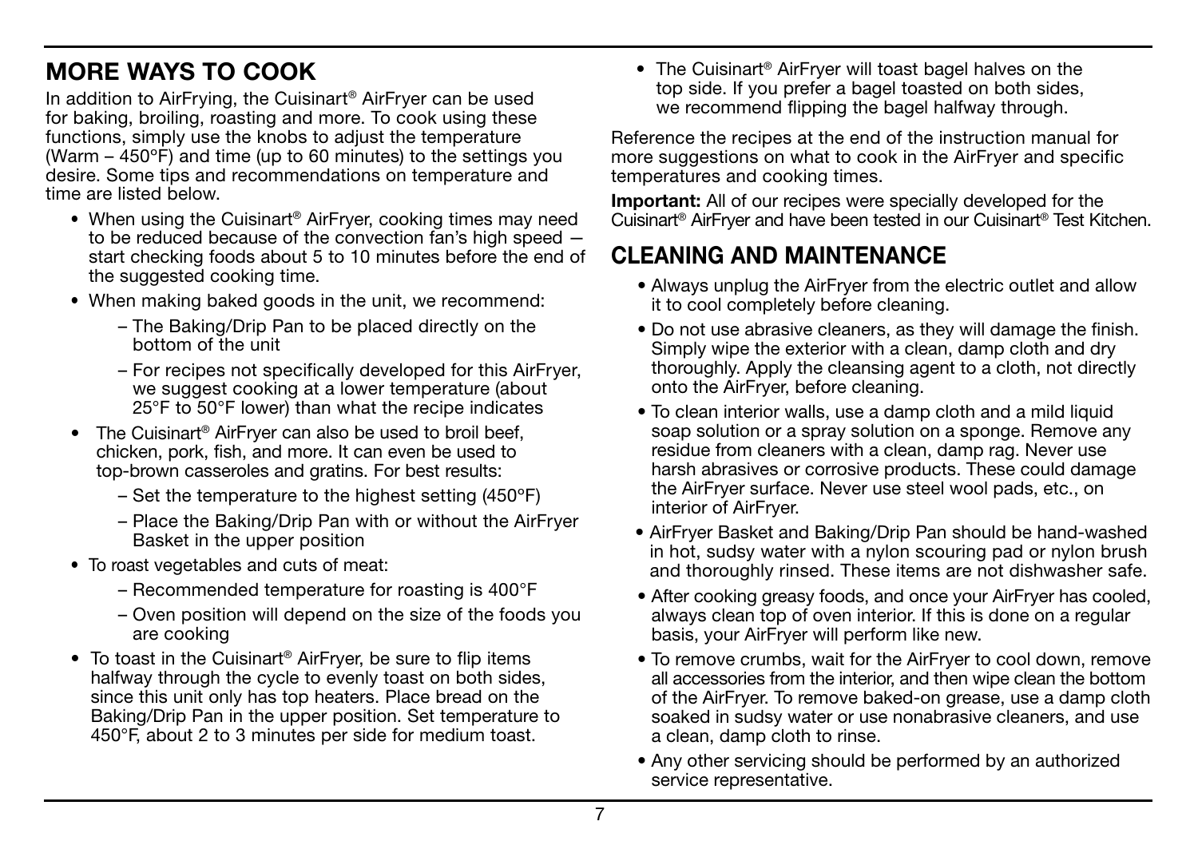## MORE WAYS TO COOK

In addition to AirFrying, the Cuisinart® AirFryer can be used for baking, broiling, roasting and more. To cook using these functions, simply use the knobs to adjust the temperature (Warm – 450ºF) and time (up to 60 minutes) to the settings you desire. Some tips and recommendations on temperature and time are listed below.

- When using the Cuisinart® AirFryer, cooking times may need to be reduced because of the convection fan's high speed — start checking foods about 5 to 10 minutes before the end of the suggested cooking time.
- When making baked goods in the unit, we recommend:
  - The Baking/Drip Pan to be placed directly on the bottom of the unit
  - For recipes not specifically developed for this AirFryer, we suggest cooking at a lower temperature (about 25°F to 50°F lower) than what the recipe indicates
- The Cuisinart® AirFryer can also be used to broil beef, chicken, pork, fish, and more. It can even be used to top-brown casseroles and gratins. For best results:
  - Set the temperature to the highest setting (450°F)
  - Place the Baking/Drip Pan with or without the AirFryer Basket in the upper position
- To roast vegetables and cuts of meat:
  - Recommended temperature for roasting is 400°F
  - Oven position will depend on the size of the foods you are cooking
- To toast in the Cuisinart® AirFryer, be sure to flip items halfway through the cycle to evenly toast on both sides, since this unit only has top heaters. Place bread on the Baking/Drip Pan in the upper position. Set temperature to 450°F, about 2 to 3 minutes per side for medium toast.
- The Cuisinart® AirFryer will toast bagel halves on the top side. If you prefer a bagel toasted on both sides, we recommend flipping the bagel halfway through.

Reference the recipes at the end of the instruction manual for more suggestions on what to cook in the AirFryer and specific temperatures and cooking times.

**Important:** All of our recipes were specially developed for the Cuisinart® AirFryer and have been tested in our Cuisinart® Test Kitchen.

## CLEANING AND MAINTENANCE

- Always unplug the AirFryer from the electric outlet and allow it to cool completely before cleaning.
- Do not use abrasive cleaners, as they will damage the finish. Simply wipe the exterior with a clean, damp cloth and dry thoroughly. Apply the cleansing agent to a cloth, not directly onto the AirFryer, before cleaning.
- To clean interior walls, use a damp cloth and a mild liquid soap solution or a spray solution on a sponge. Remove any residue from cleaners with a clean, damp rag. Never use harsh abrasives or corrosive products. These could damage the AirFryer surface. Never use steel wool pads, etc., on interior of AirFryer.
- AirFryer Basket and Baking/Drip Pan should be hand-washed in hot, sudsy water with a nylon scouring pad or nylon brush and thoroughly rinsed. These items are not dishwasher safe.
- After cooking greasy foods, and once your AirFryer has cooled, always clean top of oven interior. If this is done on a regular basis, your AirFryer will perform like new.
- To remove crumbs, wait for the AirFryer to cool down, remove all accessories from the interior, and then wipe clean the bottom of the AirFryer. To remove baked-on grease, use a damp cloth soaked in sudsy water or use nonabrasive cleaners, and use a clean, damp cloth to rinse.
- Any other servicing should be performed by an authorized service representative.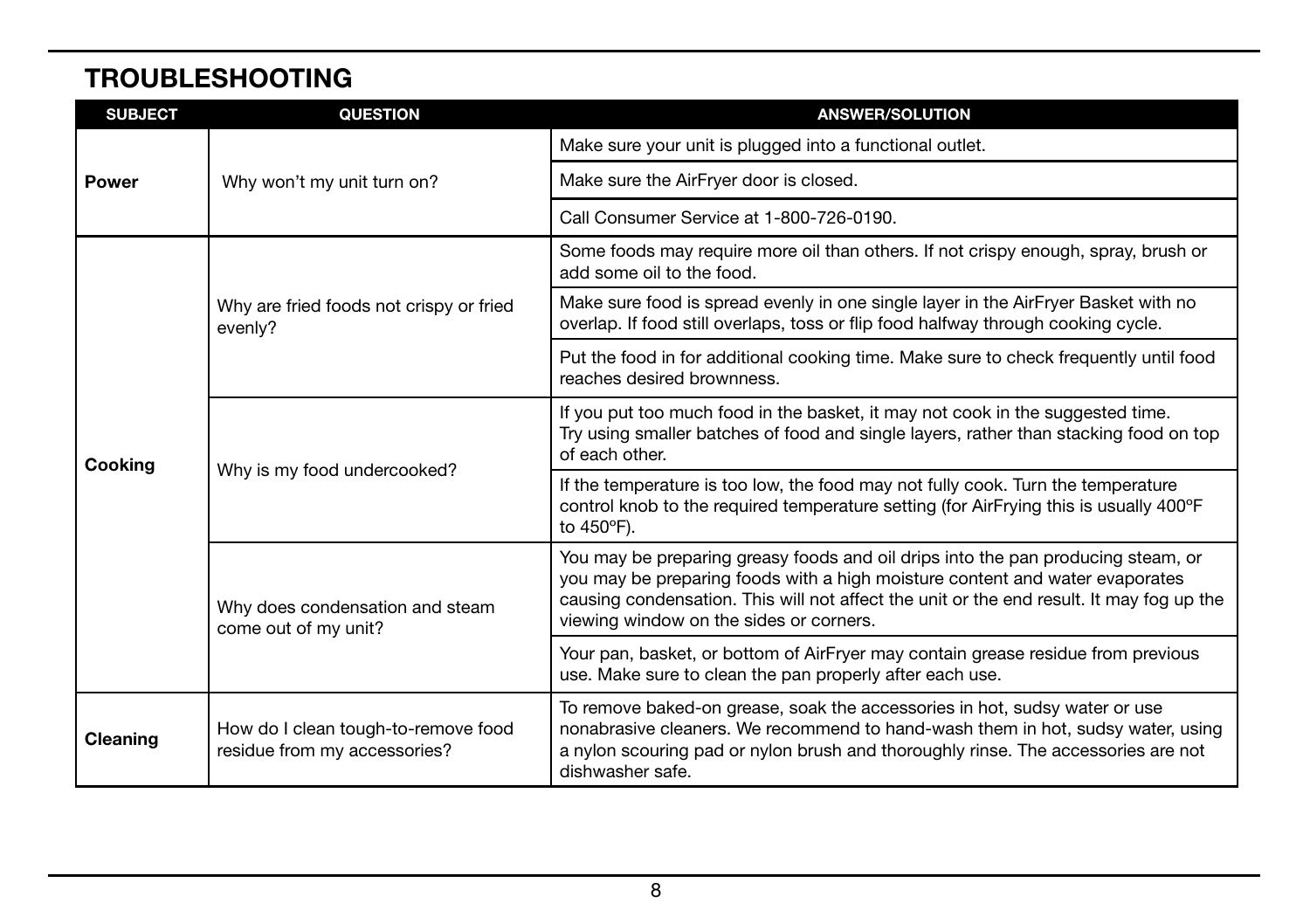## TROUBLESHOOTING

| SUBJECT | QUESTION | ANSWER/SOLUTION |
|---|---|---|
| Power | Why won't my unit turn on? | Make sure your unit is plugged into a functional outlet. |
| | | Make sure the AirFryer door is closed. |
| | | Call Consumer Service at 1-800-726-0190. |
| Cooking | Why are fried foods not crispy or fried evenly? | Some foods may require more oil than others. If not crispy enough, spray, brush or add some oil to the food. |
| | | Make sure food is spread evenly in one single layer in the AirFryer Basket with no overlap. If food still overlaps, toss or flip food halfway through cooking cycle. |
| | | Put the food in for additional cooking time. Make sure to check frequently until food reaches desired brownness. |
| | Why is my food undercooked? | If you put too much food in the basket, it may not cook in the suggested time. Try using smaller batches of food and single layers, rather than stacking food on top of each other. |
| | | If the temperature is too low, the food may not fully cook. Turn the temperature control knob to the required temperature setting (for AirFrying this is usually 400ºF to 450ºF). |
| | Why does condensation and steam come out of my unit? | You may be preparing greasy foods and oil drips into the pan producing steam, or you may be preparing foods with a high moisture content and water evaporates causing condensation. This will not affect the unit or the end result. It may fog up the viewing window on the sides or corners. |
| | | Your pan, basket, or bottom of AirFryer may contain grease residue from previous use. Make sure to clean the pan properly after each use. |
| Cleaning | How do I clean tough-to-remove food residue from my accessories? | To remove baked-on grease, soak the accessories in hot, sudsy water or use nonabrasive cleaners. We recommend to hand-wash them in hot, sudsy water, using a nylon scouring pad or nylon brush and thoroughly rinse. The accessories are not dishwasher safe. |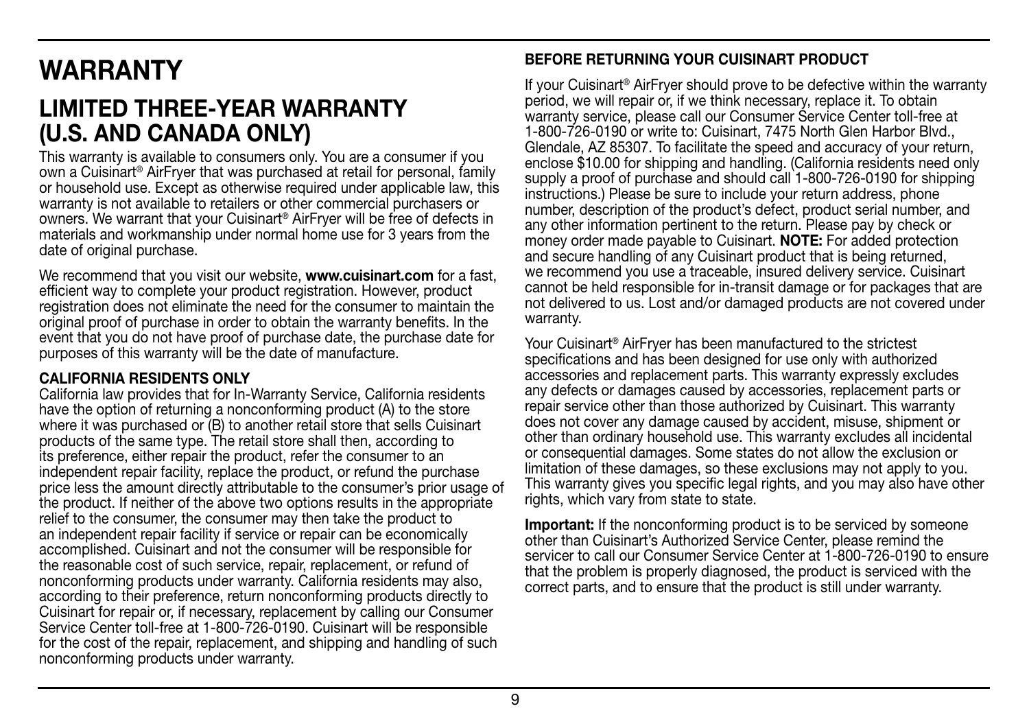# WARRANTY

## LIMITED THREE-YEAR WARRANTY (U.S. AND CANADA ONLY)

This warranty is available to consumers only. You are a consumer if you own a Cuisinart® AirFryer that was purchased at retail for personal, family or household use. Except as otherwise required under applicable law, this warranty is not available to retailers or other commercial purchasers or owners. We warrant that your Cuisinart® AirFryer will be free of defects in materials and workmanship under normal home use for 3 years from the date of original purchase.

We recommend that you visit our website, **www.cuisinart.com** for a fast, efficient way to complete your product registration. However, product registration does not eliminate the need for the consumer to maintain the original proof of purchase in order to obtain the warranty benefits. In the event that you do not have proof of purchase date, the purchase date for purposes of this warranty will be the date of manufacture.

### CALIFORNIA RESIDENTS ONLY

California law provides that for In-Warranty Service, California residents have the option of returning a nonconforming product (A) to the store where it was purchased or (B) to another retail store that sells Cuisinart products of the same type. The retail store shall then, according to its preference, either repair the product, refer the consumer to an independent repair facility, replace the product, or refund the purchase price less the amount directly attributable to the consumer's prior usage of the product. If neither of the above two options results in the appropriate relief to the consumer, the consumer may then take the product to an independent repair facility if service or repair can be economically accomplished. Cuisinart and not the consumer will be responsible for the reasonable cost of such service, repair, replacement, or refund of nonconforming products under warranty. California residents may also, according to their preference, return nonconforming products directly to Cuisinart for repair or, if necessary, replacement by calling our Consumer Service Center toll-free at 1-800-726-0190. Cuisinart will be responsible for the cost of the repair, replacement, and shipping and handling of such nonconforming products under warranty.

### BEFORE RETURNING YOUR CUISINART PRODUCT

If your Cuisinart® AirFryer should prove to be defective within the warranty period, we will repair or, if we think necessary, replace it. To obtain warranty service, please call our Consumer Service Center toll-free at 1-800-726-0190 or write to: Cuisinart, 7475 North Glen Harbor Blvd., Glendale, AZ 85307. To facilitate the speed and accuracy of your return, enclose $10.00 for shipping and handling. (California residents need only supply a proof of purchase and should call 1-800-726-0190 for shipping instructions.) Please be sure to include your return address, phone number, description of the product's defect, product serial number, and any other information pertinent to the return. Please pay by check or money order made payable to Cuisinart. **NOTE:** For added protection and secure handling of any Cuisinart product that is being returned, we recommend you use a traceable, insured delivery service. Cuisinart cannot be held responsible for in-transit damage or for packages that are not delivered to us. Lost and/or damaged products are not covered under warranty.

Your Cuisinart® AirFryer has been manufactured to the strictest specifications and has been designed for use only with authorized accessories and replacement parts. This warranty expressly excludes any defects or damages caused by accessories, replacement parts or repair service other than those authorized by Cuisinart. This warranty does not cover any damage caused by accident, misuse, shipment or other than ordinary household use. This warranty excludes all incidental or consequential damages. Some states do not allow the exclusion or limitation of these damages, so these exclusions may not apply to you. This warranty gives you specific legal rights, and you may also have other rights, which vary from state to state.

**Important:** If the nonconforming product is to be serviced by someone other than Cuisinart's Authorized Service Center, please remind the servicer to call our Consumer Service Center at 1-800-726-0190 to ensure that the problem is properly diagnosed, the product is serviced with the correct parts, and to ensure that the product is still under warranty.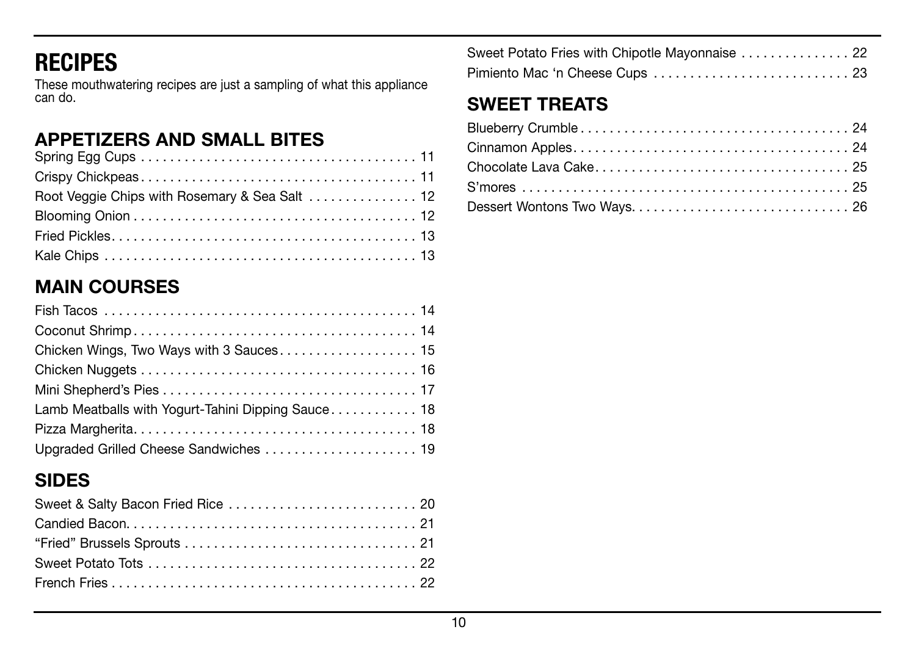# RECIPES

These mouthwatering recipes are just a sampling of what this appliance can do.

## APPETIZERS AND SMALL BITES

Spring Egg Cups . . . . . . . . . . . . . . . . . . . . . . . . . . . . . . . . . . . . . 11
Crispy Chickpeas . . . . . . . . . . . . . . . . . . . . . . . . . . . . . . . . . . . . . 11
Root Veggie Chips with Rosemary & Sea Salt . . . . . . . . . . . . . . . 12
Blooming Onion . . . . . . . . . . . . . . . . . . . . . . . . . . . . . . . . . . . . . . 12
Fried Pickles . . . . . . . . . . . . . . . . . . . . . . . . . . . . . . . . . . . . . . . . . 13
Kale Chips . . . . . . . . . . . . . . . . . . . . . . . . . . . . . . . . . . . . . . . . . . 13

## MAIN COURSES

Fish Tacos . . . . . . . . . . . . . . . . . . . . . . . . . . . . . . . . . . . . . . . . . . 14
Coconut Shrimp . . . . . . . . . . . . . . . . . . . . . . . . . . . . . . . . . . . . . . 14
Chicken Wings, Two Ways with 3 Sauces . . . . . . . . . . . . . . . . . . . 15
Chicken Nuggets . . . . . . . . . . . . . . . . . . . . . . . . . . . . . . . . . . . . . 16
Mini Shepherd's Pies . . . . . . . . . . . . . . . . . . . . . . . . . . . . . . . . . . 17
Lamb Meatballs with Yogurt-Tahini Dipping Sauce . . . . . . . . . . . . 18
Pizza Margherita . . . . . . . . . . . . . . . . . . . . . . . . . . . . . . . . . . . . . . 18
Upgraded Grilled Cheese Sandwiches . . . . . . . . . . . . . . . . . . . . . 19

## SIDES

Sweet & Salty Bacon Fried Rice . . . . . . . . . . . . . . . . . . . . . . . . . . 20
Candied Bacon . . . . . . . . . . . . . . . . . . . . . . . . . . . . . . . . . . . . . . . 21
"Fried" Brussels Sprouts . . . . . . . . . . . . . . . . . . . . . . . . . . . . . . . 21
Sweet Potato Tots . . . . . . . . . . . . . . . . . . . . . . . . . . . . . . . . . . . . 22
French Fries . . . . . . . . . . . . . . . . . . . . . . . . . . . . . . . . . . . . . . . . . 22
Sweet Potato Fries with Chipotle Mayonnaise . . . . . . . . . . . . . . . 22
Pimiento Mac 'n Cheese Cups . . . . . . . . . . . . . . . . . . . . . . . . . . . 23

## SWEET TREATS

Blueberry Crumble . . . . . . . . . . . . . . . . . . . . . . . . . . . . . . . . . . . . 24
Cinnamon Apples . . . . . . . . . . . . . . . . . . . . . . . . . . . . . . . . . . . . . 24
Chocolate Lava Cake . . . . . . . . . . . . . . . . . . . . . . . . . . . . . . . . . . 25
S'mores . . . . . . . . . . . . . . . . . . . . . . . . . . . . . . . . . . . . . . . . . . . . 25
Dessert Wontons Two Ways . . . . . . . . . . . . . . . . . . . . . . . . . . . . . 26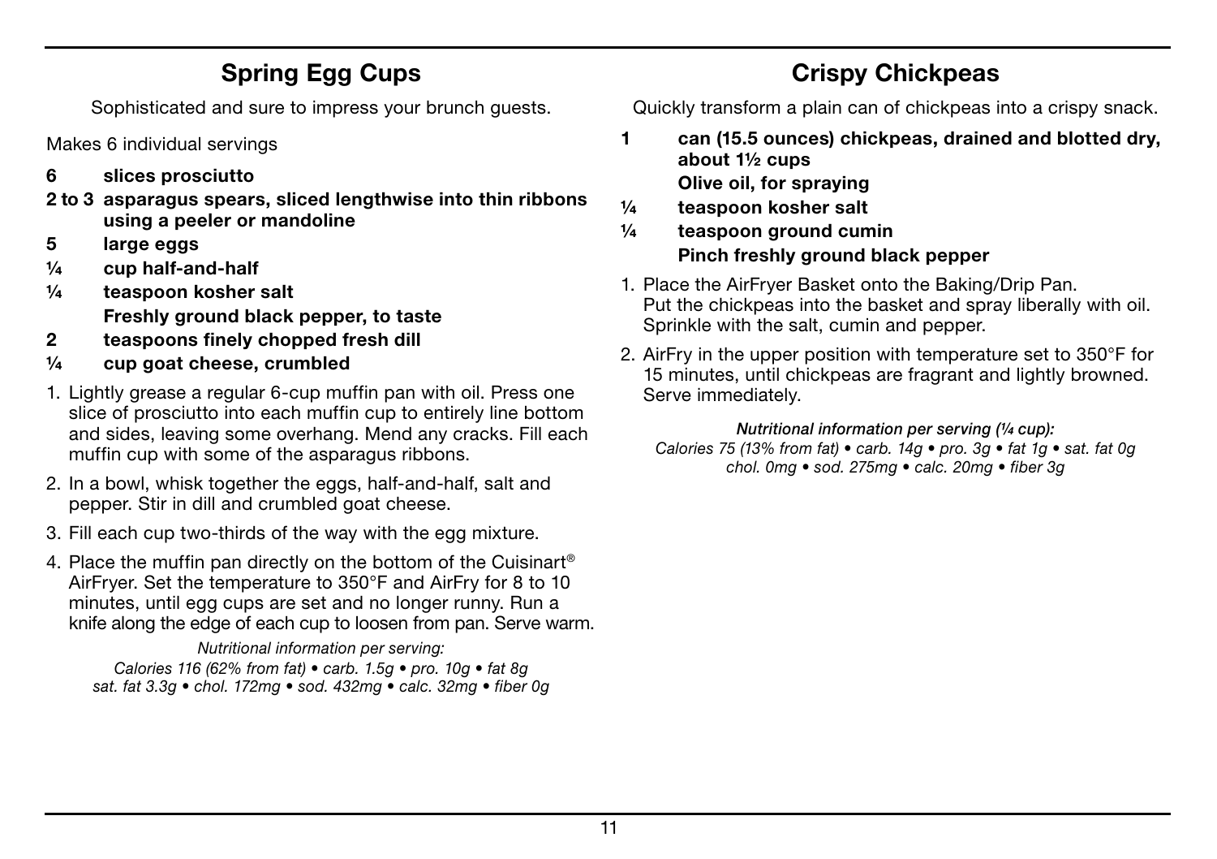## Spring Egg Cups

Sophisticated and sure to impress your brunch guests.

Makes 6 individual servings

- **6 slices prosciutto**
- **2 to 3 asparagus spears, sliced lengthwise into thin ribbons using a peeler or mandoline**
- **5 large eggs**
- **¼ cup half-and-half**
- **¼ teaspoon kosher salt**
- **Freshly ground black pepper, to taste**
- **2 teaspoons finely chopped fresh dill**
- **¼ cup goat cheese, crumbled**

1. Lightly grease a regular 6-cup muffin pan with oil. Press one slice of prosciutto into each muffin cup to entirely line bottom and sides, leaving some overhang. Mend any cracks. Fill each muffin cup with some of the asparagus ribbons.
2. In a bowl, whisk together the eggs, half-and-half, salt and pepper. Stir in dill and crumbled goat cheese.
3. Fill each cup two-thirds of the way with the egg mixture.
4. Place the muffin pan directly on the bottom of the Cuisinart® AirFryer. Set the temperature to 350°F and AirFry for 8 to 10 minutes, until egg cups are set and no longer runny. Run a knife along the edge of each cup to loosen from pan. Serve warm.

*Nutritional information per serving:*
*Calories 116 (62% from fat) • carb. 1.5g • pro. 10g • fat 8g sat. fat 3.3g • chol. 172mg • sod. 432mg • calc. 32mg • fiber 0g*

## Crispy Chickpeas

Quickly transform a plain can of chickpeas into a crispy snack.

- **1 can (15.5 ounces) chickpeas, drained and blotted dry, about 1½ cups**
- **Olive oil, for spraying**
- **¼ teaspoon kosher salt**
- **¼ teaspoon ground cumin**
- **Pinch freshly ground black pepper**

1. Place the AirFryer Basket onto the Baking/Drip Pan. Put the chickpeas into the basket and spray liberally with oil. Sprinkle with the salt, cumin and pepper.
2. AirFry in the upper position with temperature set to 350°F for 15 minutes, until chickpeas are fragrant and lightly browned. Serve immediately.

***Nutritional information per serving (¼ cup):***
*Calories 75 (13% from fat) • carb. 14g • pro. 3g • fat 1g • sat. fat 0g chol. 0mg • sod. 275mg • calc. 20mg • fiber 3g*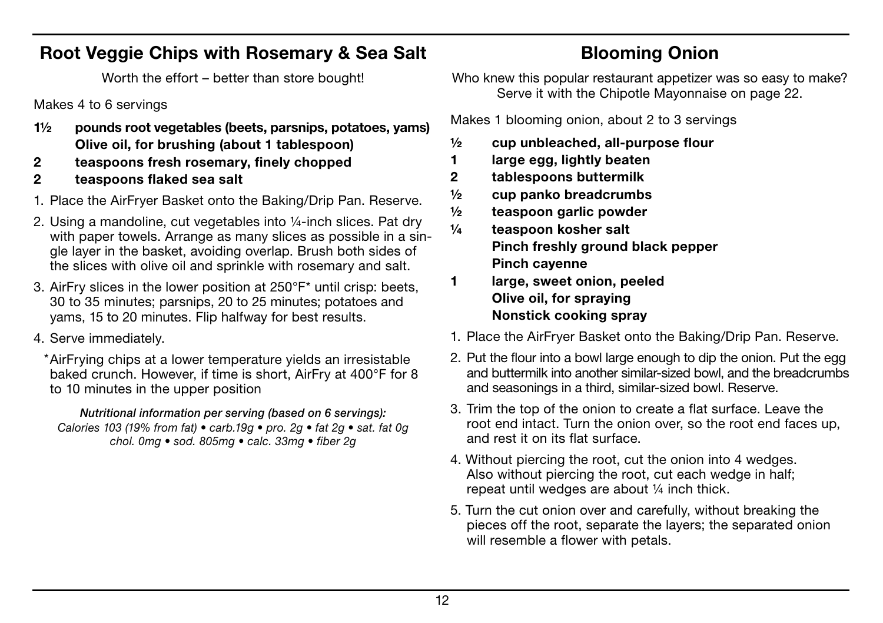## Root Veggie Chips with Rosemary & Sea Salt

Worth the effort – better than store bought!

Makes 4 to 6 servings

- **1½ pounds root vegetables (beets, parsnips, potatoes, yams)**
- **Olive oil, for brushing (about 1 tablespoon)**
- **2 teaspoons fresh rosemary, finely chopped**
- **2 teaspoons flaked sea salt**

1. Place the AirFryer Basket onto the Baking/Drip Pan. Reserve.
2. Using a mandoline, cut vegetables into ¼-inch slices. Pat dry with paper towels. Arrange as many slices as possible in a single layer in the basket, avoiding overlap. Brush both sides of the slices with olive oil and sprinkle with rosemary and salt.
3. AirFry slices in the lower position at 250°F* until crisp: beets, 30 to 35 minutes; parsnips, 20 to 25 minutes; potatoes and yams, 15 to 20 minutes. Flip halfway for best results.
4. Serve immediately.

*AirFrying chips at a lower temperature yields an irresistable baked crunch. However, if time is short, AirFry at 400°F for 8 to 10 minutes in the upper position

***Nutritional information per serving (based on 6 servings):***
*Calories 103 (19% from fat) • carb.19g • pro. 2g • fat 2g • sat. fat 0g chol. 0mg • sod. 805mg • calc. 33mg • fiber 2g*

## Blooming Onion

Who knew this popular restaurant appetizer was so easy to make? Serve it with the Chipotle Mayonnaise on page 22.

Makes 1 blooming onion, about 2 to 3 servings

- **½ cup unbleached, all-purpose flour**
- **1 large egg, lightly beaten**
- **2 tablespoons buttermilk**
- **½ cup panko breadcrumbs**
- **½ teaspoon garlic powder**
- **¼ teaspoon kosher salt**
- **Pinch freshly ground black pepper**
- **Pinch cayenne**
- **1 large, sweet onion, peeled**
- **Olive oil, for spraying**
- **Nonstick cooking spray**

1. Place the AirFryer Basket onto the Baking/Drip Pan. Reserve.
2. Put the flour into a bowl large enough to dip the onion. Put the egg and buttermilk into another similar-sized bowl, and the breadcrumbs and seasonings in a third, similar-sized bowl. Reserve.
3. Trim the top of the onion to create a flat surface. Leave the root end intact. Turn the onion over, so the root end faces up, and rest it on its flat surface.
4. Without piercing the root, cut the onion into 4 wedges. Also without piercing the root, cut each wedge in half; repeat until wedges are about ¼ inch thick.
5. Turn the cut onion over and carefully, without breaking the pieces off the root, separate the layers; the separated onion will resemble a flower with petals.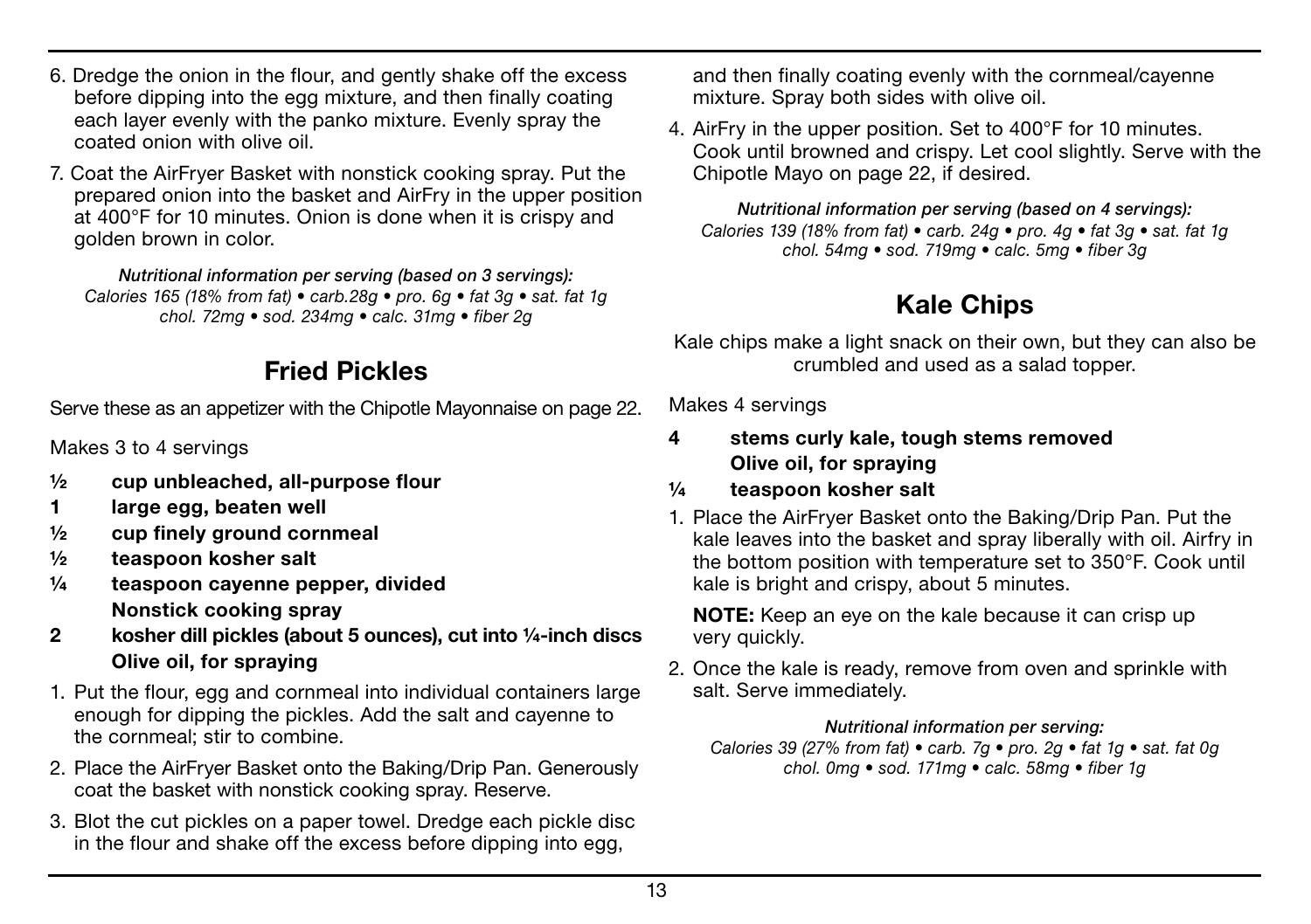6. Dredge the onion in the flour, and gently shake off the excess before dipping into the egg mixture, and then finally coating each layer evenly with the panko mixture. Evenly spray the coated onion with olive oil.
7. Coat the AirFryer Basket with nonstick cooking spray. Put the prepared onion into the basket and AirFry in the upper position at 400°F for 10 minutes. Onion is done when it is crispy and golden brown in color.

***Nutritional information per serving (based on 3 servings):***
*Calories 165 (18% from fat) • carb.28g • pro. 6g • fat 3g • sat. fat 1g chol. 72mg • sod. 234mg • calc. 31mg • fiber 2g*

## Fried Pickles

Serve these as an appetizer with the Chipotle Mayonnaise on page 22.

Makes 3 to 4 servings

- **½ cup unbleached, all-purpose flour**
- **1 large egg, beaten well**
- **½ cup finely ground cornmeal**
- **½ teaspoon kosher salt**
- **¼ teaspoon cayenne pepper, divided**
- **Nonstick cooking spray**
- **2 kosher dill pickles (about 5 ounces), cut into ¼-inch discs**
- **Olive oil, for spraying**

1. Put the flour, egg and cornmeal into individual containers large enough for dipping the pickles. Add the salt and cayenne to the cornmeal; stir to combine.
2. Place the AirFryer Basket onto the Baking/Drip Pan. Generously coat the basket with nonstick cooking spray. Reserve.
3. Blot the cut pickles on a paper towel. Dredge each pickle disc in the flour and shake off the excess before dipping into egg, and then finally coating evenly with the cornmeal/cayenne mixture. Spray both sides with olive oil.
4. AirFry in the upper position. Set to 400°F for 10 minutes. Cook until browned and crispy. Let cool slightly. Serve with the Chipotle Mayo on page 22, if desired.

***Nutritional information per serving (based on 4 servings):***
*Calories 139 (18% from fat) • carb. 24g • pro. 4g • fat 3g • sat. fat 1g chol. 54mg • sod. 719mg • calc. 5mg • fiber 3g*

## Kale Chips

Kale chips make a light snack on their own, but they can also be crumbled and used as a salad topper.

Makes 4 servings

- **4 stems curly kale, tough stems removed**
- **Olive oil, for spraying**
- **¼ teaspoon kosher salt**

1. Place the AirFryer Basket onto the Baking/Drip Pan. Put the kale leaves into the basket and spray liberally with oil. Airfry in the bottom position with temperature set to 350°F. Cook until kale is bright and crispy, about 5 minutes.

   **NOTE:** Keep an eye on the kale because it can crisp up very quickly.

2. Once the kale is ready, remove from oven and sprinkle with salt. Serve immediately.

***Nutritional information per serving:***
*Calories 39 (27% from fat) • carb. 7g • pro. 2g • fat 1g • sat. fat 0g chol. 0mg • sod. 171mg • calc. 58mg • fiber 1g*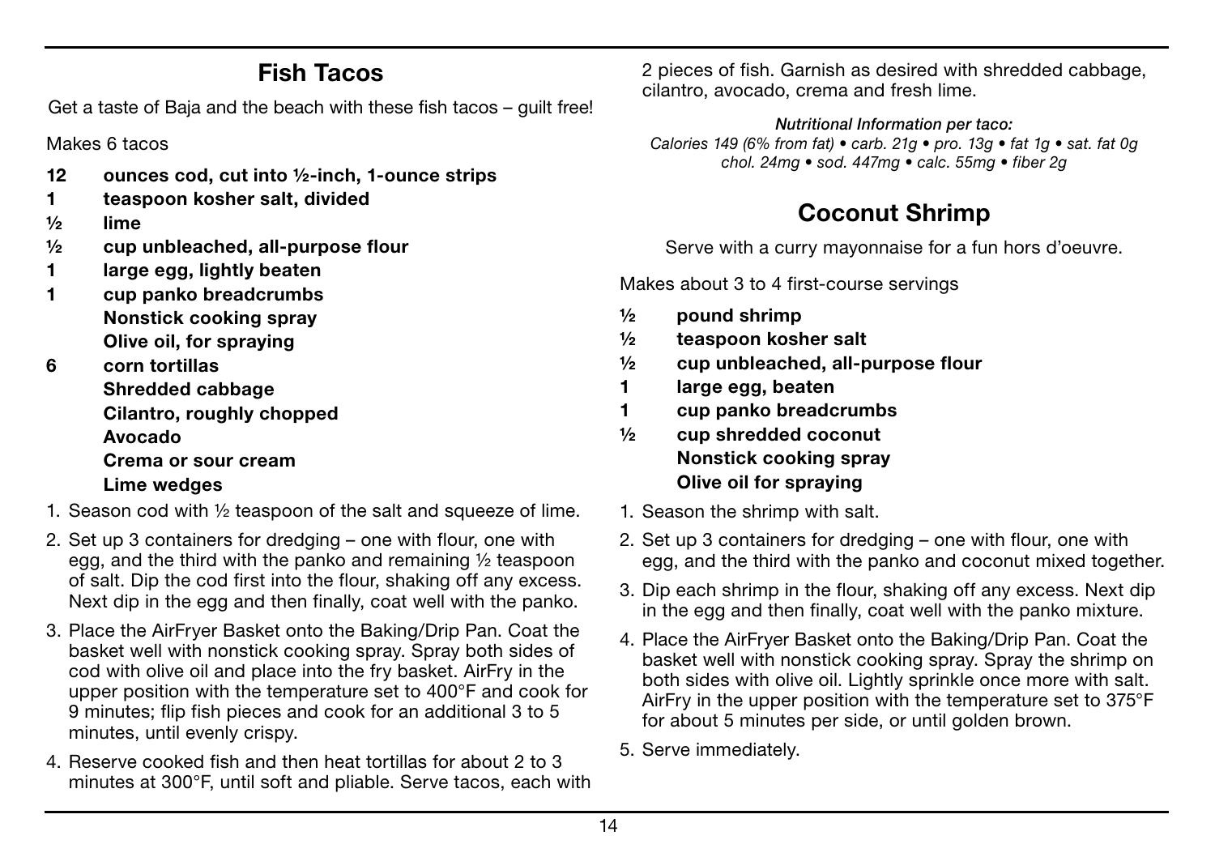## Fish Tacos

Get a taste of Baja and the beach with these fish tacos – guilt free!

Makes 6 tacos

- **12 ounces cod, cut into ½-inch, 1-ounce strips**
- **1 teaspoon kosher salt, divided**
- **½ lime**
- **½ cup unbleached, all-purpose flour**
- **1 large egg, lightly beaten**
- **1 cup panko breadcrumbs**
- **Nonstick cooking spray**
- **Olive oil, for spraying**
- **6 corn tortillas**
- **Shredded cabbage**
- **Cilantro, roughly chopped**
- **Avocado**
- **Crema or sour cream**
- **Lime wedges**

1. Season cod with ½ teaspoon of the salt and squeeze of lime.
2. Set up 3 containers for dredging – one with flour, one with egg, and the third with the panko and remaining ½ teaspoon of salt. Dip the cod first into the flour, shaking off any excess. Next dip in the egg and then finally, coat well with the panko.
3. Place the AirFryer Basket onto the Baking/Drip Pan. Coat the basket well with nonstick cooking spray. Spray both sides of cod with olive oil and place into the fry basket. AirFry in the upper position with the temperature set to 400°F and cook for 9 minutes; flip fish pieces and cook for an additional 3 to 5 minutes, until evenly crispy.
4. Reserve cooked fish and then heat tortillas for about 2 to 3 minutes at 300°F, until soft and pliable. Serve tacos, each with 2 pieces of fish. Garnish as desired with shredded cabbage, cilantro, avocado, crema and fresh lime.

***Nutritional Information per taco:***
*Calories 149 (6% from fat) • carb. 21g • pro. 13g • fat 1g • sat. fat 0g chol. 24mg • sod. 447mg • calc. 55mg • fiber 2g*

## Coconut Shrimp

Serve with a curry mayonnaise for a fun hors d'oeuvre.

Makes about 3 to 4 first-course servings

- **½ pound shrimp**
- **½ teaspoon kosher salt**
- **½ cup unbleached, all-purpose flour**
- **1 large egg, beaten**
- **1 cup panko breadcrumbs**
- **½ cup shredded coconut**
- **Nonstick cooking spray**
- **Olive oil for spraying**

1. Season the shrimp with salt.
2. Set up 3 containers for dredging – one with flour, one with egg, and the third with the panko and coconut mixed together.
3. Dip each shrimp in the flour, shaking off any excess. Next dip in the egg and then finally, coat well with the panko mixture.
4. Place the AirFryer Basket onto the Baking/Drip Pan. Coat the basket well with nonstick cooking spray. Spray the shrimp on both sides with olive oil. Lightly sprinkle once more with salt. AirFry in the upper position with the temperature set to 375°F for about 5 minutes per side, or until golden brown.
5. Serve immediately.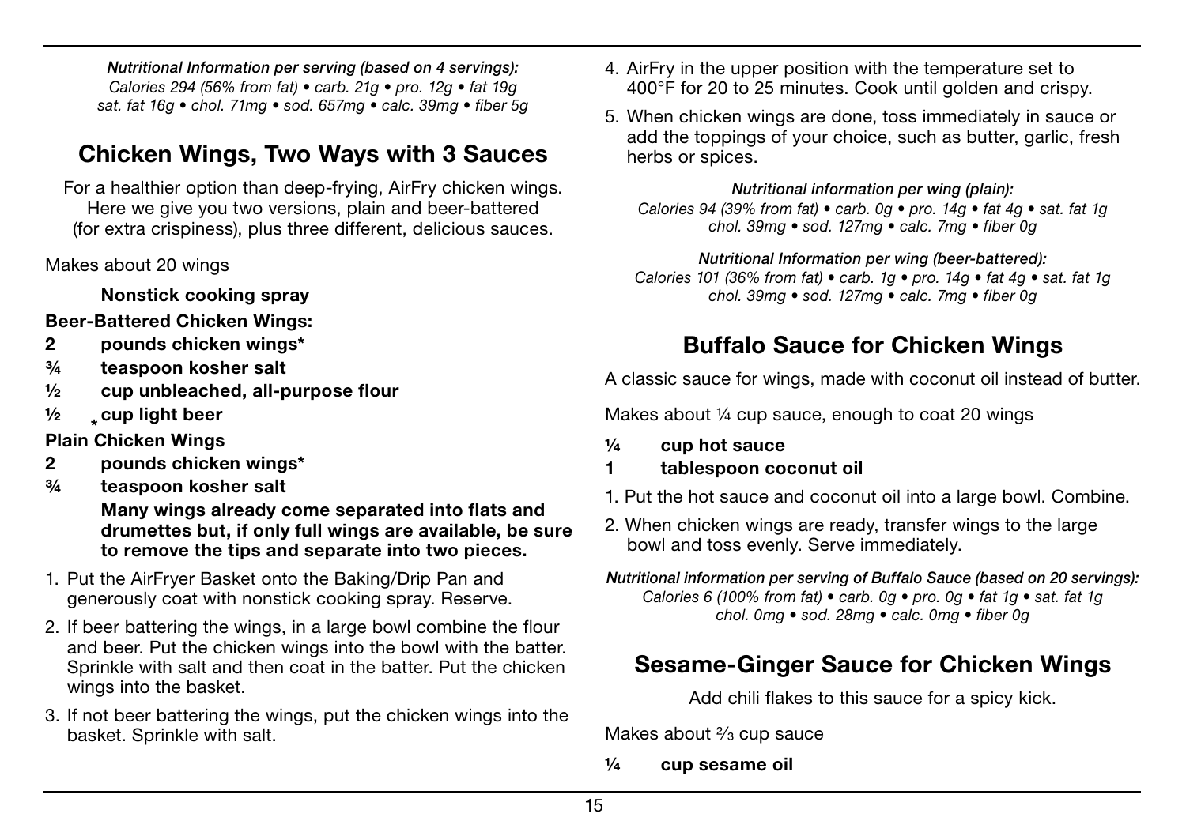*Nutritional Information per serving (based on 4 servings):*
*Calories 294 (56% from fat) • carb. 21g • pro. 12g • fat 19g*
*sat. fat 16g • chol. 71mg • sod. 657mg • calc. 39mg • fiber 5g*

## Chicken Wings, Two Ways with 3 Sauces

For a healthier option than deep-frying, AirFry chicken wings. Here we give you two versions, plain and beer-battered (for extra crispiness), plus three different, delicious sauces.

Makes about 20 wings

**Nonstick cooking spray**

**Beer-Battered Chicken Wings:**

**2 pounds chicken wings***
**¾ teaspoon kosher salt**
**½ cup unbleached, all-purpose flour**
**½ cup light beer**

**Plain Chicken Wings**

**2 pounds chicken wings***
**¾ teaspoon kosher salt**

***Many wings already come separated into flats and drumettes but, if only full wings are available, be sure to remove the tips and separate into two pieces.**

1. Put the AirFryer Basket onto the Baking/Drip Pan and generously coat with nonstick cooking spray. Reserve.
2. If beer battering the wings, in a large bowl combine the flour and beer. Put the chicken wings into the bowl with the batter. Sprinkle with salt and then coat in the batter. Put the chicken wings into the basket.
3. If not beer battering the wings, put the chicken wings into the basket. Sprinkle with salt.
4. AirFry in the upper position with the temperature set to 400°F for 20 to 25 minutes. Cook until golden and crispy.
5. When chicken wings are done, toss immediately in sauce or add the toppings of your choice, such as butter, garlic, fresh herbs or spices.

*Nutritional information per wing (plain):*
*Calories 94 (39% from fat) • carb. 0g • pro. 14g • fat 4g • sat. fat 1g*
*chol. 39mg • sod. 127mg • calc. 7mg • fiber 0g*

*Nutritional Information per wing (beer-battered):*
*Calories 101 (36% from fat) • carb. 1g • pro. 14g • fat 4g • sat. fat 1g*
*chol. 39mg • sod. 127mg • calc. 7mg • fiber 0g*

## Buffalo Sauce for Chicken Wings

A classic sauce for wings, made with coconut oil instead of butter.

Makes about ¼ cup sauce, enough to coat 20 wings

**¼ cup hot sauce**
**1 tablespoon coconut oil**

1. Put the hot sauce and coconut oil into a large bowl. Combine.
2. When chicken wings are ready, transfer wings to the large bowl and toss evenly. Serve immediately.

*Nutritional information per serving of Buffalo Sauce (based on 20 servings):*
*Calories 6 (100% from fat) • carb. 0g • pro. 0g • fat 1g • sat. fat 1g*
*chol. 0mg • sod. 28mg • calc. 0mg • fiber 0g*

## Sesame-Ginger Sauce for Chicken Wings

Add chili flakes to this sauce for a spicy kick.

Makes about ⅔ cup sauce

**¼ cup sesame oil**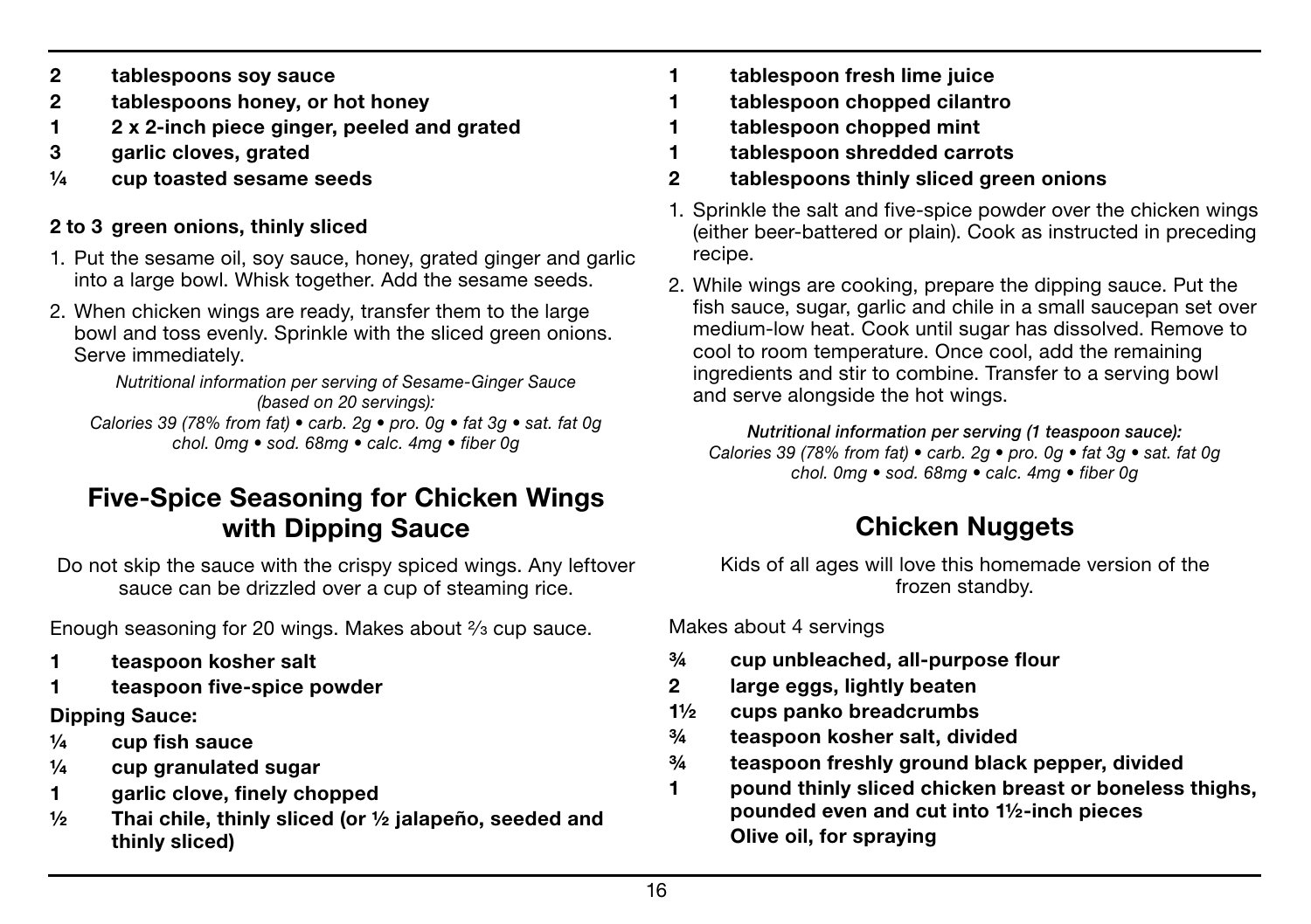- **2 tablespoons soy sauce**
- **2 tablespoons honey, or hot honey**
- **1 2 x 2-inch piece ginger, peeled and grated**
- **3 garlic cloves, grated**
- **¼ cup toasted sesame seeds**

**2 to 3 green onions, thinly sliced**

1. Put the sesame oil, soy sauce, honey, grated ginger and garlic into a large bowl. Whisk together. Add the sesame seeds.
2. When chicken wings are ready, transfer them to the large bowl and toss evenly. Sprinkle with the sliced green onions. Serve immediately.

*Nutritional information per serving of Sesame-Ginger Sauce (based on 20 servings):*
*Calories 39 (78% from fat) • carb. 2g • pro. 0g • fat 3g • sat. fat 0g chol. 0mg • sod. 68mg • calc. 4mg • fiber 0g*

## Five-Spice Seasoning for Chicken Wings with Dipping Sauce

Do not skip the sauce with the crispy spiced wings. Any leftover sauce can be drizzled over a cup of steaming rice.

Enough seasoning for 20 wings. Makes about ⅔ cup sauce.

- **1 teaspoon kosher salt**
- **1 teaspoon five-spice powder**

**Dipping Sauce:**

- **¼ cup fish sauce**
- **¼ cup granulated sugar**
- **1 garlic clove, finely chopped**
- **½ Thai chile, thinly sliced (or ½ jalapeño, seeded and thinly sliced)**
- **1 tablespoon fresh lime juice**
- **1 tablespoon chopped cilantro**
- **1 tablespoon chopped mint**
- **1 tablespoon shredded carrots**
- **2 tablespoons thinly sliced green onions**

1. Sprinkle the salt and five-spice powder over the chicken wings (either beer-battered or plain). Cook as instructed in preceding recipe.
2. While wings are cooking, prepare the dipping sauce. Put the fish sauce, sugar, garlic and chile in a small saucepan set over medium-low heat. Cook until sugar has dissolved. Remove to cool to room temperature. Once cool, add the remaining ingredients and stir to combine. Transfer to a serving bowl and serve alongside the hot wings.

***Nutritional information per serving (1 teaspoon sauce):***
*Calories 39 (78% from fat) • carb. 2g • pro. 0g • fat 3g • sat. fat 0g chol. 0mg • sod. 68mg • calc. 4mg • fiber 0g*

## Chicken Nuggets

Kids of all ages will love this homemade version of the frozen standby.

Makes about 4 servings

- **¾ cup unbleached, all-purpose flour**
- **2 large eggs, lightly beaten**
- **1½ cups panko breadcrumbs**
- **¾ teaspoon kosher salt, divided**
- **¾ teaspoon freshly ground black pepper, divided**
- **1 pound thinly sliced chicken breast or boneless thighs, pounded even and cut into 1½-inch pieces**
- **Olive oil, for spraying**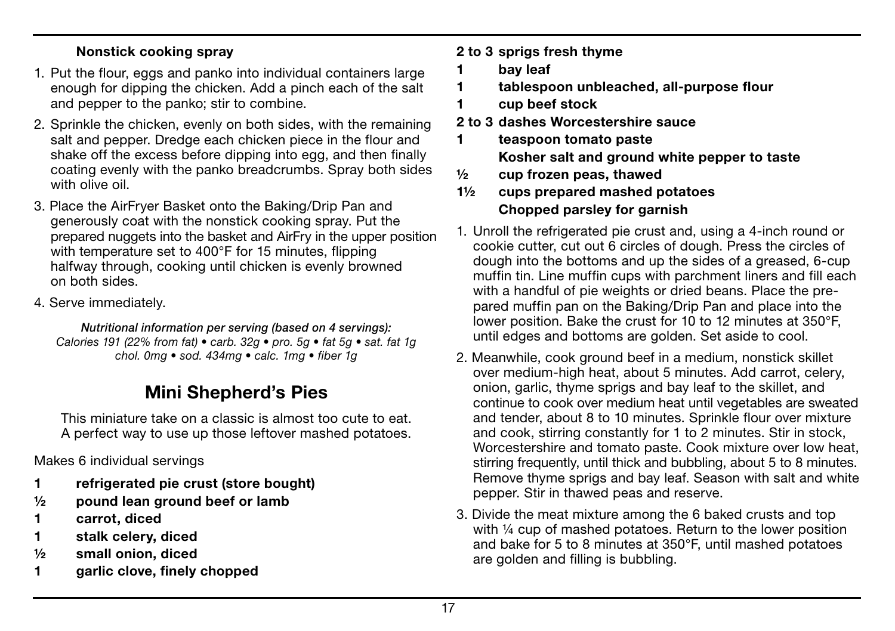**Nonstick cooking spray**

1. Put the flour, eggs and panko into individual containers large enough for dipping the chicken. Add a pinch each of the salt and pepper to the panko; stir to combine.
2. Sprinkle the chicken, evenly on both sides, with the remaining salt and pepper. Dredge each chicken piece in the flour and shake off the excess before dipping into egg, and then finally coating evenly with the panko breadcrumbs. Spray both sides with olive oil.
3. Place the AirFryer Basket onto the Baking/Drip Pan and generously coat with the nonstick cooking spray. Put the prepared nuggets into the basket and AirFry in the upper position with temperature set to 400°F for 15 minutes, flipping halfway through, cooking until chicken is evenly browned on both sides.
4. Serve immediately.

*Nutritional information per serving (based on 4 servings):*
*Calories 191 (22% from fat) • carb. 32g • pro. 5g • fat 5g • sat. fat 1g chol. 0mg • sod. 434mg • calc. 1mg • fiber 1g*

## Mini Shepherd's Pies

This miniature take on a classic is almost too cute to eat. A perfect way to use up those leftover mashed potatoes.

Makes 6 individual servings

- **1 refrigerated pie crust (store bought)**
- **½ pound lean ground beef or lamb**
- **1 carrot, diced**
- **1 stalk celery, diced**
- **½ small onion, diced**
- **1 garlic clove, finely chopped**
- **2 to 3 sprigs fresh thyme**
- **1 bay leaf**
- **1 tablespoon unbleached, all-purpose flour**
- **1 cup beef stock**
- **2 to 3 dashes Worcestershire sauce**
- **1 teaspoon tomato paste**
- **Kosher salt and ground white pepper to taste**
- **½ cup frozen peas, thawed**
- **1½ cups prepared mashed potatoes**
- **Chopped parsley for garnish**

1. Unroll the refrigerated pie crust and, using a 4-inch round or cookie cutter, cut out 6 circles of dough. Press the circles of dough into the bottoms and up the sides of a greased, 6-cup muffin tin. Line muffin cups with parchment liners and fill each with a handful of pie weights or dried beans. Place the prepared muffin pan on the Baking/Drip Pan and place into the lower position. Bake the crust for 10 to 12 minutes at 350°F, until edges and bottoms are golden. Set aside to cool.
2. Meanwhile, cook ground beef in a medium, nonstick skillet over medium-high heat, about 5 minutes. Add carrot, celery, onion, garlic, thyme sprigs and bay leaf to the skillet, and continue to cook over medium heat until vegetables are sweated and tender, about 8 to 10 minutes. Sprinkle flour over mixture and cook, stirring constantly for 1 to 2 minutes. Stir in stock, Worcestershire and tomato paste. Cook mixture over low heat, stirring frequently, until thick and bubbling, about 5 to 8 minutes. Remove thyme sprigs and bay leaf. Season with salt and white pepper. Stir in thawed peas and reserve.
3. Divide the meat mixture among the 6 baked crusts and top with ¼ cup of mashed potatoes. Return to the lower position and bake for 5 to 8 minutes at 350°F, until mashed potatoes are golden and filling is bubbling.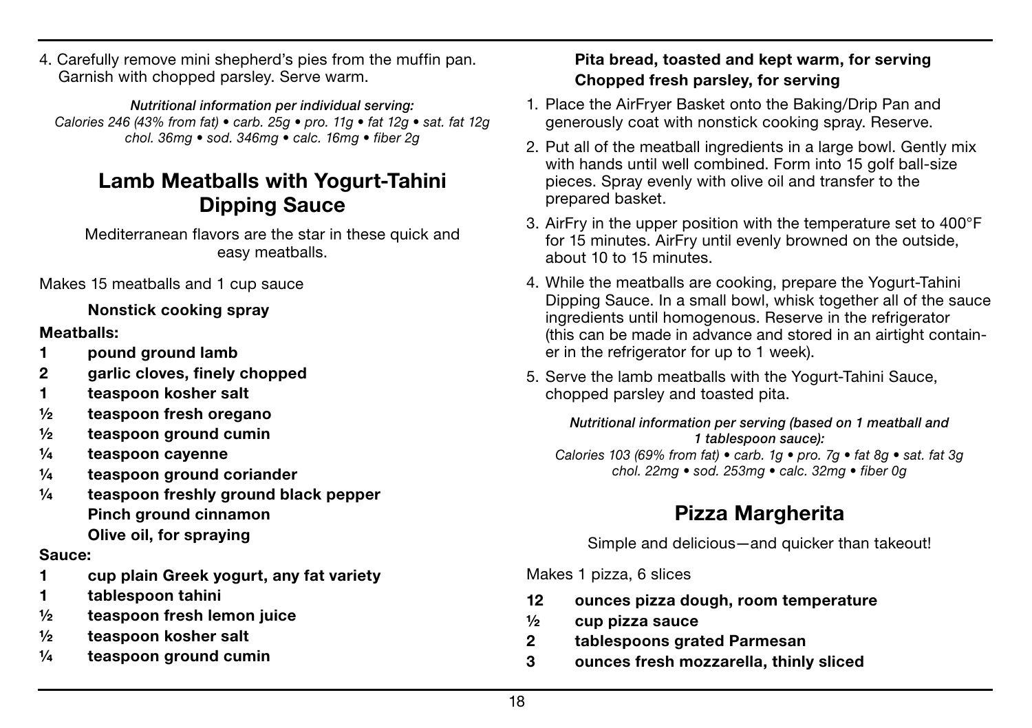4. Carefully remove mini shepherd's pies from the muffin pan. Garnish with chopped parsley. Serve warm.

***Nutritional information per individual serving:***
*Calories 246 (43% from fat) • carb. 25g • pro. 11g • fat 12g • sat. fat 12g chol. 36mg • sod. 346mg • calc. 16mg • fiber 2g*

## Lamb Meatballs with Yogurt-Tahini Dipping Sauce

Mediterranean flavors are the star in these quick and easy meatballs.

Makes 15 meatballs and 1 cup sauce

**Nonstick cooking spray**

**Meatballs:**

- **1 pound ground lamb**
- **2 garlic cloves, finely chopped**
- **1 teaspoon kosher salt**
- **½ teaspoon fresh oregano**
- **½ teaspoon ground cumin**
- **¼ teaspoon cayenne**
- **¼ teaspoon ground coriander**
- **¼ teaspoon freshly ground black pepper**
- **Pinch ground cinnamon**
- **Olive oil, for spraying**

**Sauce:**

- **1 cup plain Greek yogurt, any fat variety**
- **1 tablespoon tahini**
- **½ teaspoon fresh lemon juice**
- **½ teaspoon kosher salt**
- **¼ teaspoon ground cumin**

**Pita bread, toasted and kept warm, for serving**
**Chopped fresh parsley, for serving**

1. Place the AirFryer Basket onto the Baking/Drip Pan and generously coat with nonstick cooking spray. Reserve.
2. Put all of the meatball ingredients in a large bowl. Gently mix with hands until well combined. Form into 15 golf ball-size pieces. Spray evenly with olive oil and transfer to the prepared basket.
3. AirFry in the upper position with the temperature set to 400°F for 15 minutes. AirFry until evenly browned on the outside, about 10 to 15 minutes.
4. While the meatballs are cooking, prepare the Yogurt-Tahini Dipping Sauce. In a small bowl, whisk together all of the sauce ingredients until homogenous. Reserve in the refrigerator (this can be made in advance and stored in an airtight container in the refrigerator for up to 1 week).
5. Serve the lamb meatballs with the Yogurt-Tahini Sauce, chopped parsley and toasted pita.

***Nutritional information per serving (based on 1 meatball and 1 tablespoon sauce):***
*Calories 103 (69% from fat) • carb. 1g • pro. 7g • fat 8g • sat. fat 3g chol. 22mg • sod. 253mg • calc. 32mg • fiber 0g*

## Pizza Margherita

Simple and delicious—and quicker than takeout!

Makes 1 pizza, 6 slices

- **12 ounces pizza dough, room temperature**
- **½ cup pizza sauce**
- **2 tablespoons grated Parmesan**
- **3 ounces fresh mozzarella, thinly sliced**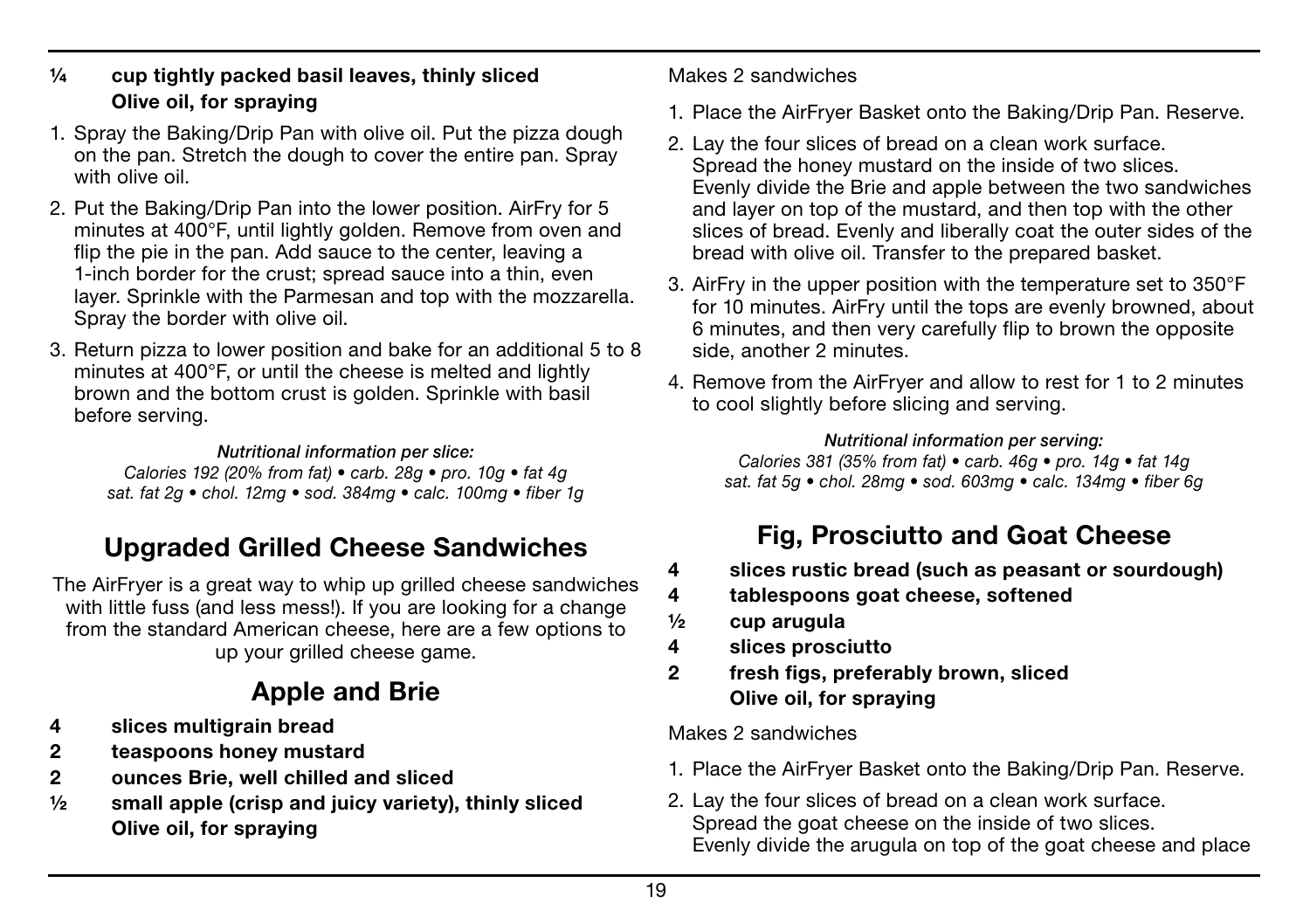**¼ cup tightly packed basil leaves, thinly sliced**
**Olive oil, for spraying**

1. Spray the Baking/Drip Pan with olive oil. Put the pizza dough on the pan. Stretch the dough to cover the entire pan. Spray with olive oil.
2. Put the Baking/Drip Pan into the lower position. AirFry for 5 minutes at 400°F, until lightly golden. Remove from oven and flip the pie in the pan. Add sauce to the center, leaving a 1-inch border for the crust; spread sauce into a thin, even layer. Sprinkle with the Parmesan and top with the mozzarella. Spray the border with olive oil.
3. Return pizza to lower position and bake for an additional 5 to 8 minutes at 400°F, or until the cheese is melted and lightly brown and the bottom crust is golden. Sprinkle with basil before serving.

*Nutritional information per slice:*
*Calories 192 (20% from fat) • carb. 28g • pro. 10g • fat 4g sat. fat 2g • chol. 12mg • sod. 384mg • calc. 100mg • fiber 1g*

## Upgraded Grilled Cheese Sandwiches

The AirFryer is a great way to whip up grilled cheese sandwiches with little fuss (and less mess!). If you are looking for a change from the standard American cheese, here are a few options to up your grilled cheese game.

## Apple and Brie

**4 slices multigrain bread**
**2 teaspoons honey mustard**
**2 ounces Brie, well chilled and sliced**
**½ small apple (crisp and juicy variety), thinly sliced**
**Olive oil, for spraying**

Makes 2 sandwiches

1. Place the AirFryer Basket onto the Baking/Drip Pan. Reserve.
2. Lay the four slices of bread on a clean work surface. Spread the honey mustard on the inside of two slices. Evenly divide the Brie and apple between the two sandwiches and layer on top of the mustard, and then top with the other slices of bread. Evenly and liberally coat the outer sides of the bread with olive oil. Transfer to the prepared basket.
3. AirFry in the upper position with the temperature set to 350°F for 10 minutes. AirFry until the tops are evenly browned, about 6 minutes, and then very carefully flip to brown the opposite side, another 2 minutes.
4. Remove from the AirFryer and allow to rest for 1 to 2 minutes to cool slightly before slicing and serving.

*Nutritional information per serving:*
*Calories 381 (35% from fat) • carb. 46g • pro. 14g • fat 14g sat. fat 5g • chol. 28mg • sod. 603mg • calc. 134mg • fiber 6g*

## Fig, Prosciutto and Goat Cheese

**4 slices rustic bread (such as peasant or sourdough)**
**4 tablespoons goat cheese, softened**
**½ cup arugula**
**4 slices prosciutto**
**2 fresh figs, preferably brown, sliced**
**Olive oil, for spraying**

Makes 2 sandwiches

1. Place the AirFryer Basket onto the Baking/Drip Pan. Reserve.
2. Lay the four slices of bread on a clean work surface. Spread the goat cheese on the inside of two slices. Evenly divide the arugula on top of the goat cheese and place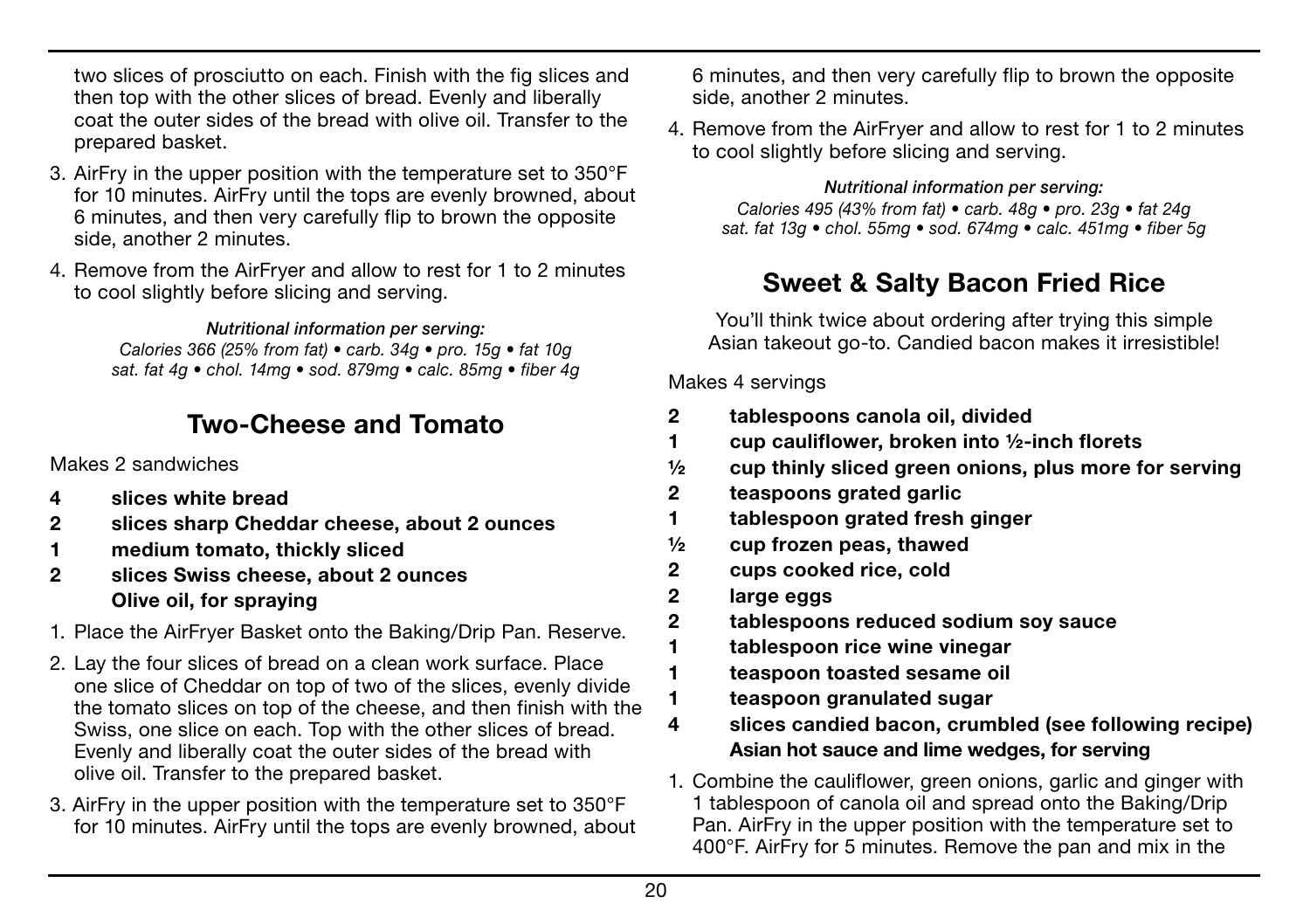two slices of prosciutto on each. Finish with the fig slices and then top with the other slices of bread. Evenly and liberally coat the outer sides of the bread with olive oil. Transfer to the prepared basket.

3. AirFry in the upper position with the temperature set to 350°F for 10 minutes. AirFry until the tops are evenly browned, about 6 minutes, and then very carefully flip to brown the opposite side, another 2 minutes.
4. Remove from the AirFryer and allow to rest for 1 to 2 minutes to cool slightly before slicing and serving.

***Nutritional information per serving:***
*Calories 366 (25% from fat) • carb. 34g • pro. 15g • fat 10g sat. fat 4g • chol. 14mg • sod. 879mg • calc. 85mg • fiber 4g*

## Two-Cheese and Tomato

Makes 2 sandwiches

- **4 slices white bread**
- **2 slices sharp Cheddar cheese, about 2 ounces**
- **1 medium tomato, thickly sliced**
- **2 slices Swiss cheese, about 2 ounces**
- **Olive oil, for spraying**

1. Place the AirFryer Basket onto the Baking/Drip Pan. Reserve.
2. Lay the four slices of bread on a clean work surface. Place one slice of Cheddar on top of two of the slices, evenly divide the tomato slices on top of the cheese, and then finish with the Swiss, one slice on each. Top with the other slices of bread. Evenly and liberally coat the outer sides of the bread with olive oil. Transfer to the prepared basket.
3. AirFry in the upper position with the temperature set to 350°F for 10 minutes. AirFry until the tops are evenly browned, about 6 minutes, and then very carefully flip to brown the opposite side, another 2 minutes.
4. Remove from the AirFryer and allow to rest for 1 to 2 minutes to cool slightly before slicing and serving.

***Nutritional information per serving:***
*Calories 495 (43% from fat) • carb. 48g • pro. 23g • fat 24g sat. fat 13g • chol. 55mg • sod. 674mg • calc. 451mg • fiber 5g*

## Sweet & Salty Bacon Fried Rice

You'll think twice about ordering after trying this simple Asian takeout go-to. Candied bacon makes it irresistible!

Makes 4 servings

- **2 tablespoons canola oil, divided**
- **1 cup cauliflower, broken into ½-inch florets**
- **½ cup thinly sliced green onions, plus more for serving**
- **2 teaspoons grated garlic**
- **1 tablespoon grated fresh ginger**
- **½ cup frozen peas, thawed**
- **2 cups cooked rice, cold**
- **2 large eggs**
- **2 tablespoons reduced sodium soy sauce**
- **1 tablespoon rice wine vinegar**
- **1 teaspoon toasted sesame oil**
- **1 teaspoon granulated sugar**
- **4 slices candied bacon, crumbled (see following recipe)**
- **Asian hot sauce and lime wedges, for serving**

1. Combine the cauliflower, green onions, garlic and ginger with 1 tablespoon of canola oil and spread onto the Baking/Drip Pan. AirFry in the upper position with the temperature set to 400°F. AirFry for 5 minutes. Remove the pan and mix in the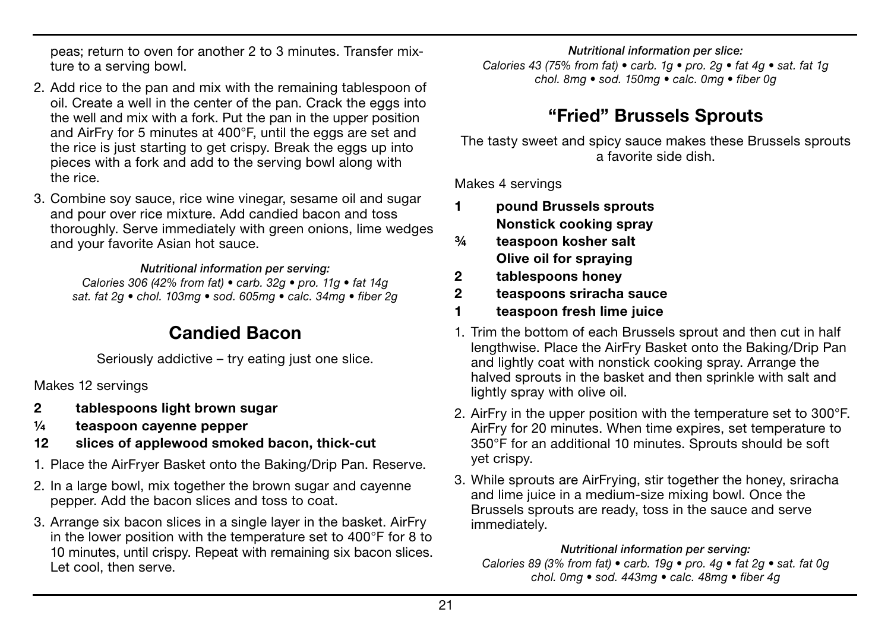peas; return to oven for another 2 to 3 minutes. Transfer mixture to a serving bowl.

2. Add rice to the pan and mix with the remaining tablespoon of oil. Create a well in the center of the pan. Crack the eggs into the well and mix with a fork. Put the pan in the upper position and AirFry for 5 minutes at 400°F, until the eggs are set and the rice is just starting to get crispy. Break the eggs up into pieces with a fork and add to the serving bowl along with the rice.
3. Combine soy sauce, rice wine vinegar, sesame oil and sugar and pour over rice mixture. Add candied bacon and toss thoroughly. Serve immediately with green onions, lime wedges and your favorite Asian hot sauce.

***Nutritional information per serving:***
*Calories 306 (42% from fat) • carb. 32g • pro. 11g • fat 14g sat. fat 2g • chol. 103mg • sod. 605mg • calc. 34mg • fiber 2g*

## Candied Bacon

Seriously addictive – try eating just one slice.

Makes 12 servings

**2 tablespoons light brown sugar**
**¼ teaspoon cayenne pepper**
**12 slices of applewood smoked bacon, thick-cut**

1. Place the AirFryer Basket onto the Baking/Drip Pan. Reserve.
2. In a large bowl, mix together the brown sugar and cayenne pepper. Add the bacon slices and toss to coat.
3. Arrange six bacon slices in a single layer in the basket. AirFry in the lower position with the temperature set to 400°F for 8 to 10 minutes, until crispy. Repeat with remaining six bacon slices. Let cool, then serve.

***Nutritional information per slice:***
*Calories 43 (75% from fat) • carb. 1g • pro. 2g • fat 4g • sat. fat 1g chol. 8mg • sod. 150mg • calc. 0mg • fiber 0g*

## "Fried" Brussels Sprouts

The tasty sweet and spicy sauce makes these Brussels sprouts a favorite side dish.

Makes 4 servings

**1 pound Brussels sprouts**
**Nonstick cooking spray**
**¾ teaspoon kosher salt**
**Olive oil for spraying**
**2 tablespoons honey**
**2 teaspoons sriracha sauce**
**1 teaspoon fresh lime juice**

1. Trim the bottom of each Brussels sprout and then cut in half lengthwise. Place the AirFry Basket onto the Baking/Drip Pan and lightly coat with nonstick cooking spray. Arrange the halved sprouts in the basket and then sprinkle with salt and lightly spray with olive oil.
2. AirFry in the upper position with the temperature set to 300°F. AirFry for 20 minutes. When time expires, set temperature to 350°F for an additional 10 minutes. Sprouts should be soft yet crispy.
3. While sprouts are AirFrying, stir together the honey, sriracha and lime juice in a medium-size mixing bowl. Once the Brussels sprouts are ready, toss in the sauce and serve immediately.

***Nutritional information per serving:***
*Calories 89 (3% from fat) • carb. 19g • pro. 4g • fat 2g • sat. fat 0g chol. 0mg • sod. 443mg • calc. 48mg • fiber 4g*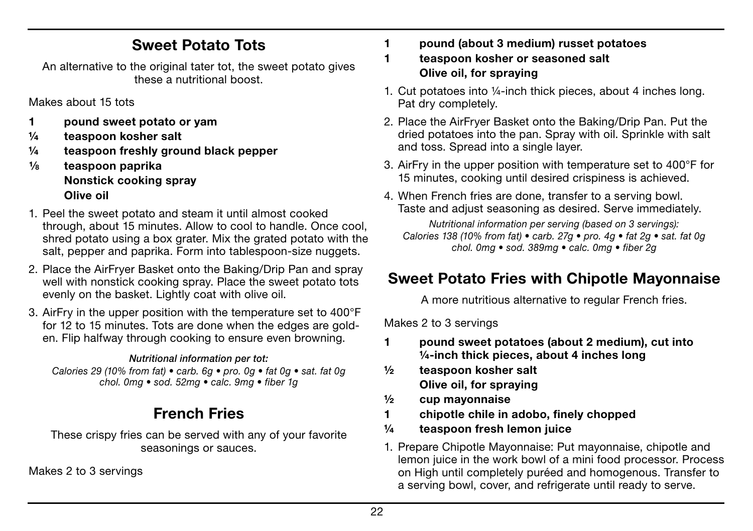## Sweet Potato Tots

An alternative to the original tater tot, the sweet potato gives these a nutritional boost.

Makes about 15 tots

- **1 pound sweet potato or yam**
- **¼ teaspoon kosher salt**
- **¼ teaspoon freshly ground black pepper**
- **⅛ teaspoon paprika**
- **Nonstick cooking spray**
- **Olive oil**

1. Peel the sweet potato and steam it until almost cooked through, about 15 minutes. Allow to cool to handle. Once cool, shred potato using a box grater. Mix the grated potato with the salt, pepper and paprika. Form into tablespoon-size nuggets.
2. Place the AirFryer Basket onto the Baking/Drip Pan and spray well with nonstick cooking spray. Place the sweet potato tots evenly on the basket. Lightly coat with olive oil.
3. AirFry in the upper position with the temperature set to 400°F for 12 to 15 minutes. Tots are done when the edges are golden. Flip halfway through cooking to ensure even browning.

***Nutritional information per tot:***
*Calories 29 (10% from fat) • carb. 6g • pro. 0g • fat 0g • sat. fat 0g chol. 0mg • sod. 52mg • calc. 9mg • fiber 1g*

## French Fries

These crispy fries can be served with any of your favorite seasonings or sauces.

Makes 2 to 3 servings

- **1 pound (about 3 medium) russet potatoes**
- **1 teaspoon kosher or seasoned salt**
- **Olive oil, for spraying**

1. Cut potatoes into ¼-inch thick pieces, about 4 inches long. Pat dry completely.
2. Place the AirFryer Basket onto the Baking/Drip Pan. Put the dried potatoes into the pan. Spray with oil. Sprinkle with salt and toss. Spread into a single layer.
3. AirFry in the upper position with temperature set to 400°F for 15 minutes, cooking until desired crispiness is achieved.
4. When French fries are done, transfer to a serving bowl. Taste and adjust seasoning as desired. Serve immediately.

*Nutritional information per serving (based on 3 servings):*
*Calories 138 (10% from fat) • carb. 27g • pro. 4g • fat 2g • sat. fat 0g chol. 0mg • sod. 389mg • calc. 0mg • fiber 2g*

## Sweet Potato Fries with Chipotle Mayonnaise

A more nutritious alternative to regular French fries.

Makes 2 to 3 servings

- **1 pound sweet potatoes (about 2 medium), cut into ¼-inch thick pieces, about 4 inches long**
- **½ teaspoon kosher salt**
- **Olive oil, for spraying**
- **½ cup mayonnaise**
- **1 chipotle chile in adobo, finely chopped**
- **¼ teaspoon fresh lemon juice**

1. Prepare Chipotle Mayonnaise: Put mayonnaise, chipotle and lemon juice in the work bowl of a mini food processor. Process on High until completely puréed and homogenous. Transfer to a serving bowl, cover, and refrigerate until ready to serve.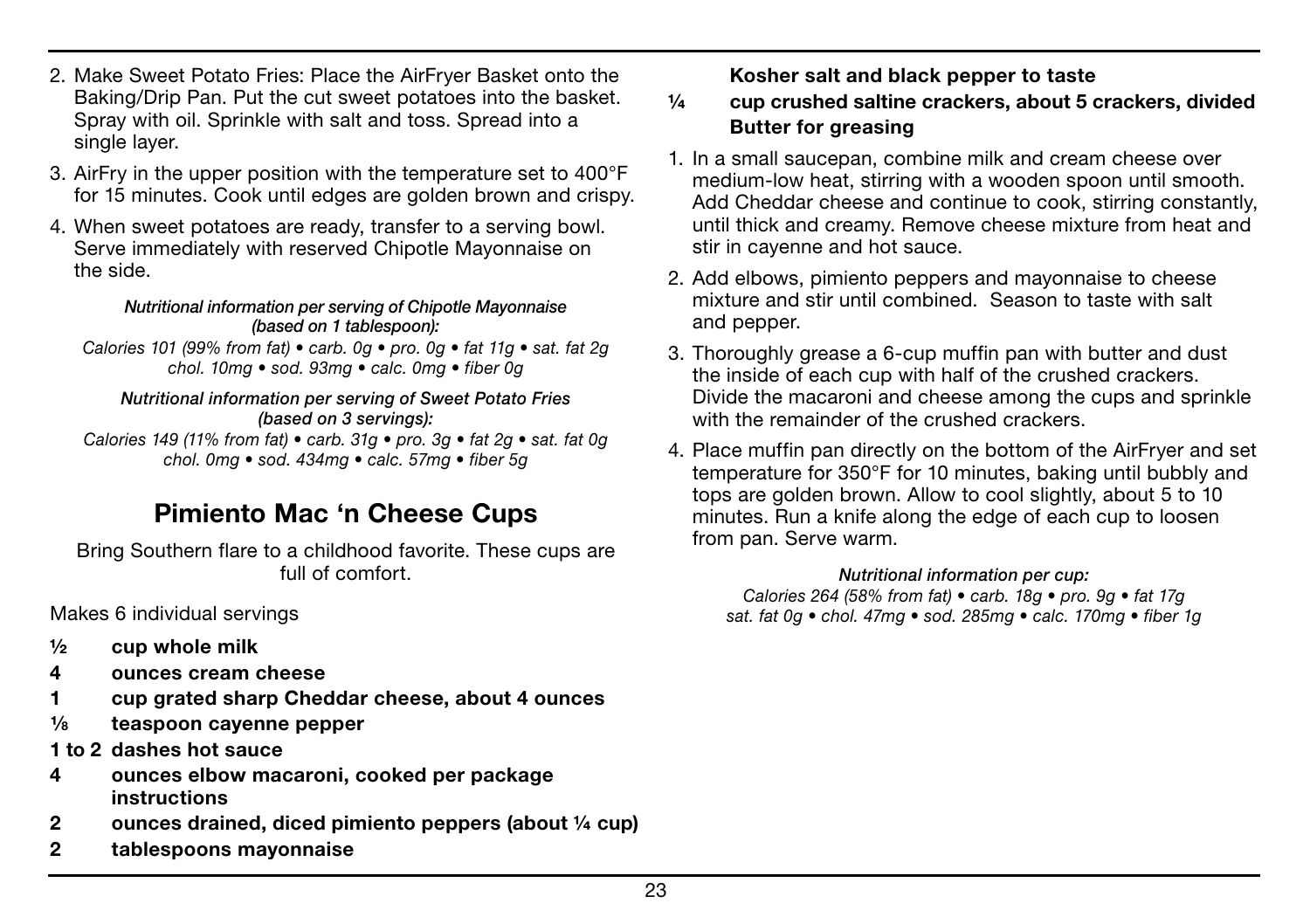2. Make Sweet Potato Fries: Place the AirFryer Basket onto the Baking/Drip Pan. Put the cut sweet potatoes into the basket. Spray with oil. Sprinkle with salt and toss. Spread into a single layer.
3. AirFry in the upper position with the temperature set to 400°F for 15 minutes. Cook until edges are golden brown and crispy.
4. When sweet potatoes are ready, transfer to a serving bowl. Serve immediately with reserved Chipotle Mayonnaise on the side.

***Nutritional information per serving of Chipotle Mayonnaise (based on 1 tablespoon):***
*Calories 101 (99% from fat) • carb. 0g • pro. 0g • fat 11g • sat. fat 2g chol. 10mg • sod. 93mg • calc. 0mg • fiber 0g*

***Nutritional information per serving of Sweet Potato Fries (based on 3 servings):***
*Calories 149 (11% from fat) • carb. 31g • pro. 3g • fat 2g • sat. fat 0g chol. 0mg • sod. 434mg • calc. 57mg • fiber 5g*

## Pimiento Mac 'n Cheese Cups

Bring Southern flare to a childhood favorite. These cups are full of comfort.

Makes 6 individual servings

- **½ cup whole milk**
- **4 ounces cream cheese**
- **1 cup grated sharp Cheddar cheese, about 4 ounces**
- **⅛ teaspoon cayenne pepper**
- **1 to 2 dashes hot sauce**
- **4 ounces elbow macaroni, cooked per package instructions**
- **2 ounces drained, diced pimiento peppers (about ¼ cup)**
- **2 tablespoons mayonnaise**
- **Kosher salt and black pepper to taste**
- **¼ cup crushed saltine crackers, about 5 crackers, divided**
- **Butter for greasing**

1. In a small saucepan, combine milk and cream cheese over medium-low heat, stirring with a wooden spoon until smooth. Add Cheddar cheese and continue to cook, stirring constantly, until thick and creamy. Remove cheese mixture from heat and stir in cayenne and hot sauce.
2. Add elbows, pimiento peppers and mayonnaise to cheese mixture and stir until combined. Season to taste with salt and pepper.
3. Thoroughly grease a 6-cup muffin pan with butter and dust the inside of each cup with half of the crushed crackers. Divide the macaroni and cheese among the cups and sprinkle with the remainder of the crushed crackers.
4. Place muffin pan directly on the bottom of the AirFryer and set temperature for 350°F for 10 minutes, baking until bubbly and tops are golden brown. Allow to cool slightly, about 5 to 10 minutes. Run a knife along the edge of each cup to loosen from pan. Serve warm.

***Nutritional information per cup:***
*Calories 264 (58% from fat) • carb. 18g • pro. 9g • fat 17g sat. fat 0g • chol. 47mg • sod. 285mg • calc. 170mg • fiber 1g*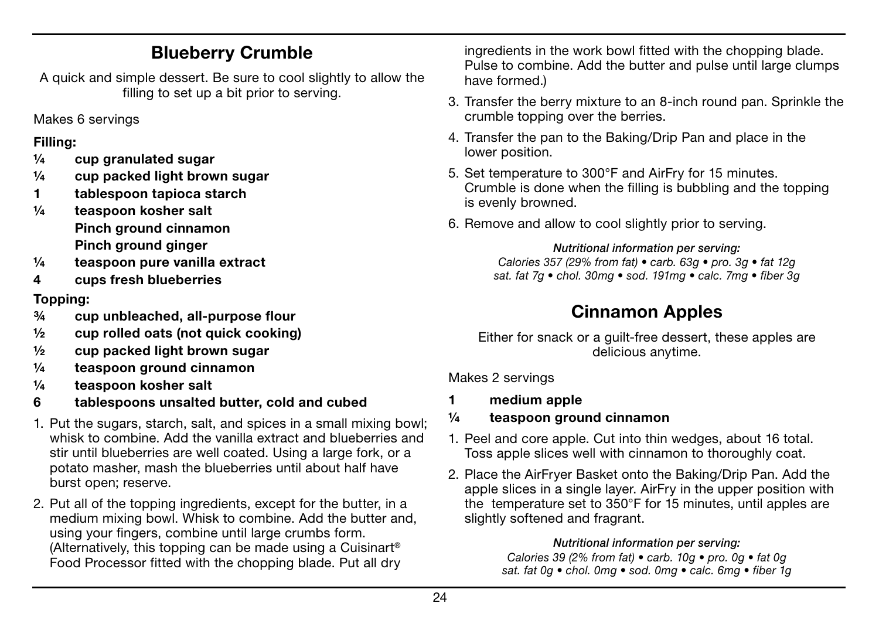## Blueberry Crumble

A quick and simple dessert. Be sure to cool slightly to allow the filling to set up a bit prior to serving.

Makes 6 servings

**Filling:**

- **¼ cup granulated sugar**
- **¼ cup packed light brown sugar**
- **1 tablespoon tapioca starch**
- **¼ teaspoon kosher salt**
- **Pinch ground cinnamon**
- **Pinch ground ginger**
- **¼ teaspoon pure vanilla extract**
- **4 cups fresh blueberries**

**Topping:**

- **¾ cup unbleached, all-purpose flour**
- **½ cup rolled oats (not quick cooking)**
- **½ cup packed light brown sugar**
- **¼ teaspoon ground cinnamon**
- **¼ teaspoon kosher salt**
- **6 tablespoons unsalted butter, cold and cubed**

1. Put the sugars, starch, salt, and spices in a small mixing bowl; whisk to combine. Add the vanilla extract and blueberries and stir until blueberries are well coated. Using a large fork, or a potato masher, mash the blueberries until about half have burst open; reserve.
2. Put all of the topping ingredients, except for the butter, in a medium mixing bowl. Whisk to combine. Add the butter and, using your fingers, combine until large crumbs form. (Alternatively, this topping can be made using a Cuisinart® Food Processor fitted with the chopping blade. Put all dry ingredients in the work bowl fitted with the chopping blade. Pulse to combine. Add the butter and pulse until large clumps have formed.)
3. Transfer the berry mixture to an 8-inch round pan. Sprinkle the crumble topping over the berries.
4. Transfer the pan to the Baking/Drip Pan and place in the lower position.
5. Set temperature to 300°F and AirFry for 15 minutes. Crumble is done when the filling is bubbling and the topping is evenly browned.
6. Remove and allow to cool slightly prior to serving.

***Nutritional information per serving:***
*Calories 357 (29% from fat) • carb. 63g • pro. 3g • fat 12g*
*sat. fat 7g • chol. 30mg • sod. 191mg • calc. 7mg • fiber 3g*

## Cinnamon Apples

Either for snack or a guilt-free dessert, these apples are delicious anytime.

Makes 2 servings

- **1 medium apple**
- **¼ teaspoon ground cinnamon**

1. Peel and core apple. Cut into thin wedges, about 16 total. Toss apple slices well with cinnamon to thoroughly coat.
2. Place the AirFryer Basket onto the Baking/Drip Pan. Add the apple slices in a single layer. AirFry in the upper position with the temperature set to 350°F for 15 minutes, until apples are slightly softened and fragrant.

***Nutritional information per serving:***
*Calories 39 (2% from fat) • carb. 10g • pro. 0g • fat 0g*
*sat. fat 0g • chol. 0mg • sod. 0mg • calc. 6mg • fiber 1g*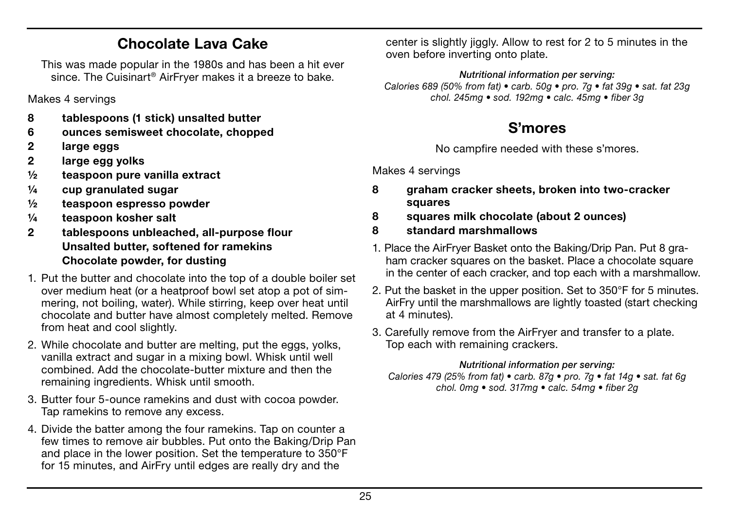## Chocolate Lava Cake

This was made popular in the 1980s and has been a hit ever since. The Cuisinart® AirFryer makes it a breeze to bake.

Makes 4 servings

- **8 tablespoons (1 stick) unsalted butter**
- **6 ounces semisweet chocolate, chopped**
- **2 large eggs**
- **2 large egg yolks**
- **½ teaspoon pure vanilla extract**
- **¼ cup granulated sugar**
- **½ teaspoon espresso powder**
- **¼ teaspoon kosher salt**
- **2 tablespoons unbleached, all-purpose flour**
- **Unsalted butter, softened for ramekins**
- **Chocolate powder, for dusting**

1. Put the butter and chocolate into the top of a double boiler set over medium heat (or a heatproof bowl set atop a pot of simmering, not boiling, water). While stirring, keep over heat until chocolate and butter have almost completely melted. Remove from heat and cool slightly.
2. While chocolate and butter are melting, put the eggs, yolks, vanilla extract and sugar in a mixing bowl. Whisk until well combined. Add the chocolate-butter mixture and then the remaining ingredients. Whisk until smooth.
3. Butter four 5-ounce ramekins and dust with cocoa powder. Tap ramekins to remove any excess.
4. Divide the batter among the four ramekins. Tap on counter a few times to remove air bubbles. Put onto the Baking/Drip Pan and place in the lower position. Set the temperature to 350°F for 15 minutes, and AirFry until edges are really dry and the center is slightly jiggly. Allow to rest for 2 to 5 minutes in the oven before inverting onto plate.

***Nutritional information per serving:***
*Calories 689 (50% from fat) • carb. 50g • pro. 7g • fat 39g • sat. fat 23g chol. 245mg • sod. 192mg • calc. 45mg • fiber 3g*

## S'mores

No campfire needed with these s'mores.

Makes 4 servings

- **8 graham cracker sheets, broken into two-cracker squares**
- **8 squares milk chocolate (about 2 ounces)**
- **8 standard marshmallows**

1. Place the AirFryer Basket onto the Baking/Drip Pan. Put 8 graham cracker squares on the basket. Place a chocolate square in the center of each cracker, and top each with a marshmallow.
2. Put the basket in the upper position. Set to 350°F for 5 minutes. AirFry until the marshmallows are lightly toasted (start checking at 4 minutes).
3. Carefully remove from the AirFryer and transfer to a plate. Top each with remaining crackers.

***Nutritional information per serving:***
*Calories 479 (25% from fat) • carb. 87g • pro. 7g • fat 14g • sat. fat 6g chol. 0mg • sod. 317mg • calc. 54mg • fiber 2g*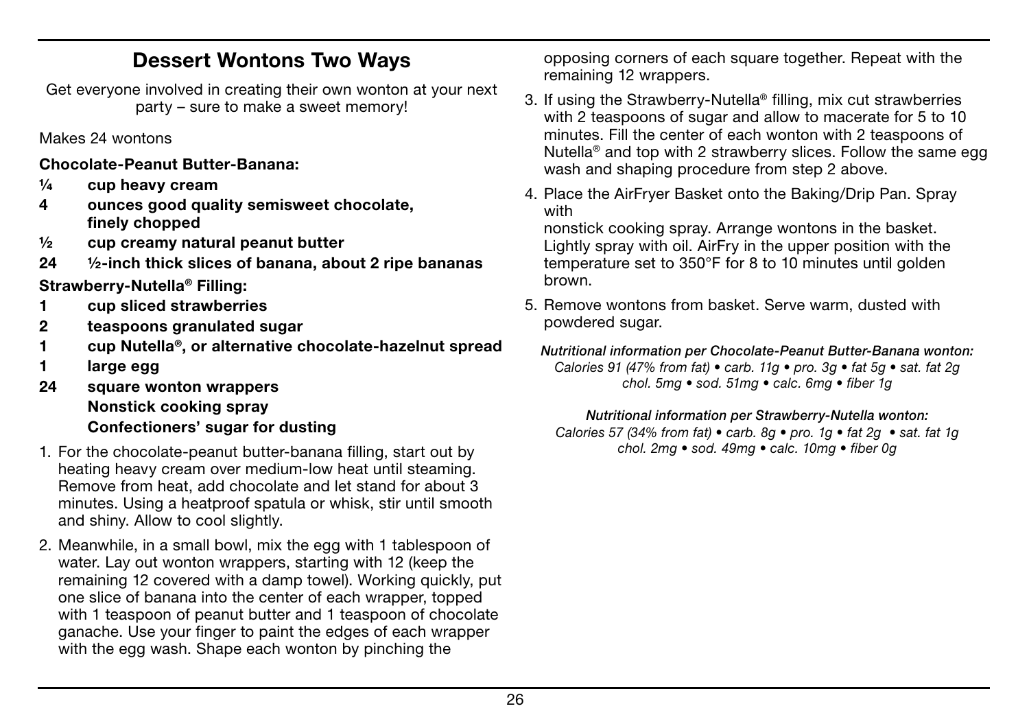## Dessert Wontons Two Ways

Get everyone involved in creating their own wonton at your next party – sure to make a sweet memory!

Makes 24 wontons

**Chocolate-Peanut Butter-Banana:**

- **¼ cup heavy cream**
- **4 ounces good quality semisweet chocolate, finely chopped**
- **½ cup creamy natural peanut butter**
- **24 ½-inch thick slices of banana, about 2 ripe bananas**

**Strawberry-Nutella® Filling:**

- **1 cup sliced strawberries**
- **2 teaspoons granulated sugar**
- **1 cup Nutella®, or alternative chocolate-hazelnut spread**
- **1 large egg**
- **24 square wonton wrappers**
- **Nonstick cooking spray**
- **Confectioners' sugar for dusting**

1. For the chocolate-peanut butter-banana filling, start out by heating heavy cream over medium-low heat until steaming. Remove from heat, add chocolate and let stand for about 3 minutes. Using a heatproof spatula or whisk, stir until smooth and shiny. Allow to cool slightly.
2. Meanwhile, in a small bowl, mix the egg with 1 tablespoon of water. Lay out wonton wrappers, starting with 12 (keep the remaining 12 covered with a damp towel). Working quickly, put one slice of banana into the center of each wrapper, topped with 1 teaspoon of peanut butter and 1 teaspoon of chocolate ganache. Use your finger to paint the edges of each wrapper with the egg wash. Shape each wonton by pinching the opposing corners of each square together. Repeat with the remaining 12 wrappers.
3. If using the Strawberry-Nutella® filling, mix cut strawberries with 2 teaspoons of sugar and allow to macerate for 5 to 10 minutes. Fill the center of each wonton with 2 teaspoons of Nutella® and top with 2 strawberry slices. Follow the same egg wash and shaping procedure from step 2 above.
4. Place the AirFryer Basket onto the Baking/Drip Pan. Spray with nonstick cooking spray. Arrange wontons in the basket. Lightly spray with oil. AirFry in the upper position with the temperature set to 350°F for 8 to 10 minutes until golden brown.
5. Remove wontons from basket. Serve warm, dusted with powdered sugar.

***Nutritional information per Chocolate-Peanut Butter-Banana wonton:***
*Calories 91 (47% from fat) • carb. 11g • pro. 3g • fat 5g • sat. fat 2g chol. 5mg • sod. 51mg • calc. 6mg • fiber 1g*

***Nutritional information per Strawberry-Nutella wonton:***
*Calories 57 (34% from fat) • carb. 8g • pro. 1g • fat 2g • sat. fat 1g chol. 2mg • sod. 49mg • calc. 10mg • fiber 0g*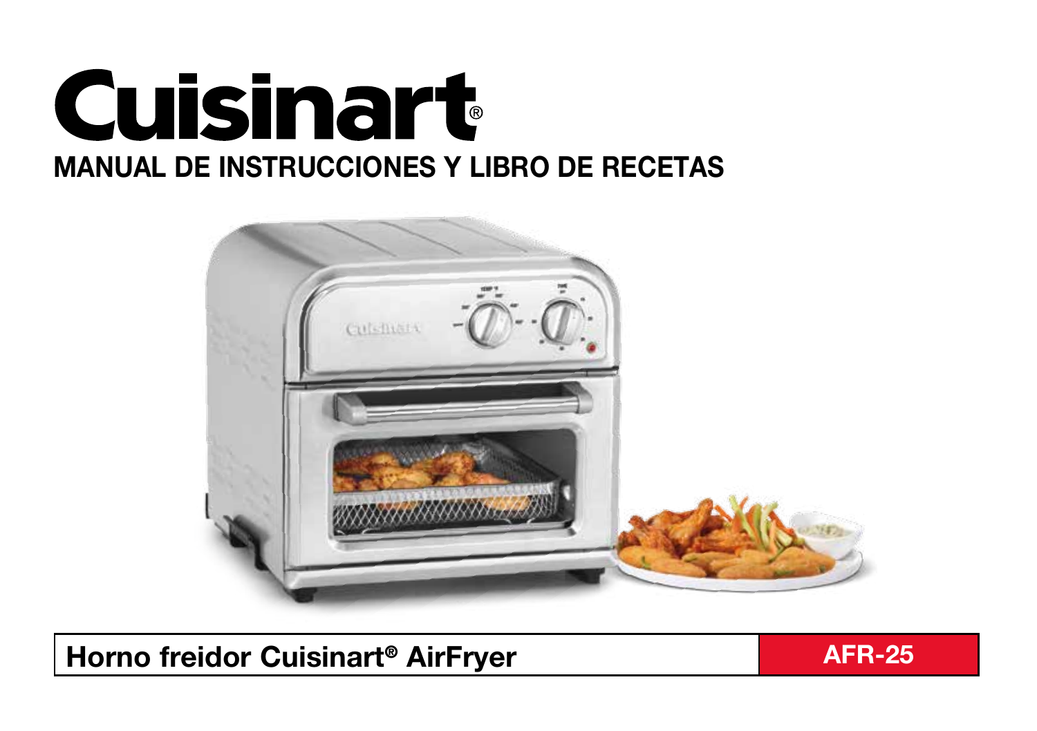# Cuisinart®

## MANUAL DE INSTRUCCIONES Y LIBRO DE RECETAS

**Horno freidor Cuisinart® AirFryer** | **AFR-25**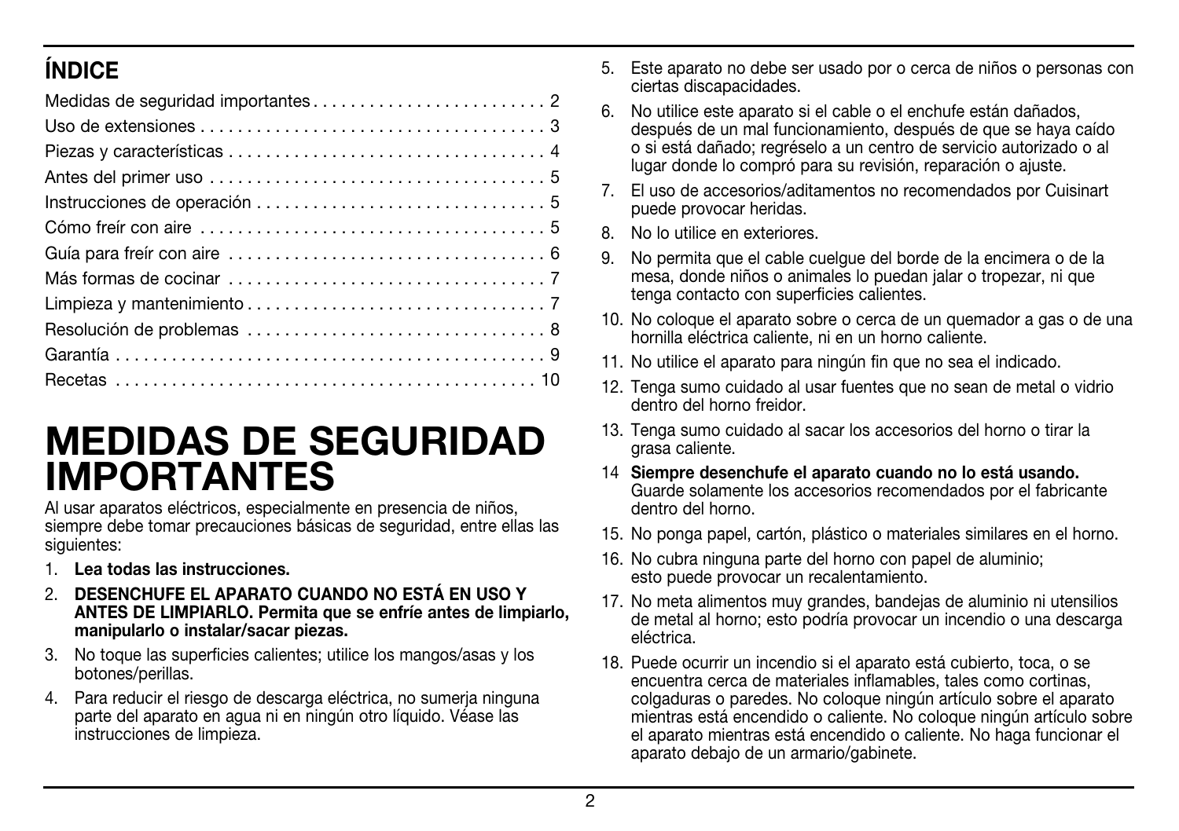## ÍNDICE

Medidas de seguridad importantes . . . . . . . . . . . . . . . . . . . . . . . . . 2
Uso de extensiones . . . . . . . . . . . . . . . . . . . . . . . . . . . . . . . . . . . . 3
Piezas y características . . . . . . . . . . . . . . . . . . . . . . . . . . . . . . . . . 4
Antes del primer uso . . . . . . . . . . . . . . . . . . . . . . . . . . . . . . . . . . . 5
Instrucciones de operación . . . . . . . . . . . . . . . . . . . . . . . . . . . . . . 5
Cómo freír con aire . . . . . . . . . . . . . . . . . . . . . . . . . . . . . . . . . . . . 5
Guía para freír con aire . . . . . . . . . . . . . . . . . . . . . . . . . . . . . . . . . 6
Más formas de cocinar . . . . . . . . . . . . . . . . . . . . . . . . . . . . . . . . . 7
Limpieza y mantenimiento . . . . . . . . . . . . . . . . . . . . . . . . . . . . . . . 7
Resolución de problemas . . . . . . . . . . . . . . . . . . . . . . . . . . . . . . . 8
Garantía . . . . . . . . . . . . . . . . . . . . . . . . . . . . . . . . . . . . . . . . . . . . . 9
Recetas . . . . . . . . . . . . . . . . . . . . . . . . . . . . . . . . . . . . . . . . . . . . 10

# MEDIDAS DE SEGURIDAD IMPORTANTES

Al usar aparatos eléctricos, especialmente en presencia de niños, siempre debe tomar precauciones básicas de seguridad, entre ellas las siguientes:

1. **Lea todas las instrucciones.**
2. **DESENCHUFE EL APARATO CUANDO NO ESTÁ EN USO Y ANTES DE LIMPIARLO. Permita que se enfríe antes de limpiarlo, manipularlo o instalar/sacar piezas.**
3. No toque las superficies calientes; utilice los mangos/asas y los botones/perillas.
4. Para reducir el riesgo de descarga eléctrica, no sumerja ninguna parte del aparato en agua ni en ningún otro líquido. Véase las instrucciones de limpieza.
5. Este aparato no debe ser usado por o cerca de niños o personas con ciertas discapacidades.
6. No utilice este aparato si el cable o el enchufe están dañados, después de un mal funcionamiento, después de que se haya caído o si está dañado; regréselo a un centro de servicio autorizado o al lugar donde lo compró para su revisión, reparación o ajuste.
7. El uso de accesorios/aditamentos no recomendados por Cuisinart puede provocar heridas.
8. No lo utilice en exteriores.
9. No permita que el cable cuelgue del borde de la encimera o de la mesa, donde niños o animales lo puedan jalar o tropezar, ni que tenga contacto con superficies calientes.
10. No coloque el aparato sobre o cerca de un quemador a gas o de una hornilla eléctrica caliente, ni en un horno caliente.
11. No utilice el aparato para ningún fin que no sea el indicado.
12. Tenga sumo cuidado al usar fuentes que no sean de metal o vidrio dentro del horno freidor.
13. Tenga sumo cuidado al sacar los accesorios del horno o tirar la grasa caliente.
14. **Siempre desenchufe el aparato cuando no lo está usando.** Guarde solamente los accesorios recomendados por el fabricante dentro del horno.
15. No ponga papel, cartón, plástico o materiales similares en el horno.
16. No cubra ninguna parte del horno con papel de aluminio; esto puede provocar un recalentamiento.
17. No meta alimentos muy grandes, bandejas de aluminio ni utensilios de metal al horno; esto podría provocar un incendio o una descarga eléctrica.
18. Puede ocurrir un incendio si el aparato está cubierto, toca, o se encuentra cerca de materiales inflamables, tales como cortinas, colgaduras o paredes. No coloque ningún artículo sobre el aparato mientras está encendido o caliente. No coloque ningún artículo sobre el aparato mientras está encendido o caliente. No haga funcionar el aparato debajo de un armario/gabinete.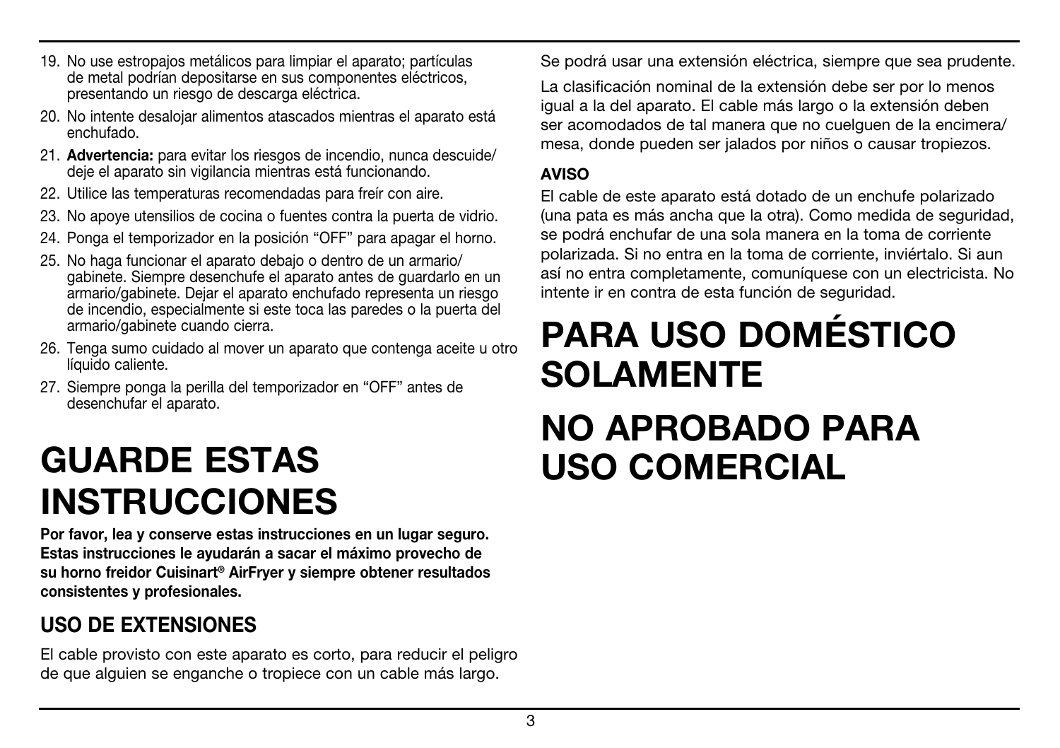19. No use estropajos metálicos para limpiar el aparato; partículas de metal podrían depositarse en sus componentes eléctricos, presentando un riesgo de descarga eléctrica.
20. No intente desalojar alimentos atascados mientras el aparato está enchufado.
21. **Advertencia:** para evitar los riesgos de incendio, nunca descuide/deje el aparato sin vigilancia mientras está funcionando.
22. Utilice las temperaturas recomendadas para freír con aire.
23. No apoye utensilios de cocina o fuentes contra la puerta de vidrio.
24. Ponga el temporizador en la posición "OFF" para apagar el horno.
25. No haga funcionar el aparato debajo o dentro de un armario/gabinete. Siempre desenchufe el aparato antes de guardarlo en un armario/gabinete. Dejar el aparato enchufado representa un riesgo de incendio, especialmente si este toca las paredes o la puerta del armario/gabinete cuando cierra.
26. Tenga sumo cuidado al mover un aparato que contenga aceite u otro líquido caliente.
27. Siempre ponga la perilla del temporizador en "OFF" antes de desenchufar el aparato.

# GUARDE ESTAS INSTRUCCIONES

**Por favor, lea y conserve estas instrucciones en un lugar seguro. Estas instrucciones le ayudarán a sacar el máximo provecho de su horno freidor Cuisinart® AirFryer y siempre obtener resultados consistentes y profesionales.**

## USO DE EXTENSIONES

El cable provisto con este aparato es corto, para reducir el peligro de que alguien se enganche o tropiece con un cable más largo.

Se podrá usar una extensión eléctrica, siempre que sea prudente.

La clasificación nominal de la extensión debe ser por lo menos igual a la del aparato. El cable más largo o la extensión deben ser acomodados de tal manera que no cuelguen de la encimera/mesa, donde pueden ser jalados por niños o causar tropiezos.

**AVISO**

El cable de este aparato está dotado de un enchufe polarizado (una pata es más ancha que la otra). Como medida de seguridad, se podrá enchufar de una sola manera en la toma de corriente polarizada. Si no entra en la toma de corriente, inviértalo. Si aun así no entra completamente, comuníquese con un electricista. No intente ir en contra de esta función de seguridad.

# PARA USO DOMÉSTICO SOLAMENTE

# NO APROBADO PARA USO COMERCIAL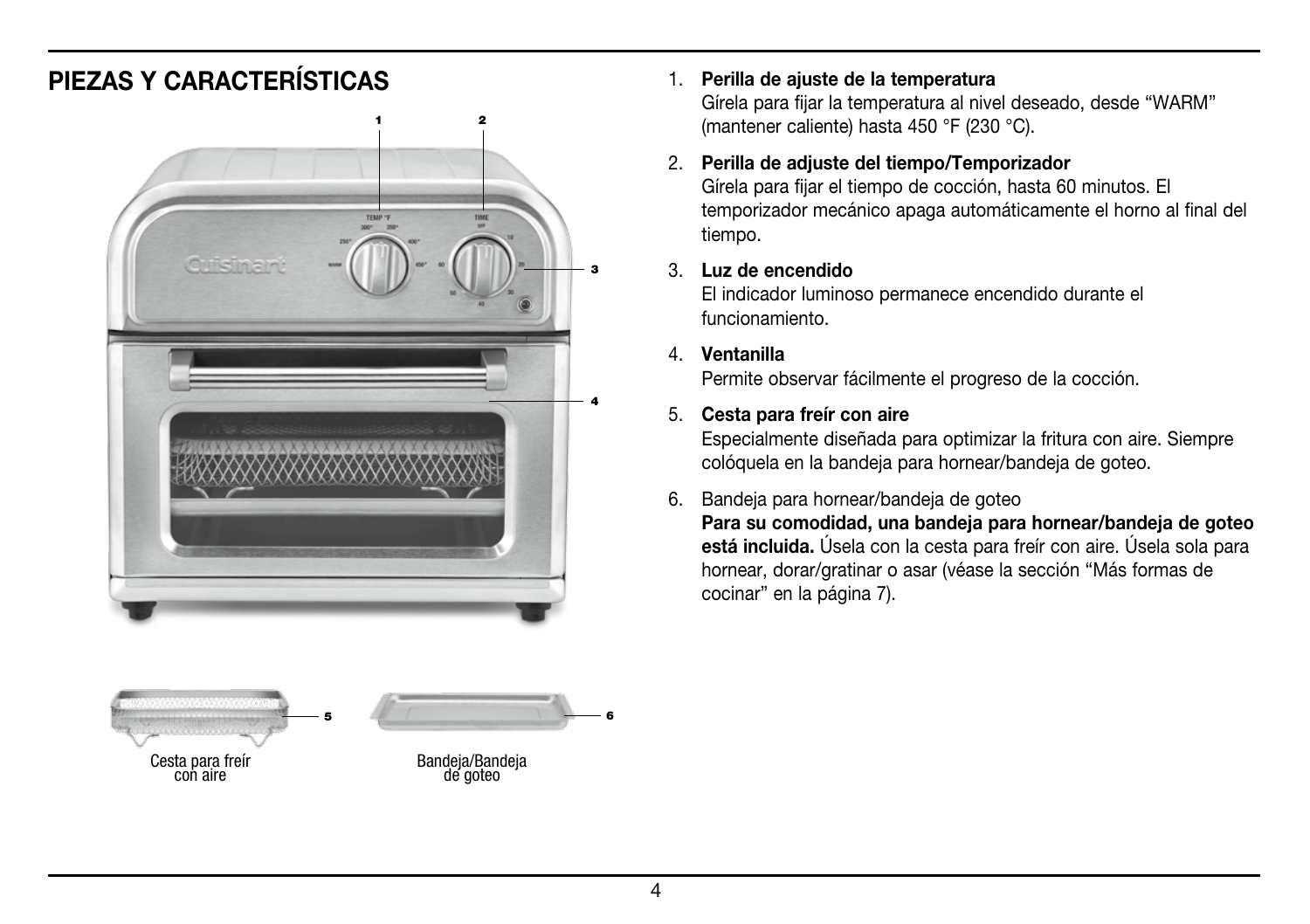## PIEZAS Y CARACTERÍSTICAS

Cesta para freír con aire

Bandeja/Bandeja de goteo

1. **Perilla de ajuste de la temperatura**
   Gírela para fijar la temperatura al nivel deseado, desde "WARM" (mantener caliente) hasta 450 °F (230 °C).

2. **Perilla de adjuste del tiempo/Temporizador**
   Gírela para fijar el tiempo de cocción, hasta 60 minutos. El temporizador mecánico apaga automáticamente el horno al final del tiempo.

3. **Luz de encendido**
   El indicador luminoso permanece encendido durante el funcionamiento.

4. **Ventanilla**
   Permite observar fácilmente el progreso de la cocción.

5. **Cesta para freír con aire**
   Especialmente diseñada para optimizar la fritura con aire. Siempre colóquela en la bandeja para hornear/bandeja de goteo.

6. Bandeja para hornear/bandeja de goteo
   **Para su comodidad, una bandeja para hornear/bandeja de goteo está incluida.** Úsela con la cesta para freír con aire. Úsela sola para hornear, dorar/gratinar o asar (véase la sección "Más formas de cocinar" en la página 7).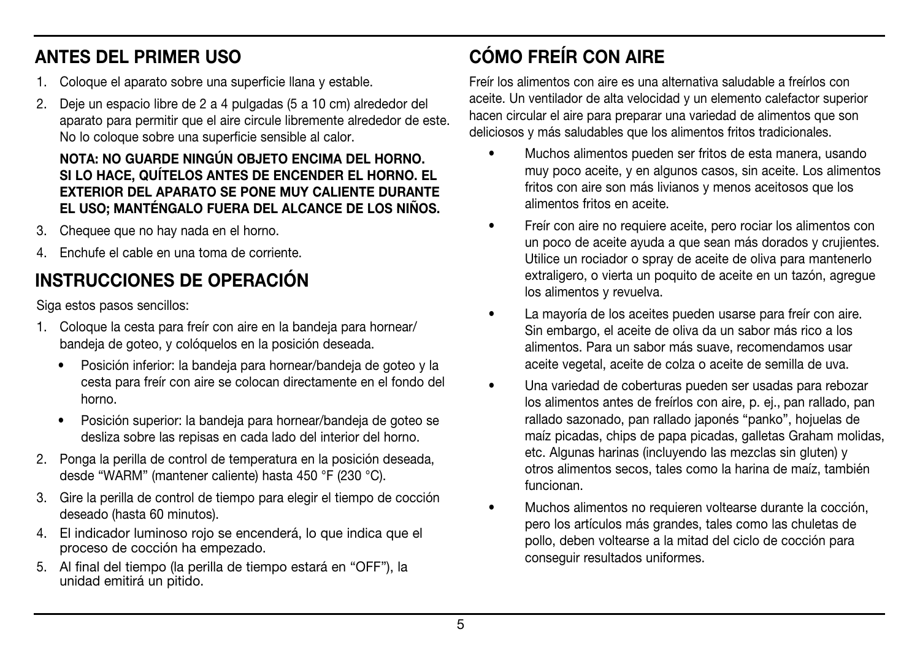## ANTES DEL PRIMER USO

1. Coloque el aparato sobre una superficie llana y estable.
2. Deje un espacio libre de 2 a 4 pulgadas (5 a 10 cm) alrededor del aparato para permitir que el aire circule libremente alrededor de este. No lo coloque sobre una superficie sensible al calor.

   **NOTA: NO GUARDE NINGÚN OBJETO ENCIMA DEL HORNO. SI LO HACE, QUÍTELOS ANTES DE ENCENDER EL HORNO. EL EXTERIOR DEL APARATO SE PONE MUY CALIENTE DURANTE EL USO; MANTÉNGALO FUERA DEL ALCANCE DE LOS NIÑOS.**

3. Chequee que no hay nada en el horno.
4. Enchufe el cable en una toma de corriente.

## INSTRUCCIONES DE OPERACIÓN

Siga estos pasos sencillos:

1. Coloque la cesta para freír con aire en la bandeja para hornear/bandeja de goteo, y colóquelos en la posición deseada.
   - Posición inferior: la bandeja para hornear/bandeja de goteo y la cesta para freír con aire se colocan directamente en el fondo del horno.
   - Posición superior: la bandeja para hornear/bandeja de goteo se desliza sobre las repisas en cada lado del interior del horno.
2. Ponga la perilla de control de temperatura en la posición deseada, desde "WARM" (mantener caliente) hasta 450 °F (230 °C).
3. Gire la perilla de control de tiempo para elegir el tiempo de cocción deseado (hasta 60 minutos).
4. El indicador luminoso rojo se encenderá, lo que indica que el proceso de cocción ha empezado.
5. Al final del tiempo (la perilla de tiempo estará en "OFF"), la unidad emitirá un pitido.

## CÓMO FREÍR CON AIRE

Freír los alimentos con aire es una alternativa saludable a freírlos con aceite. Un ventilador de alta velocidad y un elemento calefactor superior hacen circular el aire para preparar una variedad de alimentos que son deliciosos y más saludables que los alimentos fritos tradicionales.

- Muchos alimentos pueden ser fritos de esta manera, usando muy poco aceite, y en algunos casos, sin aceite. Los alimentos fritos con aire son más livianos y menos aceitosos que los alimentos fritos en aceite.
- Freír con aire no requiere aceite, pero rociar los alimentos con un poco de aceite ayuda a que sean más dorados y crujientes. Utilice un rociador o spray de aceite de oliva para mantenerlo extraligero, o vierta un poquito de aceite en un tazón, agregue los alimentos y revuelva.
- La mayoría de los aceites pueden usarse para freír con aire. Sin embargo, el aceite de oliva da un sabor más rico a los alimentos. Para un sabor más suave, recomendamos usar aceite vegetal, aceite de colza o aceite de semilla de uva.
- Una variedad de coberturas pueden ser usadas para rebozar los alimentos antes de freírlos con aire, p. ej., pan rallado, pan rallado sazonado, pan rallado japonés "panko", hojuelas de maíz picadas, chips de papa picadas, galletas Graham molidas, etc. Algunas harinas (incluyendo las mezclas sin gluten) y otros alimentos secos, tales como la harina de maíz, también funcionan.
- Muchos alimentos no requieren voltearse durante la cocción, pero los artículos más grandes, tales como las chuletas de pollo, deben voltearse a la mitad del ciclo de cocción para conseguir resultados uniformes.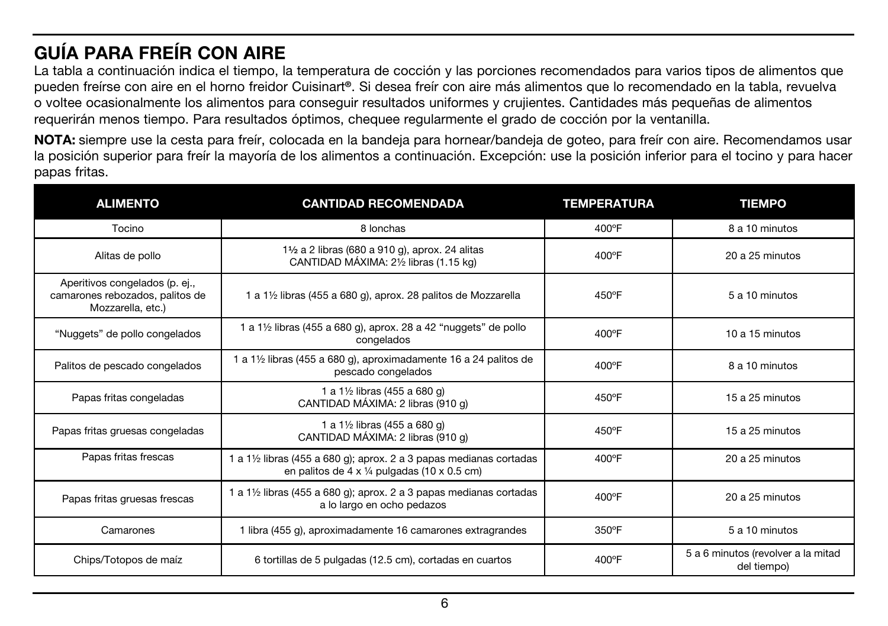## GUÍA PARA FREÍR CON AIRE

La tabla a continuación indica el tiempo, la temperatura de cocción y las porciones recomendados para varios tipos de alimentos que pueden freírse con aire en el horno freidor Cuisinart®. Si desea freír con aire más alimentos que lo recomendado en la tabla, revuelva o voltee ocasionalmente los alimentos para conseguir resultados uniformes y crujientes. Cantidades más pequeñas de alimentos requerirán menos tiempo. Para resultados óptimos, chequee regularmente el grado de cocción por la ventanilla.

**NOTA:** siempre use la cesta para freír, colocada en la bandeja para hornear/bandeja de goteo, para freír con aire. Recomendamos usar la posición superior para freír la mayoría de los alimentos a continuación. Excepción: use la posición inferior para el tocino y para hacer papas fritas.

| ALIMENTO | CANTIDAD RECOMENDADA | TEMPERATURA | TIEMPO |
|---|---|---|---|
| Tocino | 8 lonchas | 400ºF | 8 a 10 minutos |
| Alitas de pollo | 1½ a 2 libras (680 a 910 g), aprox. 24 alitas CANTIDAD MÁXIMA: 2½ libras (1.15 kg) | 400ºF | 20 a 25 minutos |
| Aperitivos congelados (p. ej., camarones rebozados, palitos de Mozzarella, etc.) | 1 a 1½ libras (455 a 680 g), aprox. 28 palitos de Mozzarella | 450ºF | 5 a 10 minutos |
| "Nuggets" de pollo congelados | 1 a 1½ libras (455 a 680 g), aprox. 28 a 42 "nuggets" de pollo congelados | 400ºF | 10 a 15 minutos |
| Palitos de pescado congelados | 1 a 1½ libras (455 a 680 g), aproximadamente 16 a 24 palitos de pescado congelados | 400ºF | 8 a 10 minutos |
| Papas fritas congeladas | 1 a 1½ libras (455 a 680 g) CANTIDAD MÁXIMA: 2 libras (910 g) | 450ºF | 15 a 25 minutos |
| Papas fritas gruesas congeladas | 1 a 1½ libras (455 a 680 g) CANTIDAD MÁXIMA: 2 libras (910 g) | 450ºF | 15 a 25 minutos |
| Papas fritas frescas | 1 a 1½ libras (455 a 680 g); aprox. 2 a 3 papas medianas cortadas en palitos de 4 x ¼ pulgadas (10 x 0.5 cm) | 400ºF | 20 a 25 minutos |
| Papas fritas gruesas frescas | 1 a 1½ libras (455 a 680 g); aprox. 2 a 3 papas medianas cortadas a lo largo en ocho pedazos | 400ºF | 20 a 25 minutos |
| Camarones | 1 libra (455 g), aproximadamente 16 camarones extragrandes | 350ºF | 5 a 10 minutos |
| Chips/Totopos de maíz | 6 tortillas de 5 pulgadas (12.5 cm), cortadas en cuartos | 400ºF | 5 a 6 minutos (revolver a la mitad del tiempo) |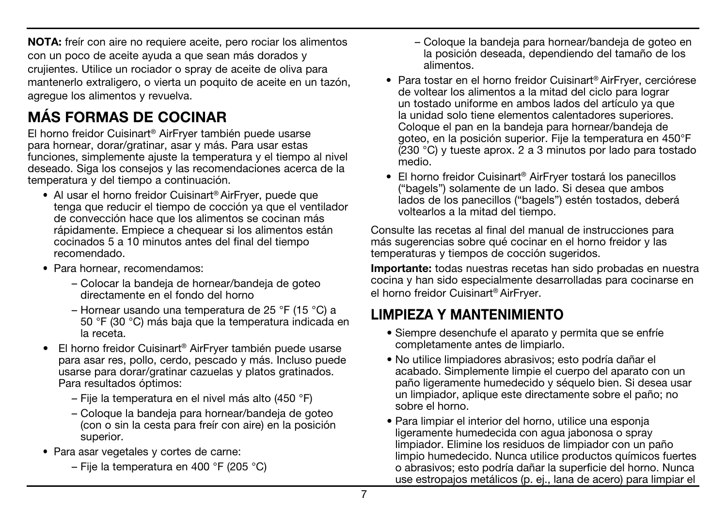**NOTA:** freír con aire no requiere aceite, pero rociar los alimentos con un poco de aceite ayuda a que sean más dorados y crujientes. Utilice un rociador o spray de aceite de oliva para mantenerlo extraligero, o vierta un poquito de aceite en un tazón, agregue los alimentos y revuelva.

## MÁS FORMAS DE COCINAR

El horno freidor Cuisinart® AirFryer también puede usarse para hornear, dorar/gratinar, asar y más. Para usar estas funciones, simplemente ajuste la temperatura y el tiempo al nivel deseado. Siga los consejos y las recomendaciones acerca de la temperatura y del tiempo a continuación.

- Al usar el horno freidor Cuisinart® AirFryer, puede que tenga que reducir el tiempo de cocción ya que el ventilador de convección hace que los alimentos se cocinan más rápidamente. Empiece a chequear si los alimentos están cocinados 5 a 10 minutos antes del final del tiempo recomendado.
- Para hornear, recomendamos:
  - Colocar la bandeja de hornear/bandeja de goteo directamente en el fondo del horno
  - Hornear usando una temperatura de 25 °F (15 °C) a 50 °F (30 °C) más baja que la temperatura indicada en la receta.
- El horno freidor Cuisinart® AirFryer también puede usarse para asar res, pollo, cerdo, pescado y más. Incluso puede usarse para dorar/gratinar cazuelas y platos gratinados. Para resultados óptimos:
  - Fije la temperatura en el nivel más alto (450 °F)
  - Coloque la bandeja para hornear/bandeja de goteo (con o sin la cesta para freír con aire) en la posición superior.
- Para asar vegetales y cortes de carne:
  - Fije la temperatura en 400 °F (205 °C)
  - Coloque la bandeja para hornear/bandeja de goteo en la posición deseada, dependiendo del tamaño de los alimentos.
- Para tostar en el horno freidor Cuisinart® AirFryer, cerciórese de voltear los alimentos a la mitad del ciclo para lograr un tostado uniforme en ambos lados del artículo ya que la unidad solo tiene elementos calentadores superiores. Coloque el pan en la bandeja para hornear/bandeja de goteo, en la posición superior. Fije la temperatura en 450°F (230 °C) y tueste aprox. 2 a 3 minutos por lado para tostado medio.
- El horno freidor Cuisinart® AirFryer tostará los panecillos ("bagels") solamente de un lado. Si desea que ambos lados de los panecillos ("bagels") estén tostados, deberá voltearlos a la mitad del tiempo.

Consulte las recetas al final del manual de instrucciones para más sugerencias sobre qué cocinar en el horno freidor y las temperaturas y tiempos de cocción sugeridos.

**Importante:** todas nuestras recetas han sido probadas en nuestra cocina y han sido especialmente desarrolladas para cocinarse en el horno freidor Cuisinart® AirFryer.

## LIMPIEZA Y MANTENIMIENTO

- Siempre desenchufe el aparato y permita que se enfríe completamente antes de limpiarlo.
- No utilice limpiadores abrasivos; esto podría dañar el acabado. Simplemente limpie el cuerpo del aparato con un paño ligeramente humedecido y séquelo bien. Si desea usar un limpiador, aplique este directamente sobre el paño; no sobre el horno.
- Para limpiar el interior del horno, utilice una esponja ligeramente humedecida con agua jabonosa o spray limpiador. Elimine los residuos de limpiador con un paño limpio humedecido. Nunca utilice productos químicos fuertes o abrasivos; esto podría dañar la superficie del horno. Nunca use estropajos metálicos (p. ej., lana de acero) para limpiar el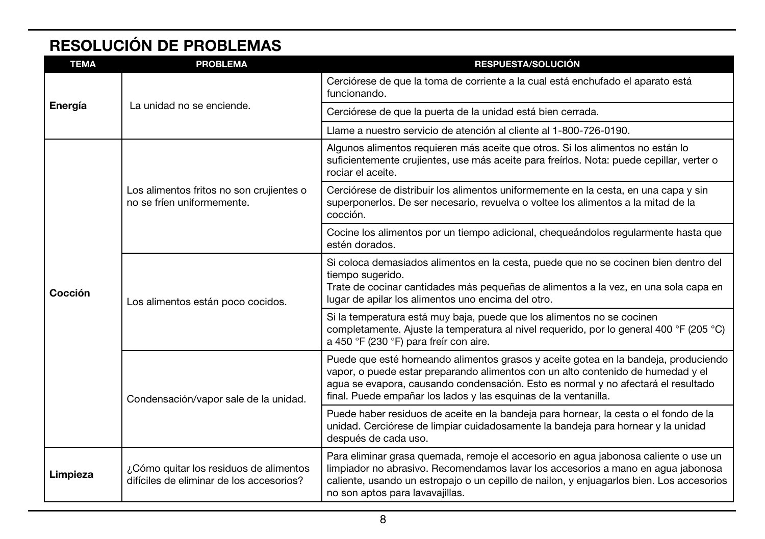## RESOLUCIÓN DE PROBLEMAS

| TEMA | PROBLEMA | RESPUESTA/SOLUCIÓN |
|---|---|---|
| Energía | La unidad no se enciende. | Cerciórese de que la toma de corriente a la cual está enchufado el aparato está funcionando. |
| | | Cerciórese de que la puerta de la unidad está bien cerrada. |
| | | Llame a nuestro servicio de atención al cliente al 1-800-726-0190. |
| Cocción | Los alimentos fritos no son crujientes o no se fríen uniformemente. | Algunos alimentos requieren más aceite que otros. Si los alimentos no están lo suficientemente crujientes, use más aceite para freírlos. Nota: puede cepillar, verter o rociar el aceite. |
| | | Cerciórese de distribuir los alimentos uniformemente en la cesta, en una capa y sin superponerlos. De ser necesario, revuelva o voltee los alimentos a la mitad de la cocción. |
| | | Cocine los alimentos por un tiempo adicional, chequeándolos regularmente hasta que estén dorados. |
| | Los alimentos están poco cocidos. | Si coloca demasiados alimentos en la cesta, puede que no se cocinen bien dentro del tiempo sugerido. Trate de cocinar cantidades más pequeñas de alimentos a la vez, en una sola capa en lugar de apilar los alimentos uno encima del otro. |
| | | Si la temperatura está muy baja, puede que los alimentos no se cocinen completamente. Ajuste la temperatura al nivel requerido, por lo general 400 °F (205 °C) a 450 °F (230 °F) para freír con aire. |
| | Condensación/vapor sale de la unidad. | Puede que esté horneando alimentos grasos y aceite gotea en la bandeja, produciendo vapor, o puede estar preparando alimentos con un alto contenido de humedad y el agua se evapora, causando condensación. Esto es normal y no afectará el resultado final. Puede empañar los lados y las esquinas de la ventanilla. |
| | | Puede haber residuos de aceite en la bandeja para hornear, la cesta o el fondo de la unidad. Cerciórese de limpiar cuidadosamente la bandeja para hornear y la unidad después de cada uso. |
| Limpieza | ¿Cómo quitar los residuos de alimentos difíciles de eliminar de los accesorios? | Para eliminar grasa quemada, remoje el accesorio en agua jabonosa caliente o use un limpiador no abrasivo. Recomendamos lavar los accesorios a mano en agua jabonosa caliente, usando un estropajo o un cepillo de nailon, y enjuagarlos bien. Los accesorios no son aptos para lavavajillas. |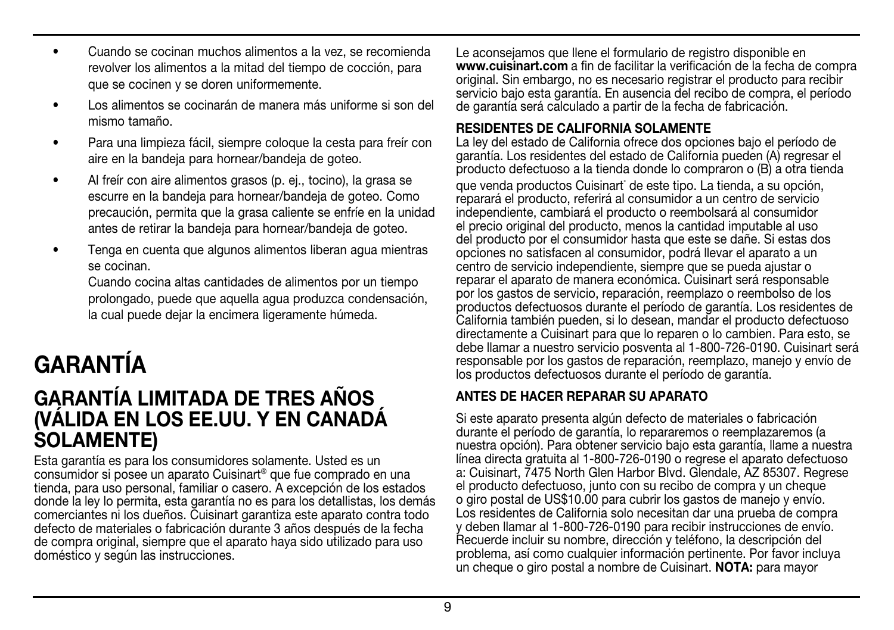- Cuando se cocinan muchos alimentos a la vez, se recomienda revolver los alimentos a la mitad del tiempo de cocción, para que se cocinen y se doren uniformemente.
- Los alimentos se cocinarán de manera más uniforme si son del mismo tamaño.
- Para una limpieza fácil, siempre coloque la cesta para freír con aire en la bandeja para hornear/bandeja de goteo.
- Al freír con aire alimentos grasos (p. ej., tocino), la grasa se escurre en la bandeja para hornear/bandeja de goteo. Como precaución, permita que la grasa caliente se enfríe en la unidad antes de retirar la bandeja para hornear/bandeja de goteo.
- Tenga en cuenta que algunos alimentos liberan agua mientras se cocinan.
  Cuando cocina altas cantidades de alimentos por un tiempo prolongado, puede que aquella agua produzca condensación, la cual puede dejar la encimera ligeramente húmeda.

# GARANTÍA

## GARANTÍA LIMITADA DE TRES AÑOS (VÁLIDA EN LOS EE.UU. Y EN CANADÁ SOLAMENTE)

Esta garantía es para los consumidores solamente. Usted es un consumidor si posee un aparato Cuisinart® que fue comprado en una tienda, para uso personal, familiar o casero. A excepción de los estados donde la ley lo permita, esta garantía no es para los detallistas, los demás comerciantes ni los dueños. Cuisinart garantiza este aparato contra todo defecto de materiales o fabricación durante 3 años después de la fecha de compra original, siempre que el aparato haya sido utilizado para uso doméstico y según las instrucciones.

Le aconsejamos que llene el formulario de registro disponible en **www.cuisinart.com** a fin de facilitar la verificación de la fecha de compra original. Sin embargo, no es necesario registrar el producto para recibir servicio bajo esta garantía. En ausencia del recibo de compra, el período de garantía será calculado a partir de la fecha de fabricación.

**RESIDENTES DE CALIFORNIA SOLAMENTE**

La ley del estado de California ofrece dos opciones bajo el período de garantía. Los residentes del estado de California pueden (A) regresar el producto defectuoso a la tienda donde lo compraron o (B) a otra tienda que venda productos Cuisinart® de este tipo. La tienda, a su opción, reparará el producto, referirá al consumidor a un centro de servicio independiente, cambiará el producto o reembolsará al consumidor el precio original del producto, menos la cantidad imputable al uso del producto por el consumidor hasta que este se dañe. Si estas dos opciones no satisfacen al consumidor, podrá llevar el aparato a un centro de servicio independiente, siempre que se pueda ajustar o reparar el aparato de manera económica. Cuisinart será responsable por los gastos de servicio, reparación, reemplazo o reembolso de los productos defectuosos durante el período de garantía. Los residentes de California también pueden, si lo desean, mandar el producto defectuoso directamente a Cuisinart para que lo reparen o lo cambien. Para esto, se debe llamar a nuestro servicio posventa al 1-800-726-0190. Cuisinart será responsable por los gastos de reparación, reemplazo, manejo y envío de los productos defectuosos durante el período de garantía.

**ANTES DE HACER REPARAR SU APARATO**

Si este aparato presenta algún defecto de materiales o fabricación durante el período de garantía, lo repararemos o reemplazaremos (a nuestra opción). Para obtener servicio bajo esta garantía, llame a nuestra línea directa gratuita al 1-800-726-0190 o regrese el aparato defectuoso a: Cuisinart, 7475 North Glen Harbor Blvd. Glendale, AZ 85307. Regrese el producto defectuoso, junto con su recibo de compra y un cheque o giro postal de US$10.00 para cubrir los gastos de manejo y envío. Los residentes de California solo necesitan dar una prueba de compra y deben llamar al 1-800-726-0190 para recibir instrucciones de envío. Recuerde incluir su nombre, dirección y teléfono, la descripción del problema, así como cualquier información pertinente. Por favor incluya un cheque o giro postal a nombre de Cuisinart. **NOTA:** para mayor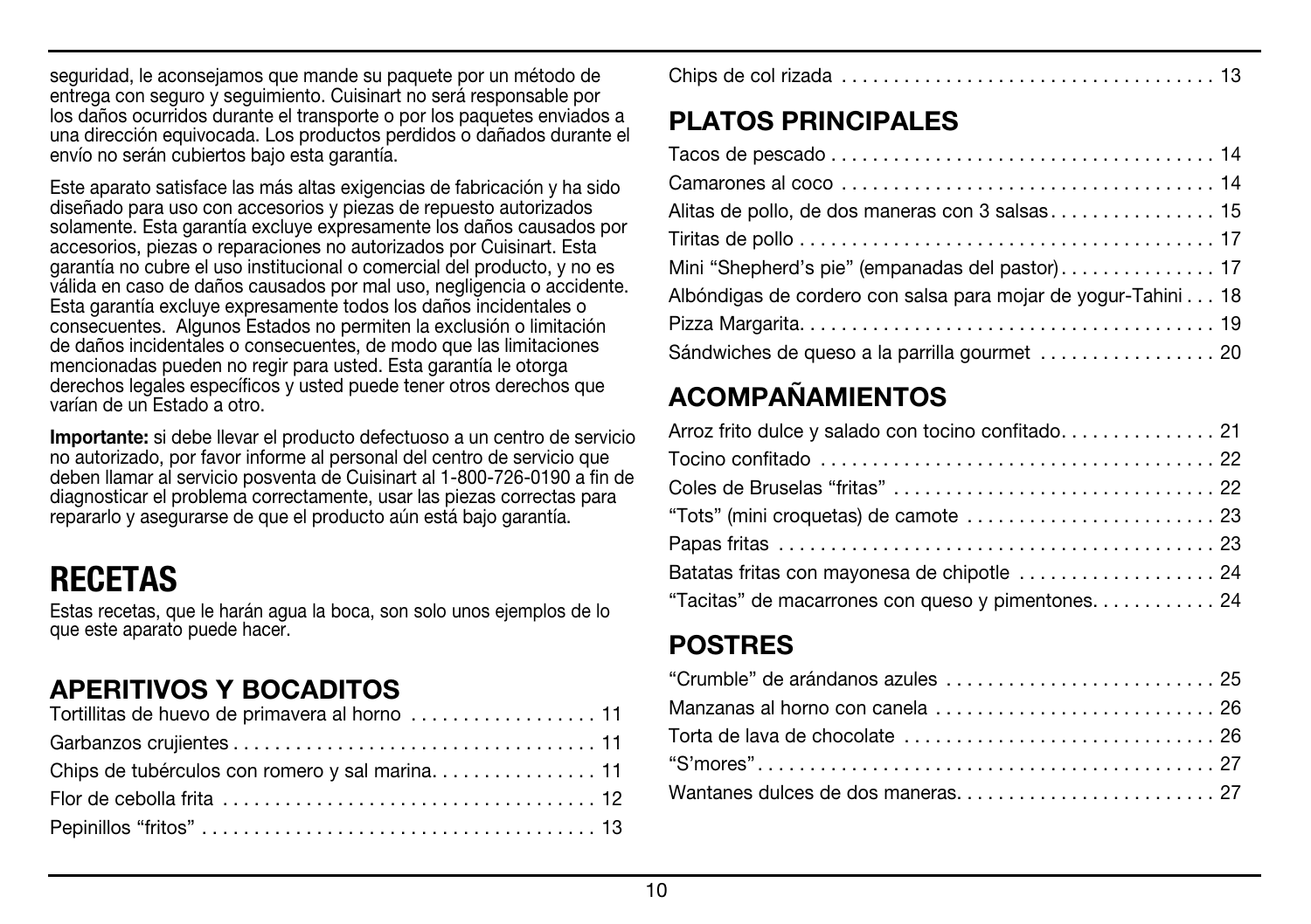seguridad, le aconsejamos que mande su paquete por un método de entrega con seguro y seguimiento. Cuisinart no será responsable por los daños ocurridos durante el transporte o por los paquetes enviados a una dirección equivocada. Los productos perdidos o dañados durante el envío no serán cubiertos bajo esta garantía.

Este aparato satisface las más altas exigencias de fabricación y ha sido diseñado para uso con accesorios y piezas de repuesto autorizados solamente. Esta garantía excluye expresamente los daños causados por accesorios, piezas o reparaciones no autorizados por Cuisinart. Esta garantía no cubre el uso institucional o comercial del producto, y no es válida en caso de daños causados por mal uso, negligencia o accidente. Esta garantía excluye expresamente todos los daños incidentales o consecuentes. Algunos Estados no permiten la exclusión o limitación de daños incidentales o consecuentes, de modo que las limitaciones mencionadas pueden no regir para usted. Esta garantía le otorga derechos legales específicos y usted puede tener otros derechos que varían de un Estado a otro.

**Importante:** si debe llevar el producto defectuoso a un centro de servicio no autorizado, por favor informe al personal del centro de servicio que deben llamar al servicio posventa de Cuisinart al 1-800-726-0190 a fin de diagnosticar el problema correctamente, usar las piezas correctas para repararlo y asegurarse de que el producto aún está bajo garantía.

# RECETAS

Estas recetas, que le harán agua la boca, son solo unos ejemplos de lo que este aparato puede hacer.

## APERITIVOS Y BOCADITOS

Tortillitas de huevo de primavera al horno . . . . . . . . . . . . . . . . . . 11
Garbanzos crujientes . . . . . . . . . . . . . . . . . . . . . . . . . . . . . . . . . . . 11
Chips de tubérculos con romero y sal marina. . . . . . . . . . . . . . . . 11
Flor de cebolla frita . . . . . . . . . . . . . . . . . . . . . . . . . . . . . . . . . . . . 12
Pepinillos "fritos" . . . . . . . . . . . . . . . . . . . . . . . . . . . . . . . . . . . . . 13
Chips de col rizada . . . . . . . . . . . . . . . . . . . . . . . . . . . . . . . . . . . . 13

## PLATOS PRINCIPALES

Tacos de pescado . . . . . . . . . . . . . . . . . . . . . . . . . . . . . . . . . . . . . 14
Camarones al coco . . . . . . . . . . . . . . . . . . . . . . . . . . . . . . . . . . . . 14
Alitas de pollo, de dos maneras con 3 salsas . . . . . . . . . . . . . . . . 15
Tiritas de pollo . . . . . . . . . . . . . . . . . . . . . . . . . . . . . . . . . . . . . . . . 17
Mini "Shepherd's pie" (empanadas del pastor) . . . . . . . . . . . . . . . 17
Albóndigas de cordero con salsa para mojar de yogur-Tahini . . . 18
Pizza Margarita. . . . . . . . . . . . . . . . . . . . . . . . . . . . . . . . . . . . . . . 19
Sándwiches de queso a la parrilla gourmet . . . . . . . . . . . . . . . . . 20

## ACOMPAÑAMIENTOS

Arroz frito dulce y salado con tocino confitado. . . . . . . . . . . . . . . 21
Tocino confitado . . . . . . . . . . . . . . . . . . . . . . . . . . . . . . . . . . . . . . 22
Coles de Bruselas "fritas" . . . . . . . . . . . . . . . . . . . . . . . . . . . . . . . 22
"Tots" (mini croquetas) de camote . . . . . . . . . . . . . . . . . . . . . . . . 23
Papas fritas . . . . . . . . . . . . . . . . . . . . . . . . . . . . . . . . . . . . . . . . . . 23
Batatas fritas con mayonesa de chipotle . . . . . . . . . . . . . . . . . . . 24
"Tacitas" de macarrones con queso y pimentones. . . . . . . . . . . . 24

## POSTRES

"Crumble" de arándanos azules . . . . . . . . . . . . . . . . . . . . . . . . . . 25
Manzanas al horno con canela . . . . . . . . . . . . . . . . . . . . . . . . . . . 26
Torta de lava de chocolate . . . . . . . . . . . . . . . . . . . . . . . . . . . . . . 26
"S'mores" . . . . . . . . . . . . . . . . . . . . . . . . . . . . . . . . . . . . . . . . . . . . 27
Wantanes dulces de dos maneras. . . . . . . . . . . . . . . . . . . . . . . . . 27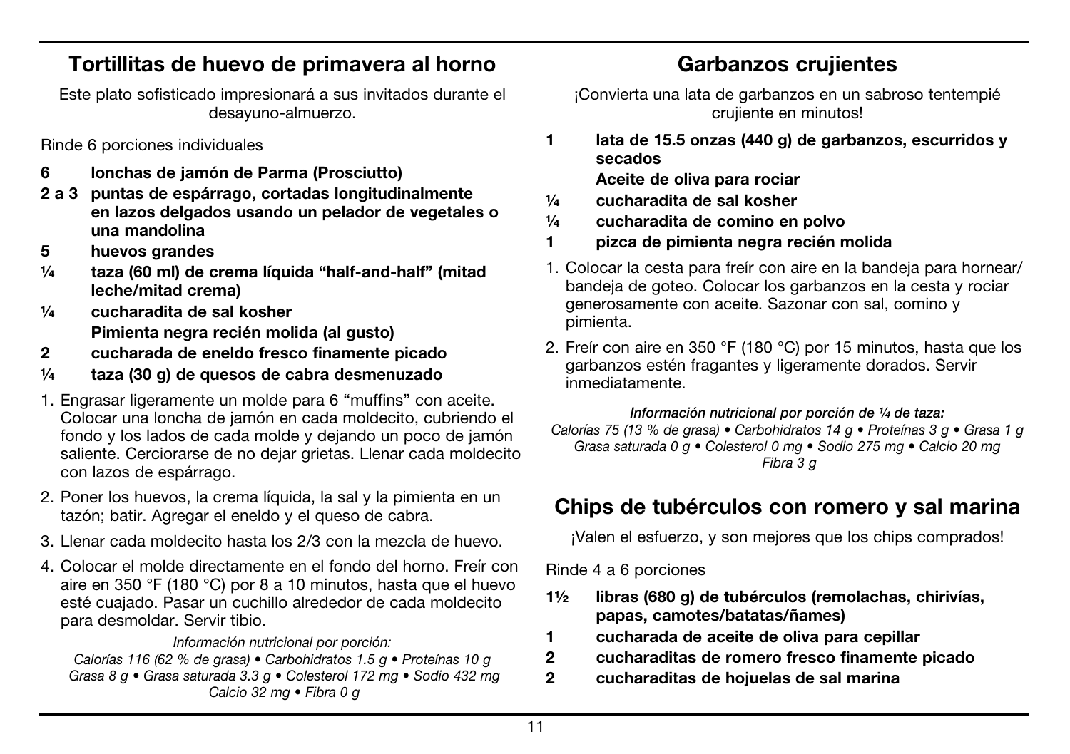## Tortillitas de huevo de primavera al horno

Este plato sofisticado impresionará a sus invitados durante el desayuno-almuerzo.

Rinde 6 porciones individuales

**6 lonchas de jamón de Parma (Prosciutto)**
**2 a 3 puntas de espárrago, cortadas longitudinalmente en lazos delgados usando un pelador de vegetales o una mandolina**
**5 huevos grandes**
**¼ taza (60 ml) de crema líquida "half-and-half" (mitad leche/mitad crema)**
**¼ cucharadita de sal kosher**
**Pimienta negra recién molida (al gusto)**
**2 cucharada de eneldo fresco finamente picado**
**¼ taza (30 g) de quesos de cabra desmenuzado**

1. Engrasar ligeramente un molde para 6 "muffins" con aceite. Colocar una loncha de jamón en cada moldecito, cubriendo el fondo y los lados de cada molde y dejando un poco de jamón saliente. Cerciorarse de no dejar grietas. Llenar cada moldecito con lazos de espárrago.
2. Poner los huevos, la crema líquida, la sal y la pimienta en un tazón; batir. Agregar el eneldo y el queso de cabra.
3. Llenar cada moldecito hasta los 2/3 con la mezcla de huevo.
4. Colocar el molde directamente en el fondo del horno. Freír con aire en 350 °F (180 °C) por 8 a 10 minutos, hasta que el huevo esté cuajado. Pasar un cuchillo alrededor de cada moldecito para desmoldar. Servir tibio.

*Información nutricional por porción:*
*Calorías 116 (62 % de grasa) • Carbohidratos 1.5 g • Proteínas 10 g Grasa 8 g • Grasa saturada 3.3 g • Colesterol 172 mg • Sodio 432 mg Calcio 32 mg • Fibra 0 g*

## Garbanzos crujientes

¡Convierta una lata de garbanzos en un sabroso tentempié crujiente en minutos!

**1 lata de 15.5 onzas (440 g) de garbanzos, escurridos y secados**
**Aceite de oliva para rociar**
**¼ cucharadita de sal kosher**
**¼ cucharadita de comino en polvo**
**1 pizca de pimienta negra recién molida**

1. Colocar la cesta para freír con aire en la bandeja para hornear/bandeja de goteo. Colocar los garbanzos en la cesta y rociar generosamente con aceite. Sazonar con sal, comino y pimienta.
2. Freír con aire en 350 °F (180 °C) por 15 minutos, hasta que los garbanzos estén fragantes y ligeramente dorados. Servir inmediatamente.

***Información nutricional por porción de ¼ de taza:***
*Calorías 75 (13 % de grasa) • Carbohidratos 14 g • Proteínas 3 g • Grasa 1 g Grasa saturada 0 g • Colesterol 0 mg • Sodio 275 mg • Calcio 20 mg Fibra 3 g*

## Chips de tubérculos con romero y sal marina

¡Valen el esfuerzo, y son mejores que los chips comprados!

Rinde 4 a 6 porciones

**1½ libras (680 g) de tubérculos (remolachas, chirivías, papas, camotes/batatas/ñames)**
**1 cucharada de aceite de oliva para cepillar**
**2 cucharaditas de romero fresco finamente picado**
**2 cucharaditas de hojuelas de sal marina**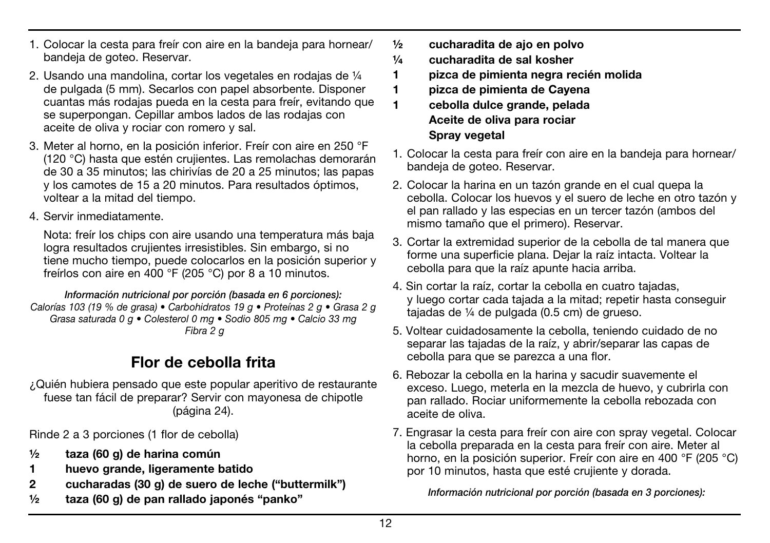1. Colocar la cesta para freír con aire en la bandeja para hornear/ bandeja de goteo. Reservar.
2. Usando una mandolina, cortar los vegetales en rodajas de ¼ de pulgada (5 mm). Secarlos con papel absorbente. Disponer cuantas más rodajas pueda en la cesta para freír, evitando que se superpongan. Cepillar ambos lados de las rodajas con aceite de oliva y rociar con romero y sal.
3. Meter al horno, en la posición inferior. Freír con aire en 250 °F (120 °C) hasta que estén crujientes. Las remolachas demorarán de 30 a 35 minutos; las chirivías de 20 a 25 minutos; las papas y los camotes de 15 a 20 minutos. Para resultados óptimos, voltear a la mitad del tiempo.
4. Servir inmediatamente.

   Nota: freír los chips con aire usando una temperatura más baja logra resultados crujientes irresistibles. Sin embargo, si no tiene mucho tiempo, puede colocarlos en la posición superior y freírlos con aire en 400 °F (205 °C) por 8 a 10 minutos.

*Información nutricional por porción (basada en 6 porciones):*
*Calorías 103 (19 % de grasa) • Carbohidratos 19 g • Proteínas 2 g • Grasa 2 g Grasa saturada 0 g • Colesterol 0 mg • Sodio 805 mg • Calcio 33 mg Fibra 2 g*

## Flor de cebolla frita

¿Quién hubiera pensado que este popular aperitivo de restaurante fuese tan fácil de preparar? Servir con mayonesa de chipotle (página 24).

Rinde 2 a 3 porciones (1 flor de cebolla)

**½ taza (60 g) de harina común**
**1 huevo grande, ligeramente batido**
**2 cucharadas (30 g) de suero de leche ("buttermilk")**
**½ taza (60 g) de pan rallado japonés "panko"**
**½ cucharadita de ajo en polvo**
**¼ cucharadita de sal kosher**
**1 pizca de pimienta negra recién molida**
**1 pizca de pimienta de Cayena**
**1 cebolla dulce grande, pelada**
**Aceite de oliva para rociar**
**Spray vegetal**

1. Colocar la cesta para freír con aire en la bandeja para hornear/ bandeja de goteo. Reservar.
2. Colocar la harina en un tazón grande en el cual quepa la cebolla. Colocar los huevos y el suero de leche en otro tazón y el pan rallado y las especias en un tercer tazón (ambos del mismo tamaño que el primero). Reservar.
3. Cortar la extremidad superior de la cebolla de tal manera que forme una superficie plana. Dejar la raíz intacta. Voltear la cebolla para que la raíz apunte hacia arriba.
4. Sin cortar la raíz, cortar la cebolla en cuatro tajadas, y luego cortar cada tajada a la mitad; repetir hasta conseguir tajadas de ¼ de pulgada (0.5 cm) de grueso.
5. Voltear cuidadosamente la cebolla, teniendo cuidado de no separar las tajadas de la raíz, y abrir/separar las capas de cebolla para que se parezca a una flor.
6. Rebozar la cebolla en la harina y sacudir suavemente el exceso. Luego, meterla en la mezcla de huevo, y cubrirla con pan rallado. Rociar uniformemente la cebolla rebozada con aceite de oliva.
7. Engrasar la cesta para freír con aire con spray vegetal. Colocar la cebolla preparada en la cesta para freír con aire. Meter al horno, en la posición superior. Freír con aire en 400 °F (205 °C) por 10 minutos, hasta que esté crujiente y dorada.

*Información nutricional por porción (basada en 3 porciones):*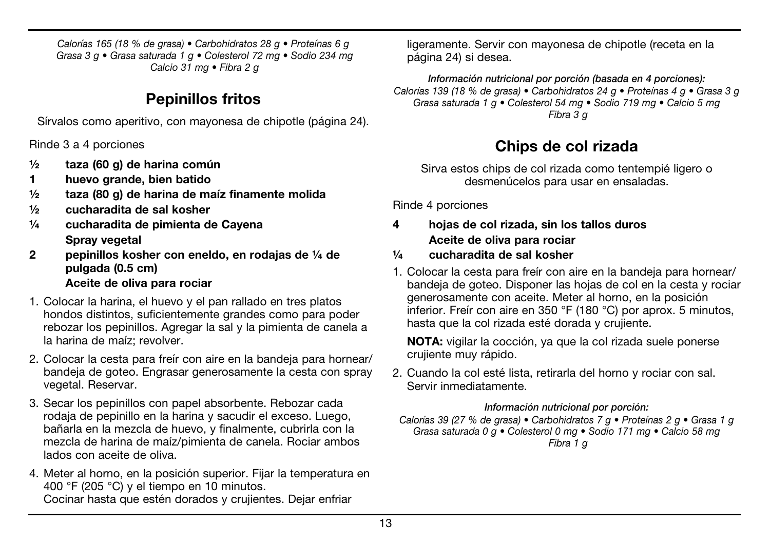*Calorías 165 (18 % de grasa) • Carbohidratos 28 g • Proteínas 6 g Grasa 3 g • Grasa saturada 1 g • Colesterol 72 mg • Sodio 234 mg Calcio 31 mg • Fibra 2 g*

## Pepinillos fritos

Sírvalos como aperitivo, con mayonesa de chipotle (página 24).

Rinde 3 a 4 porciones

**½ taza (60 g) de harina común**
**1 huevo grande, bien batido**
**½ taza (80 g) de harina de maíz finamente molida**
**½ cucharadita de sal kosher**
**¼ cucharadita de pimienta de Cayena**
**Spray vegetal**
**2 pepinillos kosher con eneldo, en rodajas de ¼ de pulgada (0.5 cm)**
**Aceite de oliva para rociar**

1. Colocar la harina, el huevo y el pan rallado en tres platos hondos distintos, suficientemente grandes como para poder rebozar los pepinillos. Agregar la sal y la pimienta de canela a la harina de maíz; revolver.
2. Colocar la cesta para freír con aire en la bandeja para hornear/bandeja de goteo. Engrasar generosamente la cesta con spray vegetal. Reservar.
3. Secar los pepinillos con papel absorbente. Rebozar cada rodaja de pepinillo en la harina y sacudir el exceso. Luego, bañarla en la mezcla de huevo, y finalmente, cubrirla con la mezcla de harina de maíz/pimienta de canela. Rociar ambos lados con aceite de oliva.
4. Meter al horno, en la posición superior. Fijar la temperatura en 400 °F (205 °C) y el tiempo en 10 minutos.
Cocinar hasta que estén dorados y crujientes. Dejar enfriar ligeramente. Servir con mayonesa de chipotle (receta en la página 24) si desea.

***Información nutricional por porción (basada en 4 porciones):***
*Calorías 139 (18 % de grasa) • Carbohidratos 24 g • Proteínas 4 g • Grasa 3 g Grasa saturada 1 g • Colesterol 54 mg • Sodio 719 mg • Calcio 5 mg Fibra 3 g*

## Chips de col rizada

Sirva estos chips de col rizada como tentempié ligero o desmenúcelos para usar en ensaladas.

Rinde 4 porciones

**4 hojas de col rizada, sin los tallos duros**
**Aceite de oliva para rociar**
**¼ cucharadita de sal kosher**

1. Colocar la cesta para freír con aire en la bandeja para hornear/bandeja de goteo. Disponer las hojas de col en la cesta y rociar generosamente con aceite. Meter al horno, en la posición inferior. Freír con aire en 350 °F (180 °C) por aprox. 5 minutos, hasta que la col rizada esté dorada y crujiente.

   **NOTA:** vigilar la cocción, ya que la col rizada suele ponerse crujiente muy rápido.

2. Cuando la col esté lista, retirarla del horno y rociar con sal. Servir inmediatamente.

***Información nutricional por porción:***
*Calorías 39 (27 % de grasa) • Carbohidratos 7 g • Proteínas 2 g • Grasa 1 g Grasa saturada 0 g • Colesterol 0 mg • Sodio 171 mg • Calcio 58 mg Fibra 1 g*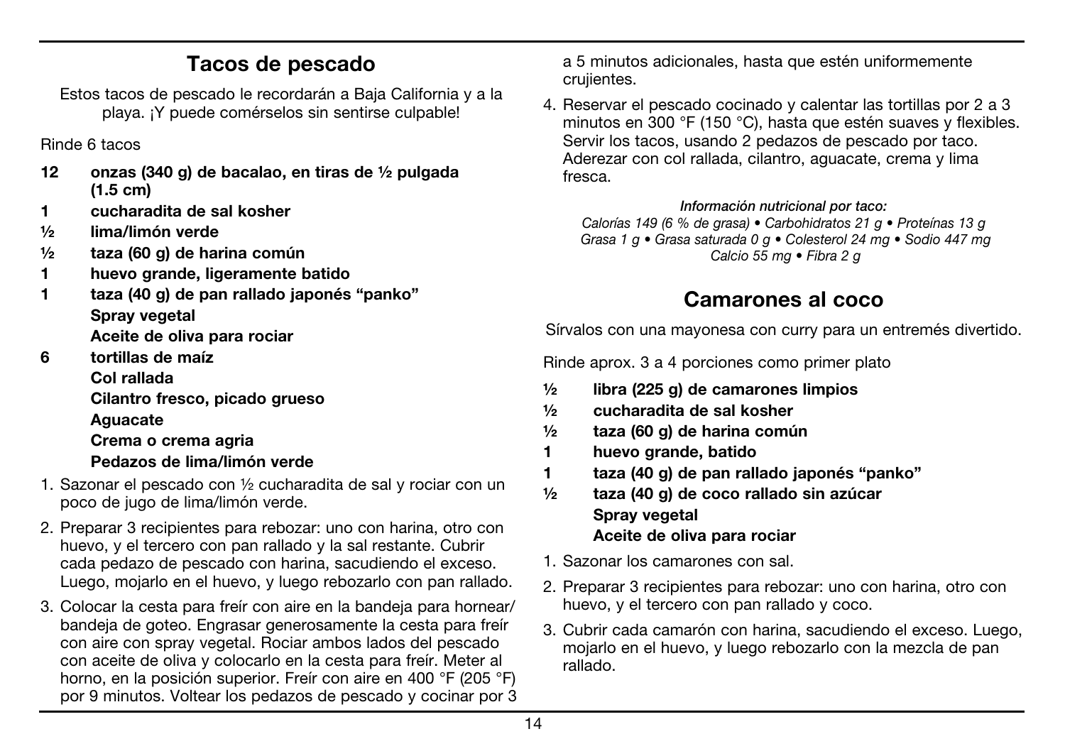## Tacos de pescado

Estos tacos de pescado le recordarán a Baja California y a la playa. ¡Y puede comérselos sin sentirse culpable!

Rinde 6 tacos

- **12 onzas (340 g) de bacalao, en tiras de ½ pulgada (1.5 cm)**
- **1 cucharadita de sal kosher**
- **½ lima/limón verde**
- **½ taza (60 g) de harina común**
- **1 huevo grande, ligeramente batido**
- **1 taza (40 g) de pan rallado japonés "panko"**
- **Spray vegetal**
- **Aceite de oliva para rociar**
- **6 tortillas de maíz**
- **Col rallada**
- **Cilantro fresco, picado grueso**
- **Aguacate**
- **Crema o crema agria**
- **Pedazos de lima/limón verde**

1. Sazonar el pescado con ½ cucharadita de sal y rociar con un poco de jugo de lima/limón verde.
2. Preparar 3 recipientes para rebozar: uno con harina, otro con huevo, y el tercero con pan rallado y la sal restante. Cubrir cada pedazo de pescado con harina, sacudiendo el exceso. Luego, mojarlo en el huevo, y luego rebozarlo con pan rallado.
3. Colocar la cesta para freír con aire en la bandeja para hornear/bandeja de goteo. Engrasar generosamente la cesta para freír con aire con spray vegetal. Rociar ambos lados del pescado con aceite de oliva y colocarlo en la cesta para freír. Meter al horno, en la posición superior. Freír con aire en 400 °F (205 °F) por 9 minutos. Voltear los pedazos de pescado y cocinar por 3 a 5 minutos adicionales, hasta que estén uniformemente crujientes.
4. Reservar el pescado cocinado y calentar las tortillas por 2 a 3 minutos en 300 °F (150 °C), hasta que estén suaves y flexibles. Servir los tacos, usando 2 pedazos de pescado por taco. Aderezar con col rallada, cilantro, aguacate, crema y lima fresca.

***Información nutricional por taco:***
*Calorías 149 (6 % de grasa) • Carbohidratos 21 g • Proteínas 13 g Grasa 1 g • Grasa saturada 0 g • Colesterol 24 mg • Sodio 447 mg Calcio 55 mg • Fibra 2 g*

## Camarones al coco

Sírvalos con una mayonesa con curry para un entremés divertido.

Rinde aprox. 3 a 4 porciones como primer plato

- **½ libra (225 g) de camarones limpios**
- **½ cucharadita de sal kosher**
- **½ taza (60 g) de harina común**
- **1 huevo grande, batido**
- **1 taza (40 g) de pan rallado japonés "panko"**
- **½ taza (40 g) de coco rallado sin azúcar**
- **Spray vegetal**
- **Aceite de oliva para rociar**

1. Sazonar los camarones con sal.
2. Preparar 3 recipientes para rebozar: uno con harina, otro con huevo, y el tercero con pan rallado y coco.
3. Cubrir cada camarón con harina, sacudiendo el exceso. Luego, mojarlo en el huevo, y luego rebozarlo con la mezcla de pan rallado.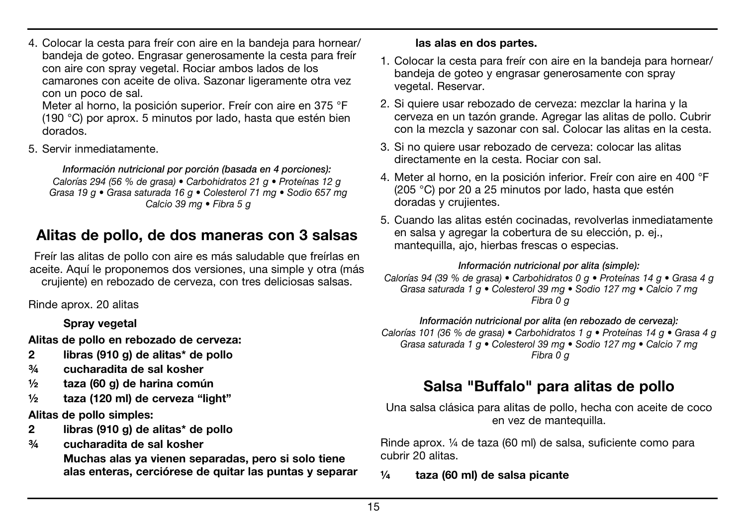4. Colocar la cesta para freír con aire en la bandeja para hornear/ bandeja de goteo. Engrasar generosamente la cesta para freír con aire con spray vegetal. Rociar ambos lados de los camarones con aceite de oliva. Sazonar ligeramente otra vez con un poco de sal.
   Meter al horno, la posición superior. Freír con aire en 375 °F (190 °C) por aprox. 5 minutos por lado, hasta que estén bien dorados.
5. Servir inmediatamente.

***Información nutricional por porción (basada en 4 porciones):***
*Calorías 294 (56 % de grasa) • Carbohidratos 21 g • Proteínas 12 g Grasa 19 g • Grasa saturada 16 g • Colesterol 71 mg • Sodio 657 mg Calcio 39 mg • Fibra 5 g*

## Alitas de pollo, de dos maneras con 3 salsas

Freír las alitas de pollo con aire es más saludable que freírlas en aceite. Aquí le proponemos dos versiones, una simple y otra (más crujiente) en rebozado de cerveza, con tres deliciosas salsas.

Rinde aprox. 20 alitas

**Spray vegetal**

**Alitas de pollo en rebozado de cerveza:**

- **2 libras (910 g) de alitas\* de pollo**
- **¾ cucharadita de sal kosher**
- **½ taza (60 g) de harina común**
- **½ taza (120 ml) de cerveza “light”**

**Alitas de pollo simples:**

- **2 libras (910 g) de alitas\* de pollo**
- **¾ cucharadita de sal kosher**

**Muchas alas ya vienen separadas, pero si solo tiene alas enteras, cerciórese de quitar las puntas y separar las alas en dos partes.**

1. Colocar la cesta para freír con aire en la bandeja para hornear/ bandeja de goteo y engrasar generosamente con spray vegetal. Reservar.
2. Si quiere usar rebozado de cerveza: mezclar la harina y la cerveza en un tazón grande. Agregar las alitas de pollo. Cubrir con la mezcla y sazonar con sal. Colocar las alitas en la cesta.
3. Si no quiere usar rebozado de cerveza: colocar las alitas directamente en la cesta. Rociar con sal.
4. Meter al horno, en la posición inferior. Freír con aire en 400 °F (205 °C) por 20 a 25 minutos por lado, hasta que estén doradas y crujientes.
5. Cuando las alitas estén cocinadas, revolverlas inmediatamente en salsa y agregar la cobertura de su elección, p. ej., mantequilla, ajo, hierbas frescas o especias.

***Información nutricional por alita (simple):***
*Calorías 94 (39 % de grasa) • Carbohidratos 0 g • Proteínas 14 g • Grasa 4 g Grasa saturada 1 g • Colesterol 39 mg • Sodio 127 mg • Calcio 7 mg Fibra 0 g*

***Información nutricional por alita (en rebozado de cerveza):***
*Calorías 101 (36 % de grasa) • Carbohidratos 1 g • Proteínas 14 g • Grasa 4 g Grasa saturada 1 g • Colesterol 39 mg • Sodio 127 mg • Calcio 7 mg Fibra 0 g*

## Salsa "Buffalo" para alitas de pollo

Una salsa clásica para alitas de pollo, hecha con aceite de coco en vez de mantequilla.

Rinde aprox. ¼ de taza (60 ml) de salsa, suficiente como para cubrir 20 alitas.

- **¼ taza (60 ml) de salsa picante**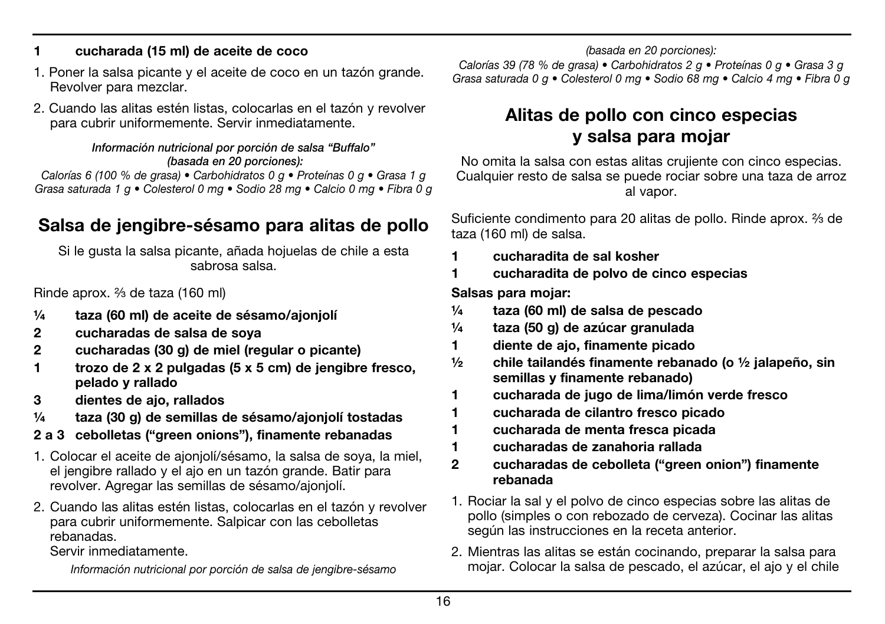**1 cucharada (15 ml) de aceite de coco**

1. Poner la salsa picante y el aceite de coco en un tazón grande. Revolver para mezclar.
2. Cuando las alitas estén listas, colocarlas en el tazón y revolver para cubrir uniformemente. Servir inmediatamente.

***Información nutricional por porción de salsa "Buffalo" (basada en 20 porciones):***
*Calorías 6 (100 % de grasa) • Carbohidratos 0 g • Proteínas 0 g • Grasa 1 g Grasa saturada 1 g • Colesterol 0 mg • Sodio 28 mg • Calcio 0 mg • Fibra 0 g*

## Salsa de jengibre-sésamo para alitas de pollo

Si le gusta la salsa picante, añada hojuelas de chile a esta sabrosa salsa.

Rinde aprox. ⅔ de taza (160 ml)

- **¼ taza (60 ml) de aceite de sésamo/ajonjolí**
- **2 cucharadas de salsa de soya**
- **2 cucharadas (30 g) de miel (regular o picante)**
- **1 trozo de 2 x 2 pulgadas (5 x 5 cm) de jengibre fresco, pelado y rallado**
- **3 dientes de ajo, rallados**
- **¼ taza (30 g) de semillas de sésamo/ajonjolí tostadas**
- **2 a 3 cebolletas ("green onions"), finamente rebanadas**

1. Colocar el aceite de ajonjolí/sésamo, la salsa de soya, la miel, el jengibre rallado y el ajo en un tazón grande. Batir para revolver. Agregar las semillas de sésamo/ajonjolí.
2. Cuando las alitas estén listas, colocarlas en el tazón y revolver para cubrir uniformemente. Salpicar con las cebolletas rebanadas.
   Servir inmediatamente.

*Información nutricional por porción de salsa de jengibre-sésamo (basada en 20 porciones):*
*Calorías 39 (78 % de grasa) • Carbohidratos 2 g • Proteínas 0 g • Grasa 3 g Grasa saturada 0 g • Colesterol 0 mg • Sodio 68 mg • Calcio 4 mg • Fibra 0 g*

## Alitas de pollo con cinco especias y salsa para mojar

No omita la salsa con estas alitas crujiente con cinco especias. Cualquier resto de salsa se puede rociar sobre una taza de arroz al vapor.

Suficiente condimento para 20 alitas de pollo. Rinde aprox. ⅔ de taza (160 ml) de salsa.

- **1 cucharadita de sal kosher**
- **1 cucharadita de polvo de cinco especias**

**Salsas para mojar:**

- **¼ taza (60 ml) de salsa de pescado**
- **¼ taza (50 g) de azúcar granulada**
- **1 diente de ajo, finamente picado**
- **½ chile tailandés finamente rebanado (o ½ jalapeño, sin semillas y finamente rebanado)**
- **1 cucharada de jugo de lima/limón verde fresco**
- **1 cucharada de cilantro fresco picado**
- **1 cucharada de menta fresca picada**
- **1 cucharadas de zanahoria rallada**
- **2 cucharadas de cebolleta ("green onion") finamente rebanada**

1. Rociar la sal y el polvo de cinco especias sobre las alitas de pollo (simples o con rebozado de cerveza). Cocinar las alitas según las instrucciones en la receta anterior.
2. Mientras las alitas se están cocinando, preparar la salsa para mojar. Colocar la salsa de pescado, el azúcar, el ajo y el chile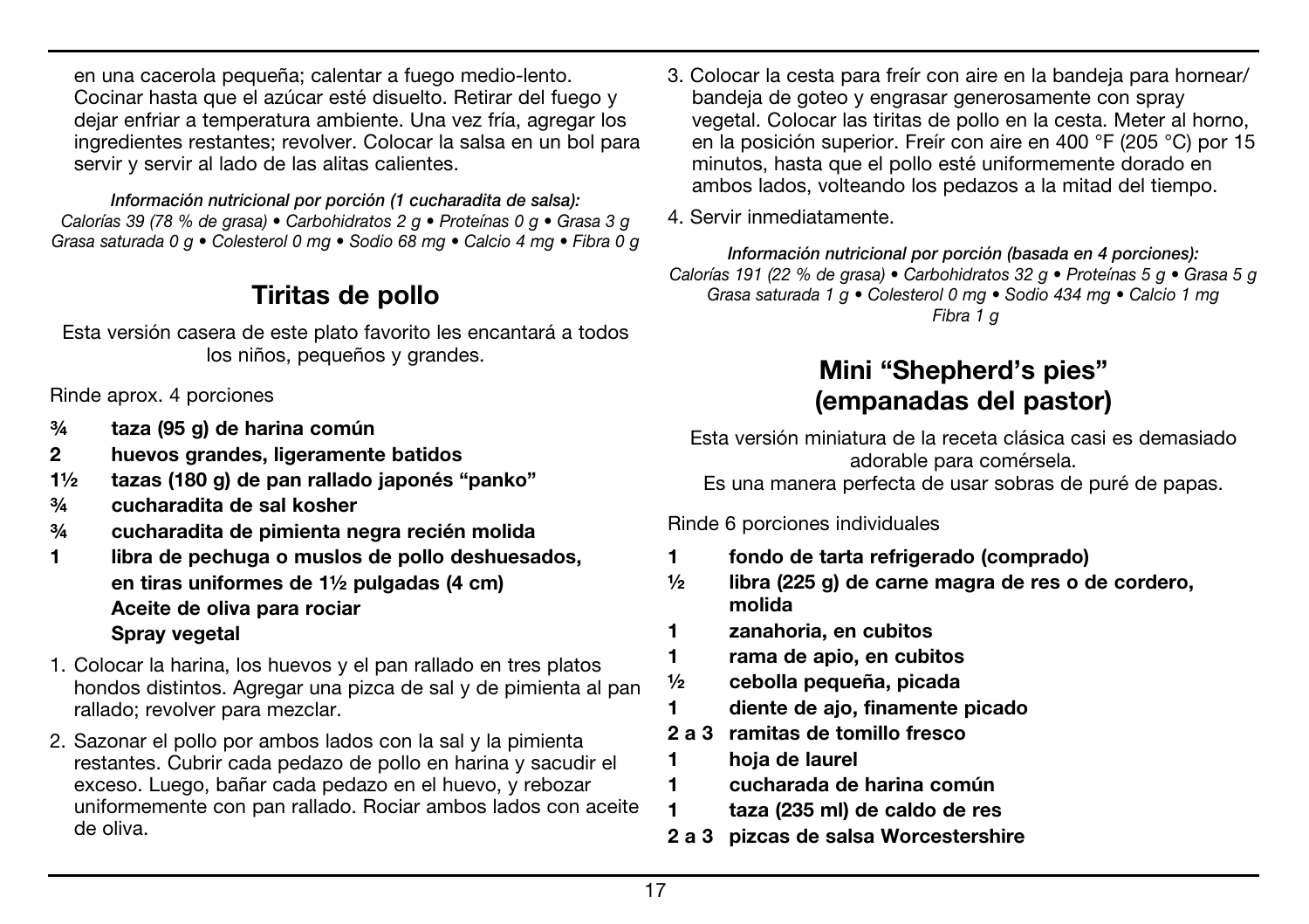en una cacerola pequeña; calentar a fuego medio-lento. Cocinar hasta que el azúcar esté disuelto. Retirar del fuego y dejar enfriar a temperatura ambiente. Una vez fría, agregar los ingredientes restantes; revolver. Colocar la salsa en un bol para servir y servir al lado de las alitas calientes.

***Información nutricional por porción (1 cucharadita de salsa):***
*Calorías 39 (78 % de grasa) • Carbohidratos 2 g • Proteínas 0 g • Grasa 3 g Grasa saturada 0 g • Colesterol 0 mg • Sodio 68 mg • Calcio 4 mg • Fibra 0 g*

## Tiritas de pollo

Esta versión casera de este plato favorito les encantará a todos los niños, pequeños y grandes.

Rinde aprox. 4 porciones

- **¾ taza (95 g) de harina común**
- **2 huevos grandes, ligeramente batidos**
- **1½ tazas (180 g) de pan rallado japonés "panko"**
- **¾ cucharadita de sal kosher**
- **¾ cucharadita de pimienta negra recién molida**
- **1 libra de pechuga o muslos de pollo deshuesados, en tiras uniformes de 1½ pulgadas (4 cm)**
- **Aceite de oliva para rociar**
- **Spray vegetal**

1. Colocar la harina, los huevos y el pan rallado en tres platos hondos distintos. Agregar una pizca de sal y de pimienta al pan rallado; revolver para mezclar.
2. Sazonar el pollo por ambos lados con la sal y la pimienta restantes. Cubrir cada pedazo de pollo en harina y sacudir el exceso. Luego, bañar cada pedazo en el huevo, y rebozar uniformemente con pan rallado. Rociar ambos lados con aceite de oliva.
3. Colocar la cesta para freír con aire en la bandeja para hornear/ bandeja de goteo y engrasar generosamente con spray vegetal. Colocar las tiritas de pollo en la cesta. Meter al horno, en la posición superior. Freír con aire en 400 °F (205 °C) por 15 minutos, hasta que el pollo esté uniformemente dorado en ambos lados, volteando los pedazos a la mitad del tiempo.
4. Servir inmediatamente.

***Información nutricional por porción (basada en 4 porciones):***
*Calorías 191 (22 % de grasa) • Carbohidratos 32 g • Proteínas 5 g • Grasa 5 g Grasa saturada 1 g • Colesterol 0 mg • Sodio 434 mg • Calcio 1 mg Fibra 1 g*

## Mini "Shepherd's pies" (empanadas del pastor)

Esta versión miniatura de la receta clásica casi es demasiado adorable para comérsela.
Es una manera perfecta de usar sobras de puré de papas.

Rinde 6 porciones individuales

- **1 fondo de tarta refrigerado (comprado)**
- **½ libra (225 g) de carne magra de res o de cordero, molida**
- **1 zanahoria, en cubitos**
- **1 rama de apio, en cubitos**
- **½ cebolla pequeña, picada**
- **1 diente de ajo, finamente picado**
- **2 a 3 ramitas de tomillo fresco**
- **1 hoja de laurel**
- **1 cucharada de harina común**
- **1 taza (235 ml) de caldo de res**
- **2 a 3 pizcas de salsa Worcestershire**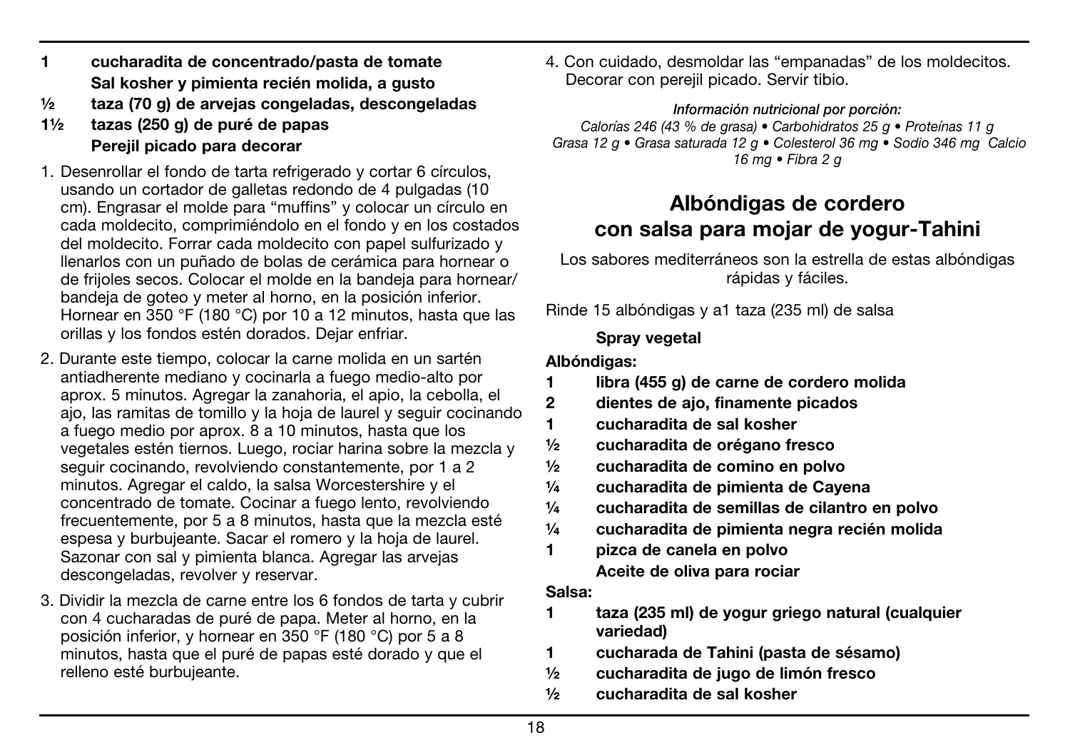**1 cucharadita de concentrado/pasta de tomate**
**Sal kosher y pimienta recién molida, a gusto**
**½ taza (70 g) de arvejas congeladas, descongeladas**
**1½ tazas (250 g) de puré de papas**
**Perejil picado para decorar**

1. Desenrollar el fondo de tarta refrigerado y cortar 6 círculos, usando un cortador de galletas redondo de 4 pulgadas (10 cm). Engrasar el molde para "muffins" y colocar un círculo en cada moldecito, comprimiéndolo en el fondo y en los costados del moldecito. Forrar cada moldecito con papel sulfurizado y llenarlos con un puñado de bolas de cerámica para hornear o de frijoles secos. Colocar el molde en la bandeja para hornear/bandeja de goteo y meter al horno, en la posición inferior. Hornear en 350 °F (180 °C) por 10 a 12 minutos, hasta que las orillas y los fondos estén dorados. Dejar enfriar.
2. Durante este tiempo, colocar la carne molida en un sartén antiadherente mediano y cocinarla a fuego medio-alto por aprox. 5 minutos. Agregar la zanahoria, el apio, la cebolla, el ajo, las ramitas de tomillo y la hoja de laurel y seguir cocinando a fuego medio por aprox. 8 a 10 minutos, hasta que los vegetales estén tiernos. Luego, rociar harina sobre la mezcla y seguir cocinando, revolviendo constantemente, por 1 a 2 minutos. Agregar el caldo, la salsa Worcestershire y el concentrado de tomate. Cocinar a fuego lento, revolviendo frecuentemente, por 5 a 8 minutos, hasta que la mezcla esté espesa y burbujeante. Sacar el romero y la hoja de laurel. Sazonar con sal y pimienta blanca. Agregar las arvejas descongeladas, revolver y reservar.
3. Dividir la mezcla de carne entre los 6 fondos de tarta y cubrir con 4 cucharadas de puré de papa. Meter al horno, en la posición inferior, y hornear en 350 °F (180 °C) por 5 a 8 minutos, hasta que el puré de papas esté dorado y que el relleno esté burbujeante.
4. Con cuidado, desmoldar las "empanadas" de los moldecitos. Decorar con perejil picado. Servir tibio.

***Información nutricional por porción:***
*Calorías 246 (43 % de grasa) • Carbohidratos 25 g • Proteínas 11 g Grasa 12 g • Grasa saturada 12 g • Colesterol 36 mg • Sodio 346 mg Calcio 16 mg • Fibra 2 g*

## Albóndigas de cordero con salsa para mojar de yogur-Tahini

Los sabores mediterráneos son la estrella de estas albóndigas rápidas y fáciles.

Rinde 15 albóndigas y a1 taza (235 ml) de salsa

**Spray vegetal**

**Albóndigas:**
**1 libra (455 g) de carne de cordero molida**
**2 dientes de ajo, finamente picados**
**1 cucharadita de sal kosher**
**½ cucharadita de orégano fresco**
**½ cucharadita de comino en polvo**
**¼ cucharadita de pimienta de Cayena**
**¼ cucharadita de semillas de cilantro en polvo**
**¼ cucharadita de pimienta negra recién molida**
**1 pizca de canela en polvo**
**Aceite de oliva para rociar**

**Salsa:**
**1 taza (235 ml) de yogur griego natural (cualquier variedad)**
**1 cucharada de Tahini (pasta de sésamo)**
**½ cucharadita de jugo de limón fresco**
**½ cucharadita de sal kosher**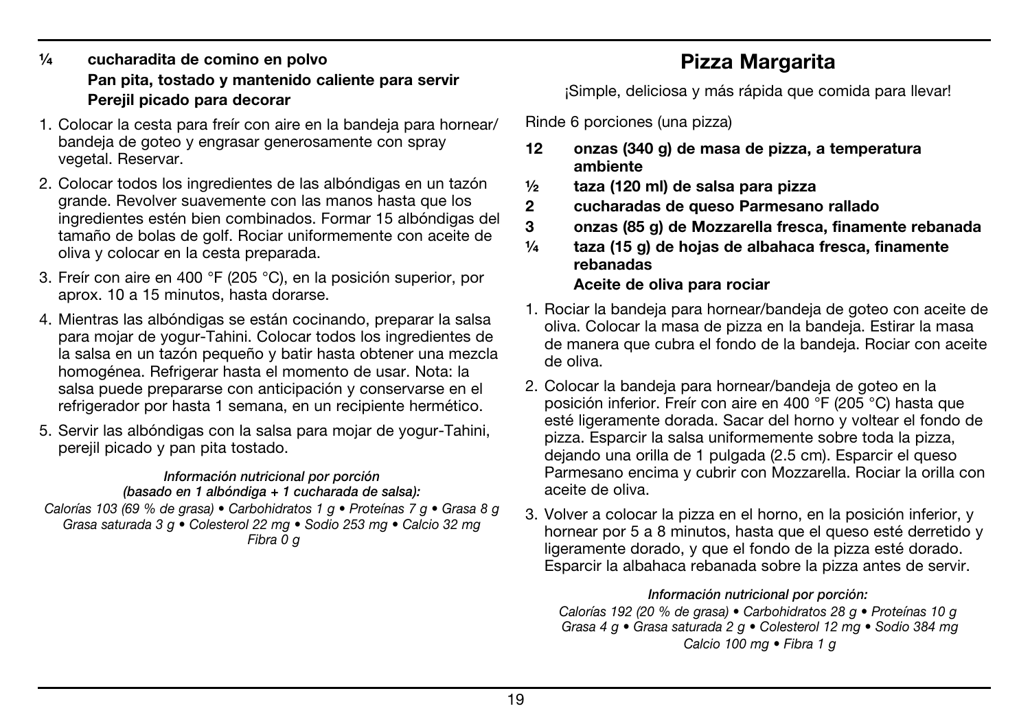**¼ cucharadita de comino en polvo**
**Pan pita, tostado y mantenido caliente para servir**
**Perejil picado para decorar**

1. Colocar la cesta para freír con aire en la bandeja para hornear/bandeja de goteo y engrasar generosamente con spray vegetal. Reservar.
2. Colocar todos los ingredientes de las albóndigas en un tazón grande. Revolver suavemente con las manos hasta que los ingredientes estén bien combinados. Formar 15 albóndigas del tamaño de bolas de golf. Rociar uniformemente con aceite de oliva y colocar en la cesta preparada.
3. Freír con aire en 400 °F (205 °C), en la posición superior, por aprox. 10 a 15 minutos, hasta dorarse.
4. Mientras las albóndigas se están cocinando, preparar la salsa para mojar de yogur-Tahini. Colocar todos los ingredientes de la salsa en un tazón pequeño y batir hasta obtener una mezcla homogénea. Refrigerar hasta el momento de usar. Nota: la salsa puede prepararse con anticipación y conservarse en el refrigerador por hasta 1 semana, en un recipiente hermético.
5. Servir las albóndigas con la salsa para mojar de yogur-Tahini, perejil picado y pan pita tostado.

***Información nutricional por porción***
***(basado en 1 albóndiga + 1 cucharada de salsa):***
*Calorías 103 (69 % de grasa) • Carbohidratos 1 g • Proteínas 7 g • Grasa 8 g Grasa saturada 3 g • Colesterol 22 mg • Sodio 253 mg • Calcio 32 mg Fibra 0 g*

## Pizza Margarita

¡Simple, deliciosa y más rápida que comida para llevar!

Rinde 6 porciones (una pizza)

**12 onzas (340 g) de masa de pizza, a temperatura ambiente**
**½ taza (120 ml) de salsa para pizza**
**2 cucharadas de queso Parmesano rallado**
**3 onzas (85 g) de Mozzarella fresca, finamente rebanada**
**¼ taza (15 g) de hojas de albahaca fresca, finamente rebanadas**
**Aceite de oliva para rociar**

1. Rociar la bandeja para hornear/bandeja de goteo con aceite de oliva. Colocar la masa de pizza en la bandeja. Estirar la masa de manera que cubra el fondo de la bandeja. Rociar con aceite de oliva.
2. Colocar la bandeja para hornear/bandeja de goteo en la posición inferior. Freír con aire en 400 °F (205 °C) hasta que esté ligeramente dorada. Sacar del horno y voltear el fondo de pizza. Esparcir la salsa uniformemente sobre toda la pizza, dejando una orilla de 1 pulgada (2.5 cm). Esparcir el queso Parmesano encima y cubrir con Mozzarella. Rociar la orilla con aceite de oliva.
3. Volver a colocar la pizza en el horno, en la posición inferior, y hornear por 5 a 8 minutos, hasta que el queso esté derretido y ligeramente dorado, y que el fondo de la pizza esté dorado. Esparcir la albahaca rebanada sobre la pizza antes de servir.

***Información nutricional por porción:***
*Calorías 192 (20 % de grasa) • Carbohidratos 28 g • Proteínas 10 g Grasa 4 g • Grasa saturada 2 g • Colesterol 12 mg • Sodio 384 mg Calcio 100 mg • Fibra 1 g*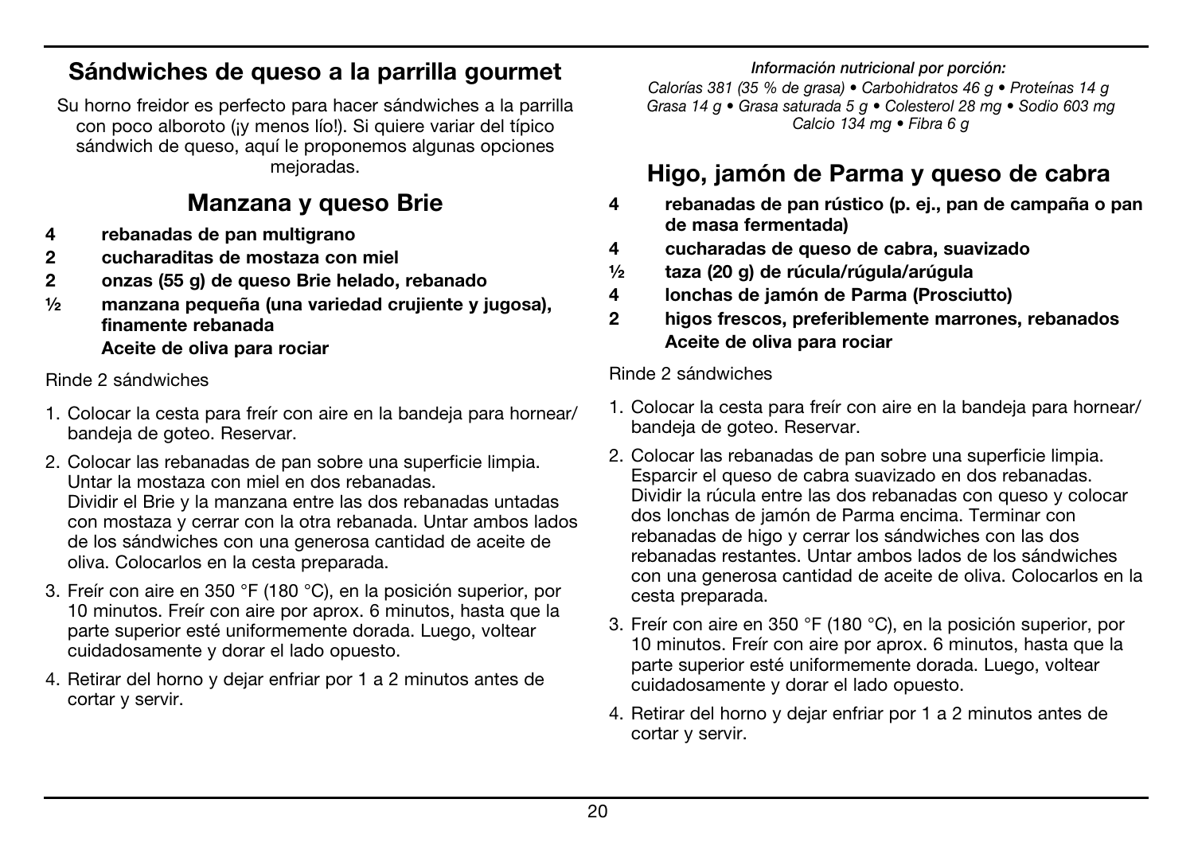## Sándwiches de queso a la parrilla gourmet

Su horno freidor es perfecto para hacer sándwiches a la parrilla con poco alboroto (¡y menos lío!). Si quiere variar del típico sándwich de queso, aquí le proponemos algunas opciones mejoradas.

### Manzana y queso Brie

- **4** **rebanadas de pan multigrano**
- **2** **cucharaditas de mostaza con miel**
- **2** **onzas (55 g) de queso Brie helado, rebanado**
- **½** **manzana pequeña (una variedad crujiente y jugosa), finamente rebanada**
- **Aceite de oliva para rociar**

Rinde 2 sándwiches

1. Colocar la cesta para freír con aire en la bandeja para hornear/ bandeja de goteo. Reservar.
2. Colocar las rebanadas de pan sobre una superficie limpia. Untar la mostaza con miel en dos rebanadas. Dividir el Brie y la manzana entre las dos rebanadas untadas con mostaza y cerrar con la otra rebanada. Untar ambos lados de los sándwiches con una generosa cantidad de aceite de oliva. Colocarlos en la cesta preparada.
3. Freír con aire en 350 °F (180 °C), en la posición superior, por 10 minutos. Freír con aire por aprox. 6 minutos, hasta que la parte superior esté uniformemente dorada. Luego, voltear cuidadosamente y dorar el lado opuesto.
4. Retirar del horno y dejar enfriar por 1 a 2 minutos antes de cortar y servir.

***Información nutricional por porción:***
*Calorías 381 (35 % de grasa) • Carbohidratos 46 g • Proteínas 14 g Grasa 14 g • Grasa saturada 5 g • Colesterol 28 mg • Sodio 603 mg Calcio 134 mg • Fibra 6 g*

### Higo, jamón de Parma y queso de cabra

- **4** **rebanadas de pan rústico (p. ej., pan de campaña o pan de masa fermentada)**
- **4** **cucharadas de queso de cabra, suavizado**
- **½** **taza (20 g) de rúcula/rúgula/arúgula**
- **4** **lonchas de jamón de Parma (Prosciutto)**
- **2** **higos frescos, preferiblemente marrones, rebanados**
- **Aceite de oliva para rociar**

Rinde 2 sándwiches

1. Colocar la cesta para freír con aire en la bandeja para hornear/ bandeja de goteo. Reservar.
2. Colocar las rebanadas de pan sobre una superficie limpia. Esparcir el queso de cabra suavizado en dos rebanadas. Dividir la rúcula entre las dos rebanadas con queso y colocar dos lonchas de jamón de Parma encima. Terminar con rebanadas de higo y cerrar los sándwiches con las dos rebanadas restantes. Untar ambos lados de los sándwiches con una generosa cantidad de aceite de oliva. Colocarlos en la cesta preparada.
3. Freír con aire en 350 °F (180 °C), en la posición superior, por 10 minutos. Freír con aire por aprox. 6 minutos, hasta que la parte superior esté uniformemente dorada. Luego, voltear cuidadosamente y dorar el lado opuesto.
4. Retirar del horno y dejar enfriar por 1 a 2 minutos antes de cortar y servir.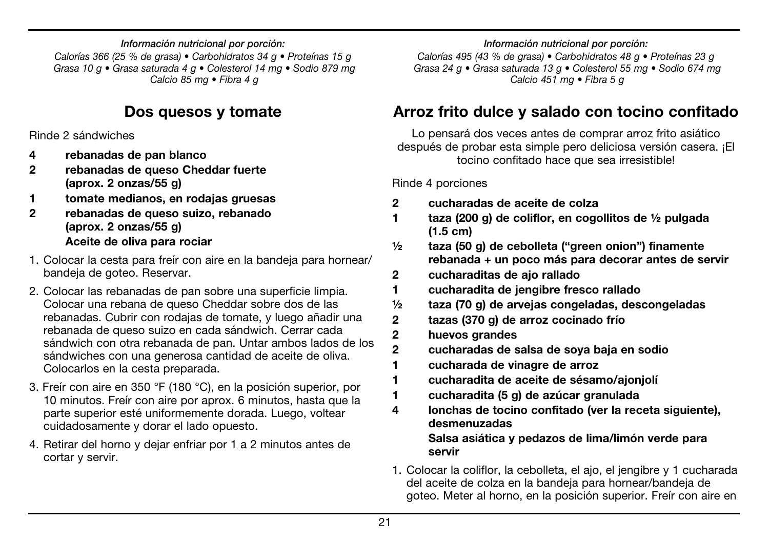*Información nutricional por porción:*
*Calorías 366 (25 % de grasa) • Carbohidratos 34 g • Proteínas 15 g Grasa 10 g • Grasa saturada 4 g • Colesterol 14 mg • Sodio 879 mg Calcio 85 mg • Fibra 4 g*

## Dos quesos y tomate

Rinde 2 sándwiches

- **4 rebanadas de pan blanco**
- **2 rebanadas de queso Cheddar fuerte (aprox. 2 onzas/55 g)**
- **1 tomate medianos, en rodajas gruesas**
- **2 rebanadas de queso suizo, rebanado (aprox. 2 onzas/55 g)**
- **Aceite de oliva para rociar**

1. Colocar la cesta para freír con aire en la bandeja para hornear/ bandeja de goteo. Reservar.
2. Colocar las rebanadas de pan sobre una superficie limpia. Colocar una rebana de queso Cheddar sobre dos de las rebanadas. Cubrir con rodajas de tomate, y luego añadir una rebanada de queso suizo en cada sándwich. Cerrar cada sándwich con otra rebanada de pan. Untar ambos lados de los sándwiches con una generosa cantidad de aceite de oliva. Colocarlos en la cesta preparada.
3. Freír con aire en 350 °F (180 °C), en la posición superior, por 10 minutos. Freír con aire por aprox. 6 minutos, hasta que la parte superior esté uniformemente dorada. Luego, voltear cuidadosamente y dorar el lado opuesto.
4. Retirar del horno y dejar enfriar por 1 a 2 minutos antes de cortar y servir.

*Información nutricional por porción:*
*Calorías 495 (43 % de grasa) • Carbohidratos 48 g • Proteínas 23 g Grasa 24 g • Grasa saturada 13 g • Colesterol 55 mg • Sodio 674 mg Calcio 451 mg • Fibra 5 g*

## Arroz frito dulce y salado con tocino confitado

Lo pensará dos veces antes de comprar arroz frito asiático después de probar esta simple pero deliciosa versión casera. ¡El tocino confitado hace que sea irresistible!

Rinde 4 porciones

- **2 cucharadas de aceite de colza**
- **1 taza (200 g) de coliflor, en cogollitos de ½ pulgada (1.5 cm)**
- **½ taza (50 g) de cebolleta ("green onion") finamente rebanada + un poco más para decorar antes de servir**
- **2 cucharaditas de ajo rallado**
- **1 cucharadita de jengibre fresco rallado**
- **½ taza (70 g) de arvejas congeladas, descongeladas**
- **2 tazas (370 g) de arroz cocinado frío**
- **2 huevos grandes**
- **2 cucharadas de salsa de soya baja en sodio**
- **1 cucharada de vinagre de arroz**
- **1 cucharadita de aceite de sésamo/ajonjolí**
- **1 cucharadita (5 g) de azúcar granulada**
- **4 lonchas de tocino confitado (ver la receta siguiente), desmenuzadas**
- **Salsa asiática y pedazos de lima/limón verde para servir**

1. Colocar la coliflor, la cebolleta, el ajo, el jengibre y 1 cucharada del aceite de colza en la bandeja para hornear/bandeja de goteo. Meter al horno, en la posición superior. Freír con aire en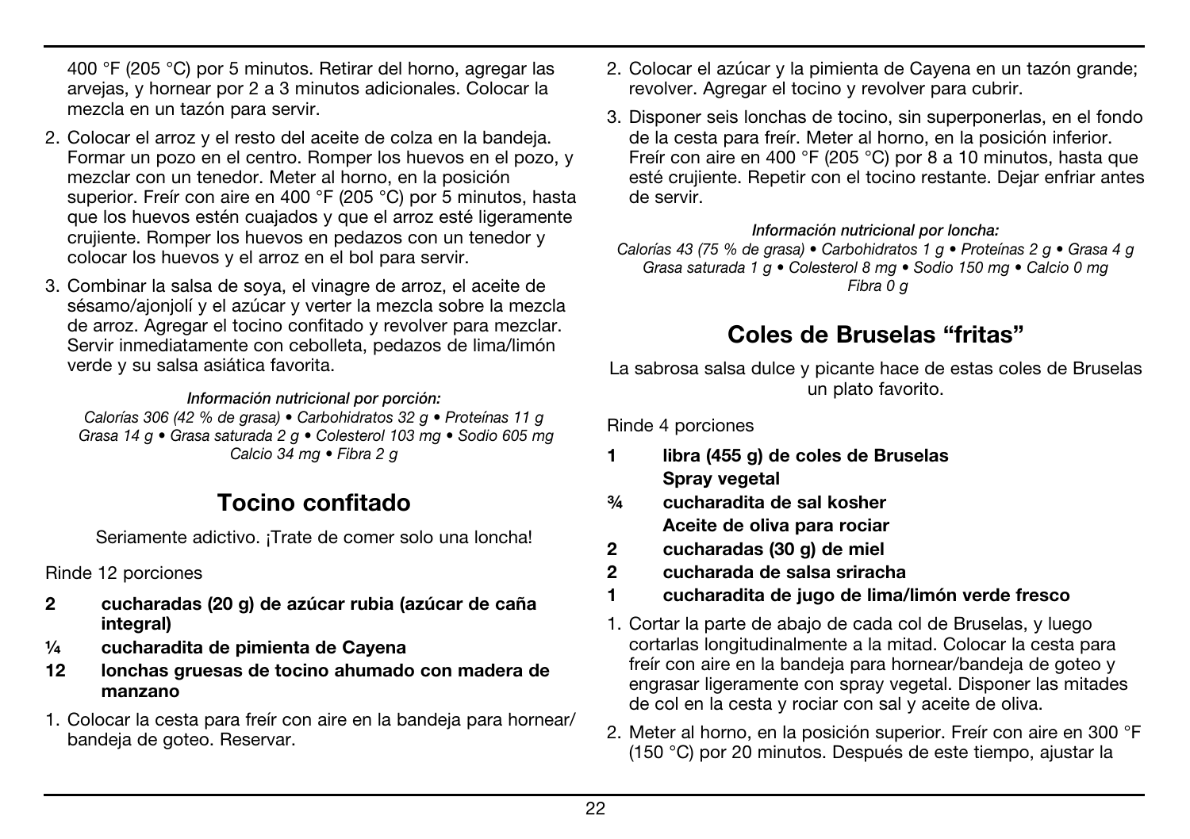400 °F (205 °C) por 5 minutos. Retirar del horno, agregar las arvejas, y hornear por 2 a 3 minutos adicionales. Colocar la mezcla en un tazón para servir.

2. Colocar el arroz y el resto del aceite de colza en la bandeja. Formar un pozo en el centro. Romper los huevos en el pozo, y mezclar con un tenedor. Meter al horno, en la posición superior. Freír con aire en 400 °F (205 °C) por 5 minutos, hasta que los huevos estén cuajados y que el arroz esté ligeramente crujiente. Romper los huevos en pedazos con un tenedor y colocar los huevos y el arroz en el bol para servir.
3. Combinar la salsa de soya, el vinagre de arroz, el aceite de sésamo/ajonjolí y el azúcar y verter la mezcla sobre la mezcla de arroz. Agregar el tocino confitado y revolver para mezclar. Servir inmediatamente con cebolleta, pedazos de lima/limón verde y su salsa asiática favorita.

***Información nutricional por porción:***
*Calorías 306 (42 % de grasa) • Carbohidratos 32 g • Proteínas 11 g Grasa 14 g • Grasa saturada 2 g • Colesterol 103 mg • Sodio 605 mg Calcio 34 mg • Fibra 2 g*

## Tocino confitado

Seriamente adictivo. ¡Trate de comer solo una loncha!

Rinde 12 porciones

- **2 cucharadas (20 g) de azúcar rubia (azúcar de caña integral)**
- **¼ cucharadita de pimienta de Cayena**
- **12 lonchas gruesas de tocino ahumado con madera de manzano**

1. Colocar la cesta para freír con aire en la bandeja para hornear/bandeja de goteo. Reservar.
2. Colocar el azúcar y la pimienta de Cayena en un tazón grande; revolver. Agregar el tocino y revolver para cubrir.
3. Disponer seis lonchas de tocino, sin superponerlas, en el fondo de la cesta para freír. Meter al horno, en la posición inferior. Freír con aire en 400 °F (205 °C) por 8 a 10 minutos, hasta que esté crujiente. Repetir con el tocino restante. Dejar enfriar antes de servir.

***Información nutricional por loncha:***
*Calorías 43 (75 % de grasa) • Carbohidratos 1 g • Proteínas 2 g • Grasa 4 g Grasa saturada 1 g • Colesterol 8 mg • Sodio 150 mg • Calcio 0 mg Fibra 0 g*

## Coles de Bruselas "fritas"

La sabrosa salsa dulce y picante hace de estas coles de Bruselas un plato favorito.

Rinde 4 porciones

- **1 libra (455 g) de coles de Bruselas**
- **Spray vegetal**
- **¾ cucharadita de sal kosher**
- **Aceite de oliva para rociar**
- **2 cucharadas (30 g) de miel**
- **2 cucharada de salsa sriracha**
- **1 cucharadita de jugo de lima/limón verde fresco**

1. Cortar la parte de abajo de cada col de Bruselas, y luego cortarlas longitudinalmente a la mitad. Colocar la cesta para freír con aire en la bandeja para hornear/bandeja de goteo y engrasar ligeramente con spray vegetal. Disponer las mitades de col en la cesta y rociar con sal y aceite de oliva.
2. Meter al horno, en la posición superior. Freír con aire en 300 °F (150 °C) por 20 minutos. Después de este tiempo, ajustar la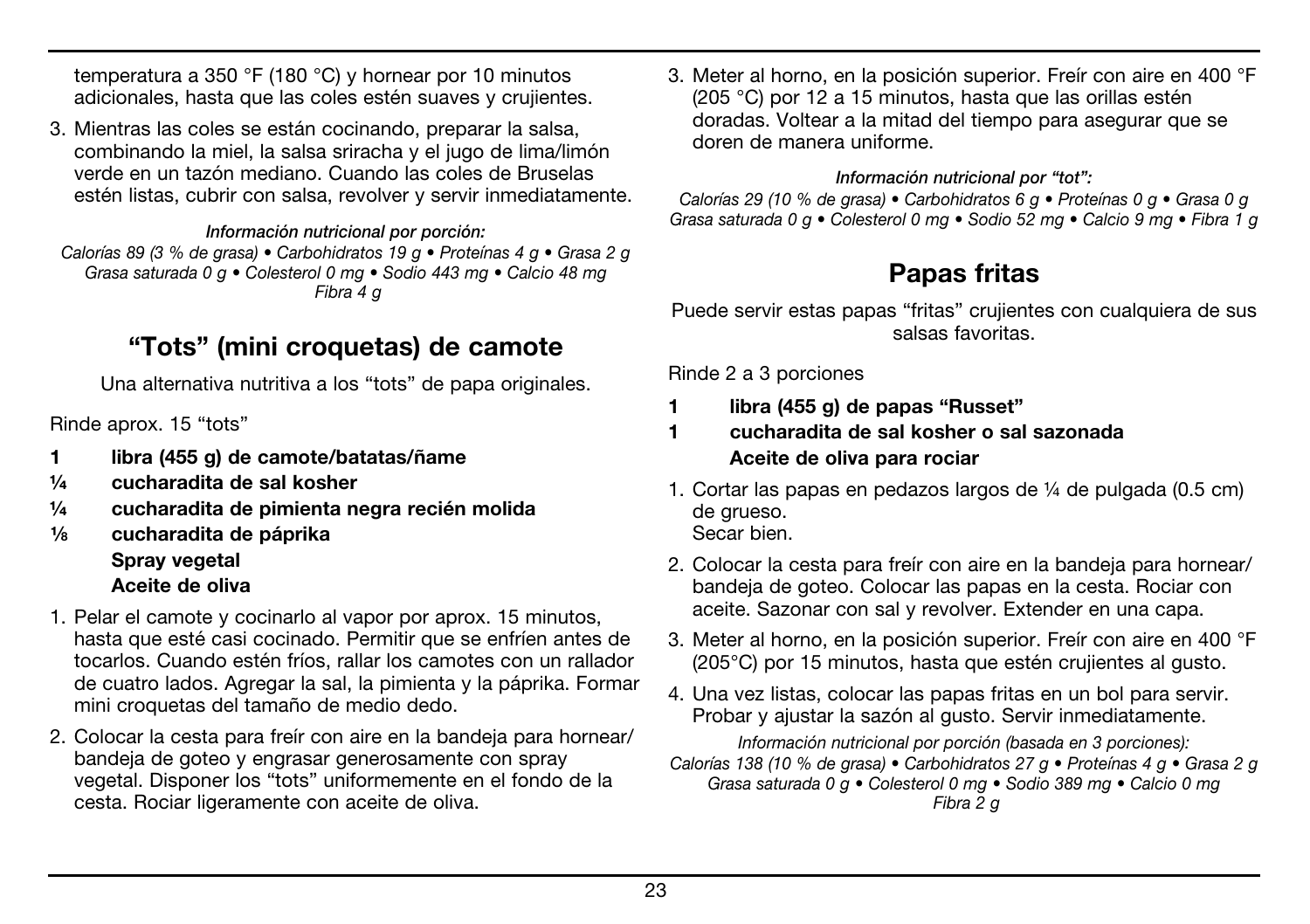temperatura a 350 °F (180 °C) y hornear por 10 minutos adicionales, hasta que las coles estén suaves y crujientes.

3. Mientras las coles se están cocinando, preparar la salsa, combinando la miel, la salsa sriracha y el jugo de lima/limón verde en un tazón mediano. Cuando las coles de Bruselas estén listas, cubrir con salsa, revolver y servir inmediatamente.

*Información nutricional por porción:*
*Calorías 89 (3 % de grasa) • Carbohidratos 19 g • Proteínas 4 g • Grasa 2 g Grasa saturada 0 g • Colesterol 0 mg • Sodio 443 mg • Calcio 48 mg Fibra 4 g*

## "Tots" (mini croquetas) de camote

Una alternativa nutritiva a los "tots" de papa originales.

Rinde aprox. 15 "tots"

**1 libra (455 g) de camote/batatas/ñame**
**¼ cucharadita de sal kosher**
**¼ cucharadita de pimienta negra recién molida**
**⅛ cucharadita de páprika**
**Spray vegetal**
**Aceite de oliva**

1. Pelar el camote y cocinarlo al vapor por aprox. 15 minutos, hasta que esté casi cocinado. Permitir que se enfríen antes de tocarlos. Cuando estén fríos, rallar los camotes con un rallador de cuatro lados. Agregar la sal, la pimienta y la páprika. Formar mini croquetas del tamaño de medio dedo.
2. Colocar la cesta para freír con aire en la bandeja para hornear/ bandeja de goteo y engrasar generosamente con spray vegetal. Disponer los "tots" uniformemente en el fondo de la cesta. Rociar ligeramente con aceite de oliva.
3. Meter al horno, en la posición superior. Freír con aire en 400 °F (205 °C) por 12 a 15 minutos, hasta que las orillas estén doradas. Voltear a la mitad del tiempo para asegurar que se doren de manera uniforme.

*Información nutricional por "tot":*
*Calorías 29 (10 % de grasa) • Carbohidratos 6 g • Proteínas 0 g • Grasa 0 g Grasa saturada 0 g • Colesterol 0 mg • Sodio 52 mg • Calcio 9 mg • Fibra 1 g*

## Papas fritas

Puede servir estas papas "fritas" crujientes con cualquiera de sus salsas favoritas.

Rinde 2 a 3 porciones

**1 libra (455 g) de papas "Russet"**
**1 cucharadita de sal kosher o sal sazonada**
**Aceite de oliva para rociar**

1. Cortar las papas en pedazos largos de ¼ de pulgada (0.5 cm) de grueso.
   Secar bien.
2. Colocar la cesta para freír con aire en la bandeja para hornear/ bandeja de goteo. Colocar las papas en la cesta. Rociar con aceite. Sazonar con sal y revolver. Extender en una capa.
3. Meter al horno, en la posición superior. Freír con aire en 400 °F (205°C) por 15 minutos, hasta que estén crujientes al gusto.
4. Una vez listas, colocar las papas fritas en un bol para servir. Probar y ajustar la sazón al gusto. Servir inmediatamente.

*Información nutricional por porción (basada en 3 porciones):*
*Calorías 138 (10 % de grasa) • Carbohidratos 27 g • Proteínas 4 g • Grasa 2 g Grasa saturada 0 g • Colesterol 0 mg • Sodio 389 mg • Calcio 0 mg Fibra 2 g*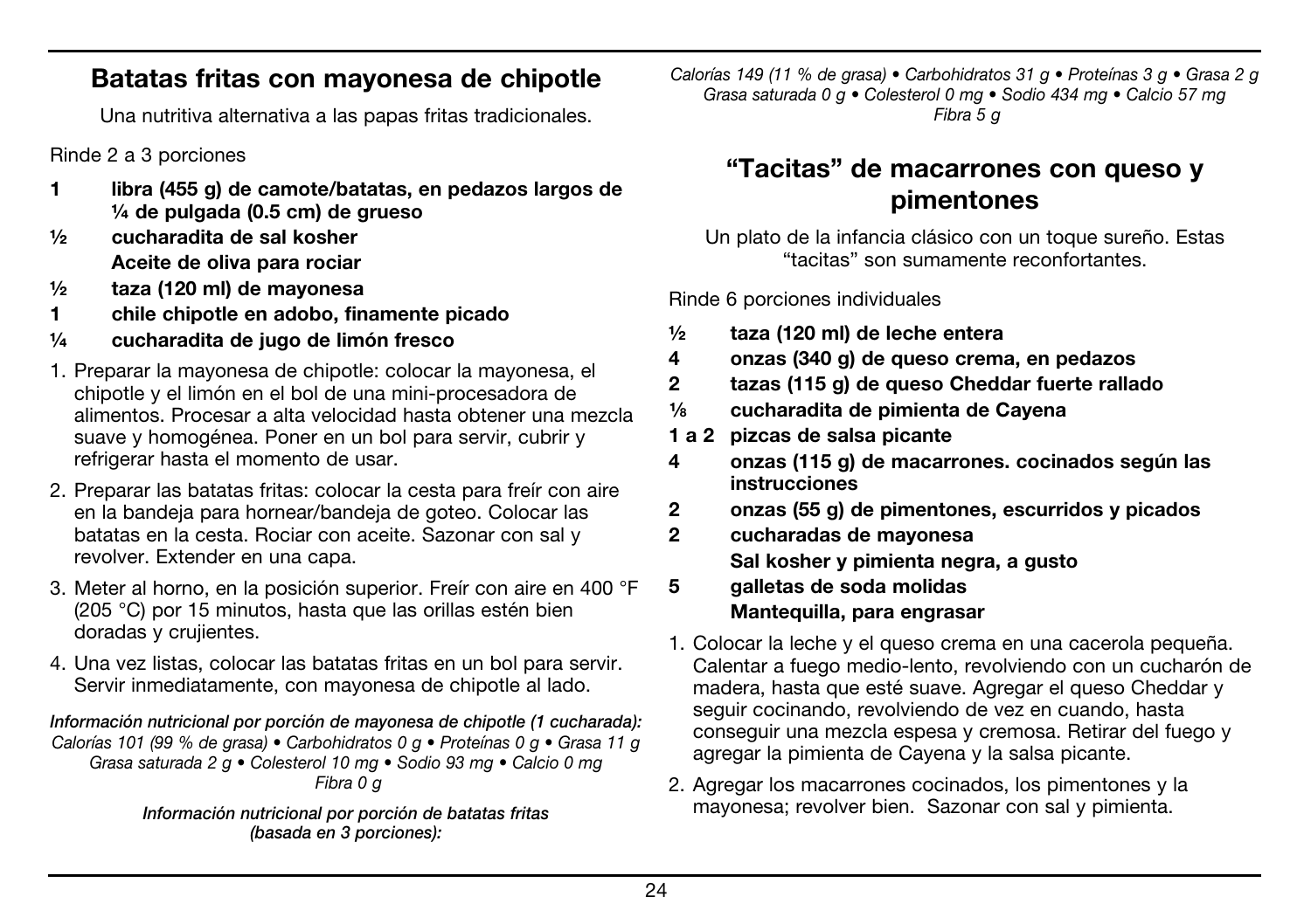## Batatas fritas con mayonesa de chipotle

Una nutritiva alternativa a las papas fritas tradicionales.

Rinde 2 a 3 porciones

- **1 libra (455 g) de camote/batatas, en pedazos largos de ¼ de pulgada (0.5 cm) de grueso**
- **½ cucharadita de sal kosher**
- **Aceite de oliva para rociar**
- **½ taza (120 ml) de mayonesa**
- **1 chile chipotle en adobo, finamente picado**
- **¼ cucharadita de jugo de limón fresco**

1. Preparar la mayonesa de chipotle: colocar la mayonesa, el chipotle y el limón en el bol de una mini-procesadora de alimentos. Procesar a alta velocidad hasta obtener una mezcla suave y homogénea. Poner en un bol para servir, cubrir y refrigerar hasta el momento de usar.
2. Preparar las batatas fritas: colocar la cesta para freír con aire en la bandeja para hornear/bandeja de goteo. Colocar las batatas en la cesta. Rociar con aceite. Sazonar con sal y revolver. Extender en una capa.
3. Meter al horno, en la posición superior. Freír con aire en 400 °F (205 °C) por 15 minutos, hasta que las orillas estén bien doradas y crujientes.
4. Una vez listas, colocar las batatas fritas en un bol para servir. Servir inmediatamente, con mayonesa de chipotle al lado.

***Información nutricional por porción de mayonesa de chipotle (1 cucharada):***
*Calorías 101 (99 % de grasa) • Carbohidratos 0 g • Proteínas 0 g • Grasa 11 g Grasa saturada 2 g • Colesterol 10 mg • Sodio 93 mg • Calcio 0 mg Fibra 0 g*

***Información nutricional por porción de batatas fritas (basada en 3 porciones):***
*Calorías 149 (11 % de grasa) • Carbohidratos 31 g • Proteínas 3 g • Grasa 2 g Grasa saturada 0 g • Colesterol 0 mg • Sodio 434 mg • Calcio 57 mg Fibra 5 g*

## "Tacitas" de macarrones con queso y pimentones

Un plato de la infancia clásico con un toque sureño. Estas "tacitas" son sumamente reconfortantes.

Rinde 6 porciones individuales

- **½ taza (120 ml) de leche entera**
- **4 onzas (340 g) de queso crema, en pedazos**
- **2 tazas (115 g) de queso Cheddar fuerte rallado**
- **⅛ cucharadita de pimienta de Cayena**
- **1 a 2 pizcas de salsa picante**
- **4 onzas (115 g) de macarrones. cocinados según las instrucciones**
- **2 onzas (55 g) de pimentones, escurridos y picados**
- **2 cucharadas de mayonesa**
- **Sal kosher y pimienta negra, a gusto**
- **5 galletas de soda molidas**
- **Mantequilla, para engrasar**

1. Colocar la leche y el queso crema en una cacerola pequeña. Calentar a fuego medio-lento, revolviendo con un cucharón de madera, hasta que esté suave. Agregar el queso Cheddar y seguir cocinando, revolviendo de vez en cuando, hasta conseguir una mezcla espesa y cremosa. Retirar del fuego y agregar la pimienta de Cayena y la salsa picante.
2. Agregar los macarrones cocinados, los pimentones y la mayonesa; revolver bien. Sazonar con sal y pimienta.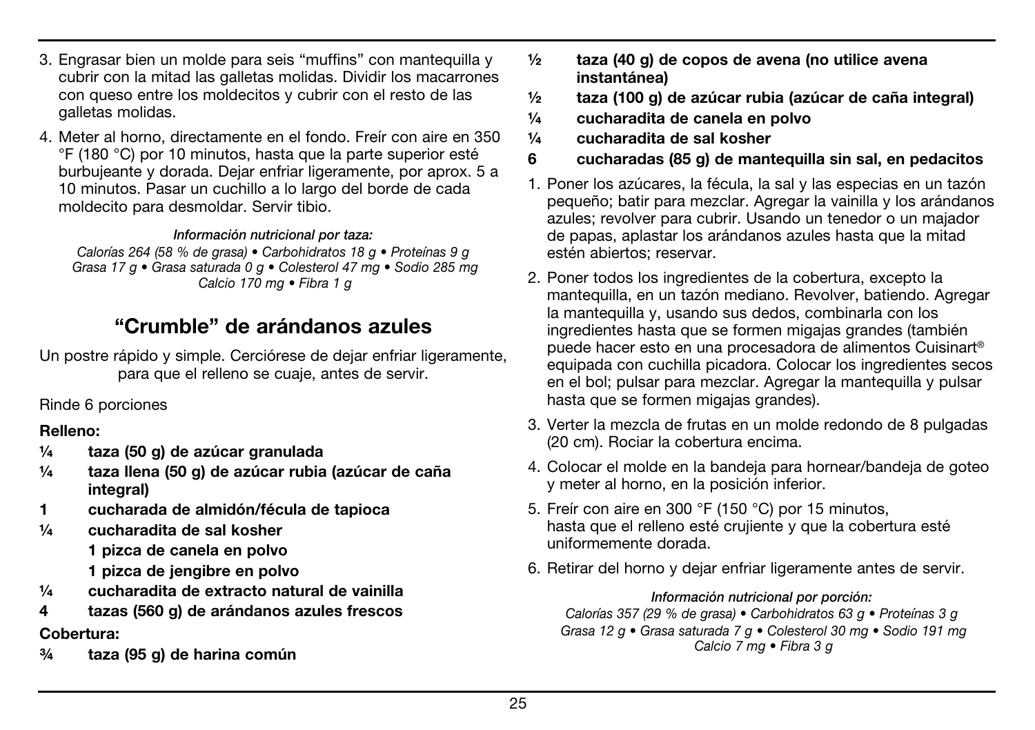3. Engrasar bien un molde para seis "muffins" con mantequilla y cubrir con la mitad las galletas molidas. Dividir los macarrones con queso entre los moldecitos y cubrir con el resto de las galletas molidas.
4. Meter al horno, directamente en el fondo. Freír con aire en 350 °F (180 °C) por 10 minutos, hasta que la parte superior esté burbujeante y dorada. Dejar enfriar ligeramente, por aprox. 5 a 10 minutos. Pasar un cuchillo a lo largo del borde de cada moldecito para desmoldar. Servir tibio.

*Información nutricional por taza:*
*Calorías 264 (58 % de grasa) • Carbohidratos 18 g • Proteínas 9 g Grasa 17 g • Grasa saturada 0 g • Colesterol 47 mg • Sodio 285 mg Calcio 170 mg • Fibra 1 g*

## "Crumble" de arándanos azules

Un postre rápido y simple. Cerciórese de dejar enfriar ligeramente, para que el relleno se cuaje, antes de servir.

Rinde 6 porciones

**Relleno:**

**¼ taza (50 g) de azúcar granulada**
**¼ taza llena (50 g) de azúcar rubia (azúcar de caña integral)**
**1 cucharada de almidón/fécula de tapioca**
**¼ cucharadita de sal kosher**
**1 pizca de canela en polvo**
**1 pizca de jengibre en polvo**
**¼ cucharadita de extracto natural de vainilla**
**4 tazas (560 g) de arándanos azules frescos**

**Cobertura:**

**¾ taza (95 g) de harina común**
**½ taza (40 g) de copos de avena (no utilice avena instantánea)**
**½ taza (100 g) de azúcar rubia (azúcar de caña integral)**
**¼ cucharadita de canela en polvo**
**¼ cucharadita de sal kosher**
**6 cucharadas (85 g) de mantequilla sin sal, en pedacitos**

1. Poner los azúcares, la fécula, la sal y las especias en un tazón pequeño; batir para mezclar. Agregar la vainilla y los arándanos azules; revolver para cubrir. Usando un tenedor o un majador de papas, aplastar los arándanos azules hasta que la mitad estén abiertos; reservar.
2. Poner todos los ingredientes de la cobertura, excepto la mantequilla, en un tazón mediano. Revolver, batiendo. Agregar la mantequilla y, usando sus dedos, combinarla con los ingredientes hasta que se formen migajas grandes (también puede hacer esto en una procesadora de alimentos Cuisinart® equipada con cuchilla picadora. Colocar los ingredientes secos en el bol; pulsar para mezclar. Agregar la mantequilla y pulsar hasta que se formen migajas grandes).
3. Verter la mezcla de frutas en un molde redondo de 8 pulgadas (20 cm). Rociar la cobertura encima.
4. Colocar el molde en la bandeja para hornear/bandeja de goteo y meter al horno, en la posición inferior.
5. Freír con aire en 300 °F (150 °C) por 15 minutos, hasta que el relleno esté crujiente y que la cobertura esté uniformemente dorada.
6. Retirar del horno y dejar enfriar ligeramente antes de servir.

*Información nutricional por porción:*
*Calorías 357 (29 % de grasa) • Carbohidratos 63 g • Proteínas 3 g Grasa 12 g • Grasa saturada 7 g • Colesterol 30 mg • Sodio 191 mg Calcio 7 mg • Fibra 3 g*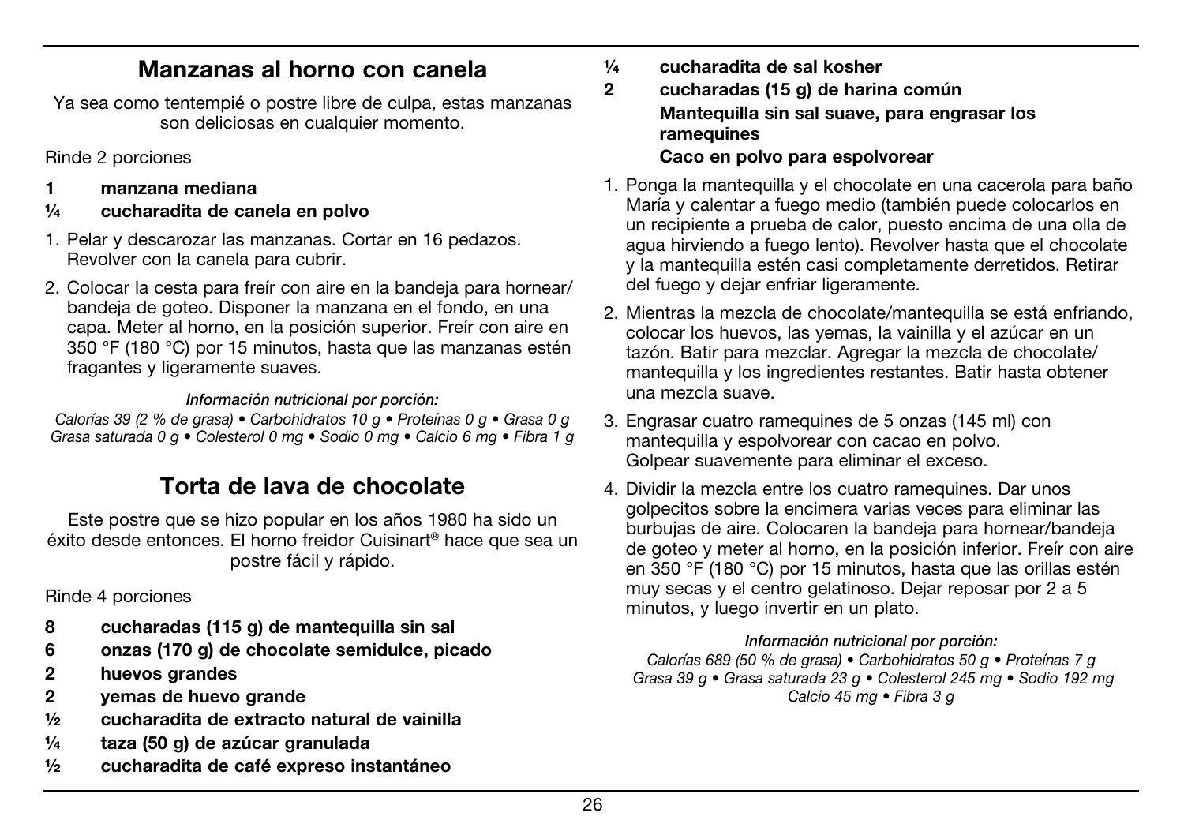## Manzanas al horno con canela

Ya sea como tentempié o postre libre de culpa, estas manzanas son deliciosas en cualquier momento.

Rinde 2 porciones

**1 manzana mediana**
**¼ cucharadita de canela en polvo**

1. Pelar y descarozar las manzanas. Cortar en 16 pedazos. Revolver con la canela para cubrir.
2. Colocar la cesta para freír con aire en la bandeja para hornear/ bandeja de goteo. Disponer la manzana en el fondo, en una capa. Meter al horno, en la posición superior. Freír con aire en 350 °F (180 °C) por 15 minutos, hasta que las manzanas estén fragantes y ligeramente suaves.

***Información nutricional por porción:***
*Calorías 39 (2 % de grasa) • Carbohidratos 10 g • Proteínas 0 g • Grasa 0 g Grasa saturada 0 g • Colesterol 0 mg • Sodio 0 mg • Calcio 6 mg • Fibra 1 g*

## Torta de lava de chocolate

Este postre que se hizo popular en los años 1980 ha sido un éxito desde entonces. El horno freidor Cuisinart® hace que sea un postre fácil y rápido.

Rinde 4 porciones

**8 cucharadas (115 g) de mantequilla sin sal**
**6 onzas (170 g) de chocolate semidulce, picado**
**2 huevos grandes**
**2 yemas de huevo grande**
**½ cucharadita de extracto natural de vainilla**
**¼ taza (50 g) de azúcar granulada**
**½ cucharadita de café expreso instantáneo**
**¼ cucharadita de sal kosher**
**2 cucharadas (15 g) de harina común**
**Mantequilla sin sal suave, para engrasar los ramequines**
**Caco en polvo para espolvorear**

1. Ponga la mantequilla y el chocolate en una cacerola para baño María y calentar a fuego medio (también puede colocarlos en un recipiente a prueba de calor, puesto encima de una olla de agua hirviendo a fuego lento). Revolver hasta que el chocolate y la mantequilla estén casi completamente derretidos. Retirar del fuego y dejar enfriar ligeramente.
2. Mientras la mezcla de chocolate/mantequilla se está enfriando, colocar los huevos, las yemas, la vainilla y el azúcar en un tazón. Batir para mezclar. Agregar la mezcla de chocolate/ mantequilla y los ingredientes restantes. Batir hasta obtener una mezcla suave.
3. Engrasar cuatro ramequines de 5 onzas (145 ml) con mantequilla y espolvorear con cacao en polvo. Golpear suavemente para eliminar el exceso.
4. Dividir la mezcla entre los cuatro ramequines. Dar unos golpecitos sobre la encimera varias veces para eliminar las burbujas de aire. Colocaren la bandeja para hornear/bandeja de goteo y meter al horno, en la posición inferior. Freír con aire en 350 °F (180 °C) por 15 minutos, hasta que las orillas estén muy secas y el centro gelatinoso. Dejar reposar por 2 a 5 minutos, y luego invertir en un plato.

***Información nutricional por porción:***
*Calorías 689 (50 % de grasa) • Carbohidratos 50 g • Proteínas 7 g Grasa 39 g • Grasa saturada 23 g • Colesterol 245 mg • Sodio 192 mg Calcio 45 mg • Fibra 3 g*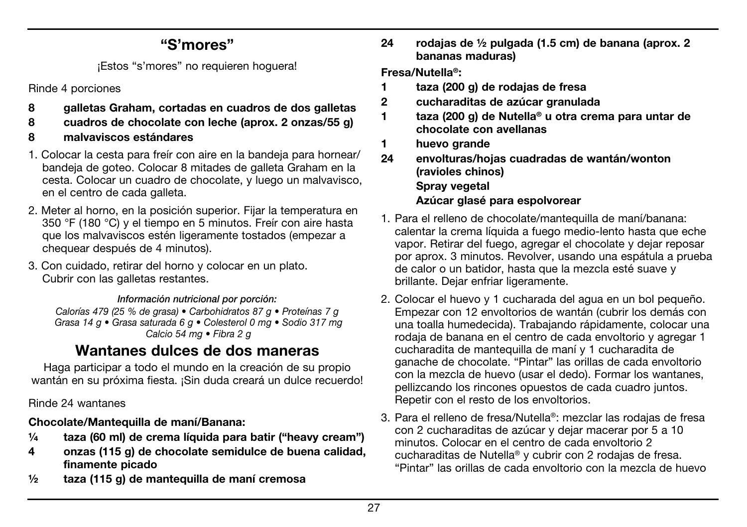## "S'mores"

¡Estos "s'mores" no requieren hoguera!

Rinde 4 porciones

- **8 galletas Graham, cortadas en cuadros de dos galletas**
- **8 cuadros de chocolate con leche (aprox. 2 onzas/55 g)**
- **8 malvaviscos estándares**

1. Colocar la cesta para freír con aire en la bandeja para hornear/bandeja de goteo. Colocar 8 mitades de galleta Graham en la cesta. Colocar un cuadro de chocolate, y luego un malvavisco, en el centro de cada galleta.
2. Meter al horno, en la posición superior. Fijar la temperatura en 350 °F (180 °C) y el tiempo en 5 minutos. Freír con aire hasta que los malvaviscos estén ligeramente tostados (empezar a chequear después de 4 minutos).
3. Con cuidado, retirar del horno y colocar en un plato. Cubrir con las galletas restantes.

***Información nutricional por porción:***
*Calorías 479 (25 % de grasa) • Carbohidratos 87 g • Proteínas 7 g Grasa 14 g • Grasa saturada 6 g • Colesterol 0 mg • Sodio 317 mg Calcio 54 mg • Fibra 2 g*

## Wantanes dulces de dos maneras

Haga participar a todo el mundo en la creación de su propio wantán en su próxima fiesta. ¡Sin duda creará un dulce recuerdo!

Rinde 24 wantanes

**Chocolate/Mantequilla de maní/Banana:**

- **¼ taza (60 ml) de crema líquida para batir ("heavy cream")**
- **4 onzas (115 g) de chocolate semidulce de buena calidad, finamente picado**
- **½ taza (115 g) de mantequilla de maní cremosa**
- **24 rodajas de ½ pulgada (1.5 cm) de banana (aprox. 2 bananas maduras)**

**Fresa/Nutella®:**

- **1 taza (200 g) de rodajas de fresa**
- **2 cucharaditas de azúcar granulada**
- **1 taza (200 g) de Nutella® u otra crema para untar de chocolate con avellanas**
- **1 huevo grande**
- **24 envolturas/hojas cuadradas de wantán/wonton (ravioles chinos)**
- **Spray vegetal**
- **Azúcar glasé para espolvorear**

1. Para el relleno de chocolate/mantequilla de maní/banana: calentar la crema líquida a fuego medio-lento hasta que eche vapor. Retirar del fuego, agregar el chocolate y dejar reposar por aprox. 3 minutos. Revolver, usando una espátula a prueba de calor o un batidor, hasta que la mezcla esté suave y brillante. Dejar enfriar ligeramente.
2. Colocar el huevo y 1 cucharada del agua en un bol pequeño. Empezar con 12 envoltorios de wantán (cubrir los demás con una toalla humedecida). Trabajando rápidamente, colocar una rodaja de banana en el centro de cada envoltorio y agregar 1 cucharadita de mantequilla de maní y 1 cucharadita de ganache de chocolate. "Pintar" las orillas de cada envoltorio con la mezcla de huevo (usar el dedo). Formar los wantanes, pellizcando los rincones opuestos de cada cuadro juntos. Repetir con el resto de los envoltorios.
3. Para el relleno de fresa/Nutella®: mezclar las rodajas de fresa con 2 cucharaditas de azúcar y dejar macerar por 5 a 10 minutos. Colocar en el centro de cada envoltorio 2 cucharaditas de Nutella® y cubrir con 2 rodajas de fresa. "Pintar" las orillas de cada envoltorio con la mezcla de huevo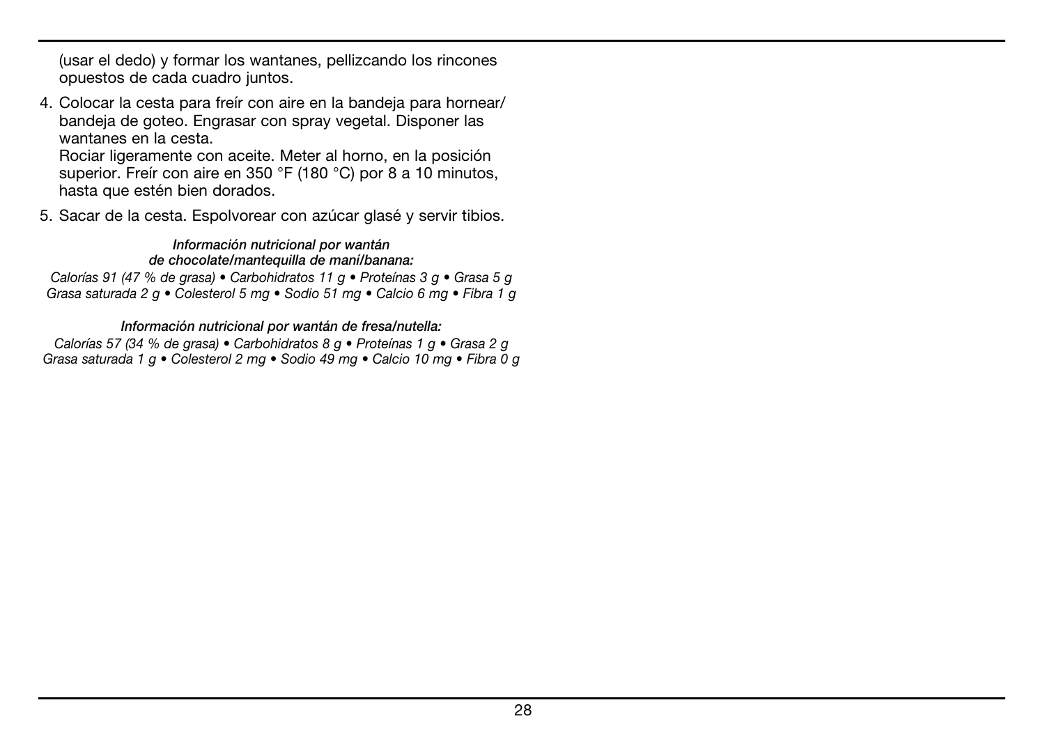(usar el dedo) y formar los wantanes, pellizcando los rincones opuestos de cada cuadro juntos.

4. Colocar la cesta para freír con aire en la bandeja para hornear/bandeja de goteo. Engrasar con spray vegetal. Disponer las wantanes en la cesta.
   Rociar ligeramente con aceite. Meter al horno, en la posición superior. Freír con aire en 350 °F (180 °C) por 8 a 10 minutos, hasta que estén bien dorados.
5. Sacar de la cesta. Espolvorear con azúcar glasé y servir tibios.

***Información nutricional por wantán de chocolate/mantequilla de maní/banana:***

*Calorías 91 (47 % de grasa) • Carbohidratos 11 g • Proteínas 3 g • Grasa 5 g Grasa saturada 2 g • Colesterol 5 mg • Sodio 51 mg • Calcio 6 mg • Fibra 1 g*

***Información nutricional por wantán de fresa/nutella:***

*Calorías 57 (34 % de grasa) • Carbohidratos 8 g • Proteínas 1 g • Grasa 2 g Grasa saturada 1 g • Colesterol 2 mg • Sodio 49 mg • Calcio 10 mg • Fibra 0 g*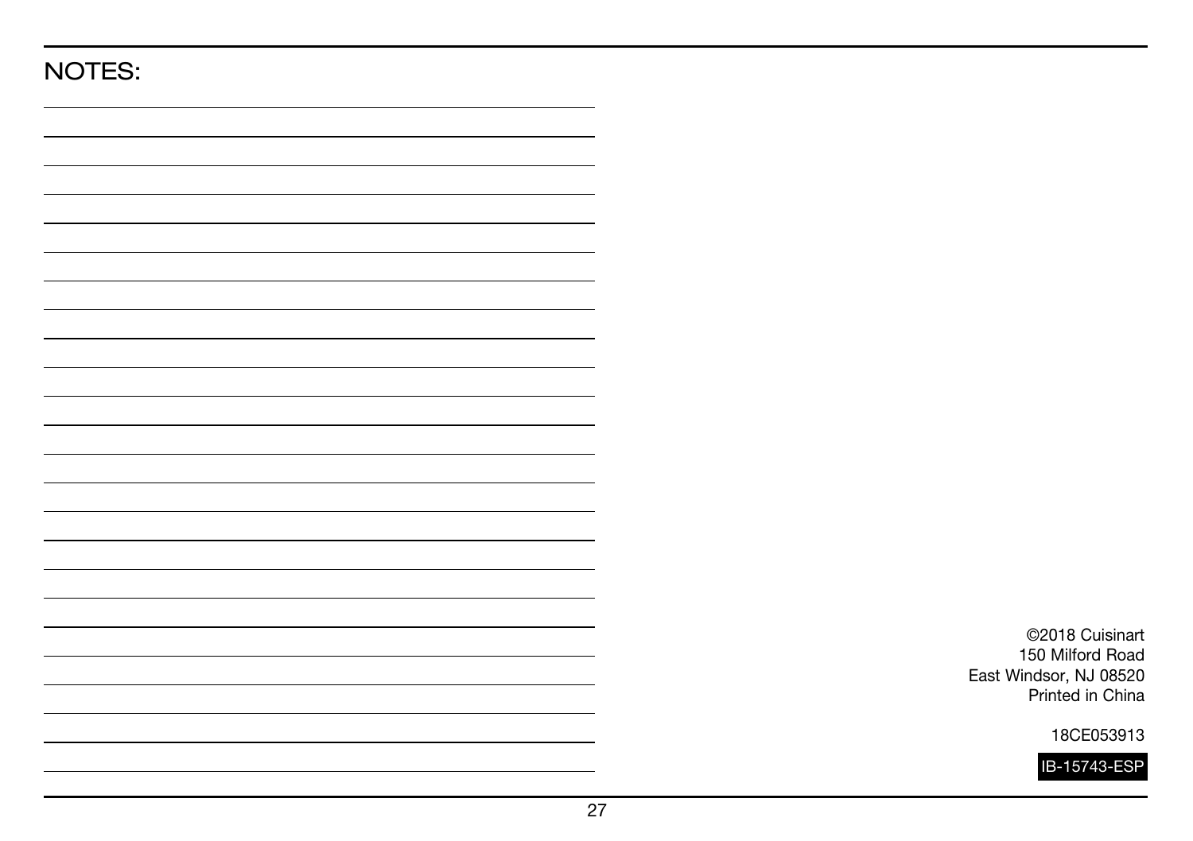## NOTES:

©2018 Cuisinart
150 Milford Road
East Windsor, NJ 08520
Printed in China

18CE053913

IB-15743-ESP